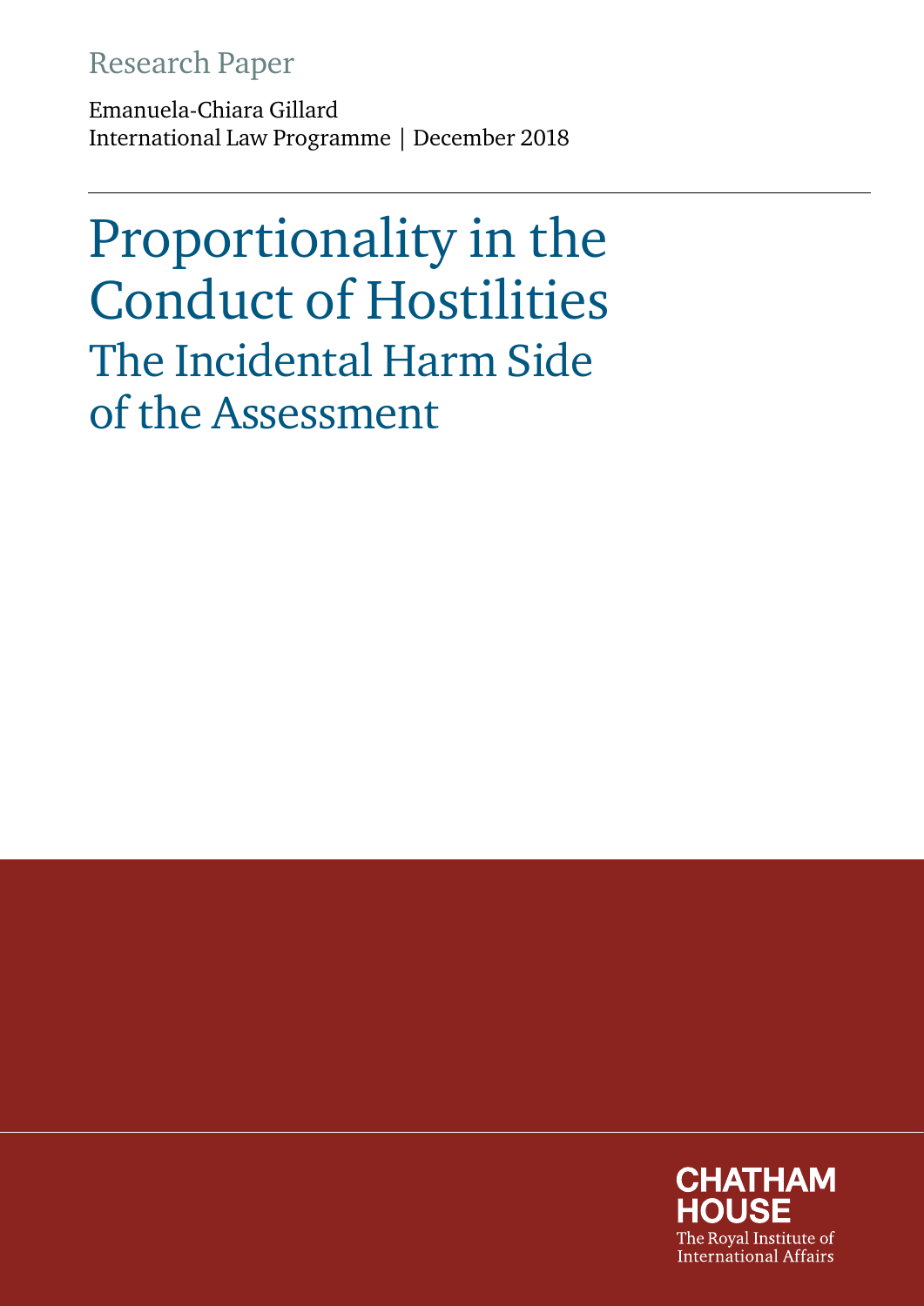Research Paper

Emanuela-Chiara Gillard
International Law Programme | December 2018

# Proportionality in the Conduct of Hostilities
## The Incidental Harm Side of the Assessment

CHATHAM HOUSE
The Royal Institute of International Affairs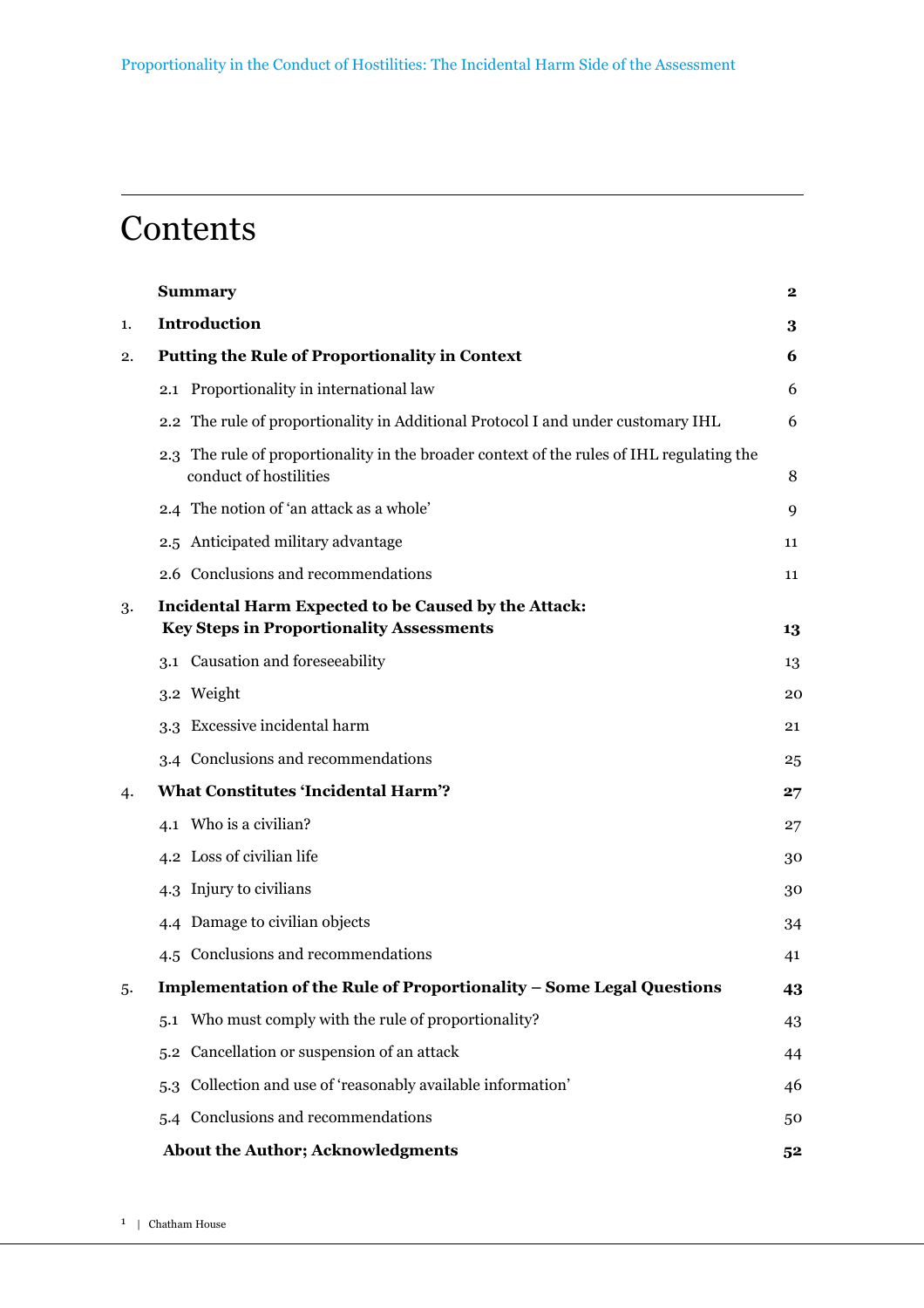# Contents

| | | |
|---|---|---|
| | **Summary** | **2** |
| 1. | **Introduction** | **3** |
| 2. | **Putting the Rule of Proportionality in Context** | **6** |
| | 2.1 Proportionality in international law | 6 |
| | 2.2 The rule of proportionality in Additional Protocol I and under customary IHL | 6 |
| | 2.3 The rule of proportionality in the broader context of the rules of IHL regulating the conduct of hostilities | 8 |
| | 2.4 The notion of 'an attack as a whole' | 9 |
| | 2.5 Anticipated military advantage | 11 |
| | 2.6 Conclusions and recommendations | 11 |
| 3. | **Incidental Harm Expected to be Caused by the Attack: Key Steps in Proportionality Assessments** | **13** |
| | 3.1 Causation and foreseeability | 13 |
| | 3.2 Weight | 20 |
| | 3.3 Excessive incidental harm | 21 |
| | 3.4 Conclusions and recommendations | 25 |
| 4. | **What Constitutes 'Incidental Harm'?** | **27** |
| | 4.1 Who is a civilian? | 27 |
| | 4.2 Loss of civilian life | 30 |
| | 4.3 Injury to civilians | 30 |
| | 4.4 Damage to civilian objects | 34 |
| | 4.5 Conclusions and recommendations | 41 |
| 5. | **Implementation of the Rule of Proportionality – Some Legal Questions** | **43** |
| | 5.1 Who must comply with the rule of proportionality? | 43 |
| | 5.2 Cancellation or suspension of an attack | 44 |
| | 5.3 Collection and use of 'reasonably available information' | 46 |
| | 5.4 Conclusions and recommendations | 50 |
| | **About the Author; Acknowledgments** | **52** |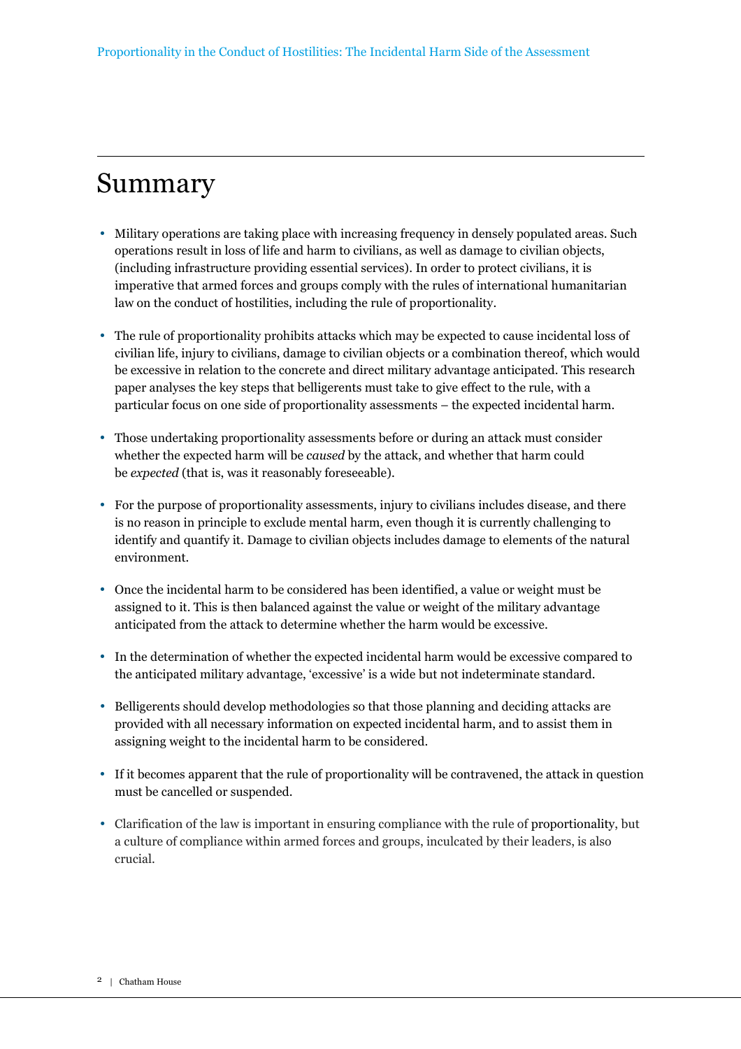# Summary

- Military operations are taking place with increasing frequency in densely populated areas. Such operations result in loss of life and harm to civilians, as well as damage to civilian objects, (including infrastructure providing essential services). In order to protect civilians, it is imperative that armed forces and groups comply with the rules of international humanitarian law on the conduct of hostilities, including the rule of proportionality.

- The rule of proportionality prohibits attacks which may be expected to cause incidental loss of civilian life, injury to civilians, damage to civilian objects or a combination thereof, which would be excessive in relation to the concrete and direct military advantage anticipated. This research paper analyses the key steps that belligerents must take to give effect to the rule, with a particular focus on one side of proportionality assessments – the expected incidental harm.

- Those undertaking proportionality assessments before or during an attack must consider whether the expected harm will be *caused* by the attack, and whether that harm could be *expected* (that is, was it reasonably foreseeable).

- For the purpose of proportionality assessments, injury to civilians includes disease, and there is no reason in principle to exclude mental harm, even though it is currently challenging to identify and quantify it. Damage to civilian objects includes damage to elements of the natural environment.

- Once the incidental harm to be considered has been identified, a value or weight must be assigned to it. This is then balanced against the value or weight of the military advantage anticipated from the attack to determine whether the harm would be excessive.

- In the determination of whether the expected incidental harm would be excessive compared to the anticipated military advantage, 'excessive' is a wide but not indeterminate standard.

- Belligerents should develop methodologies so that those planning and deciding attacks are provided with all necessary information on expected incidental harm, and to assist them in assigning weight to the incidental harm to be considered.

- If it becomes apparent that the rule of proportionality will be contravened, the attack in question must be cancelled or suspended.

- Clarification of the law is important in ensuring compliance with the rule of proportionality, but a culture of compliance within armed forces and groups, inculcated by their leaders, is also crucial.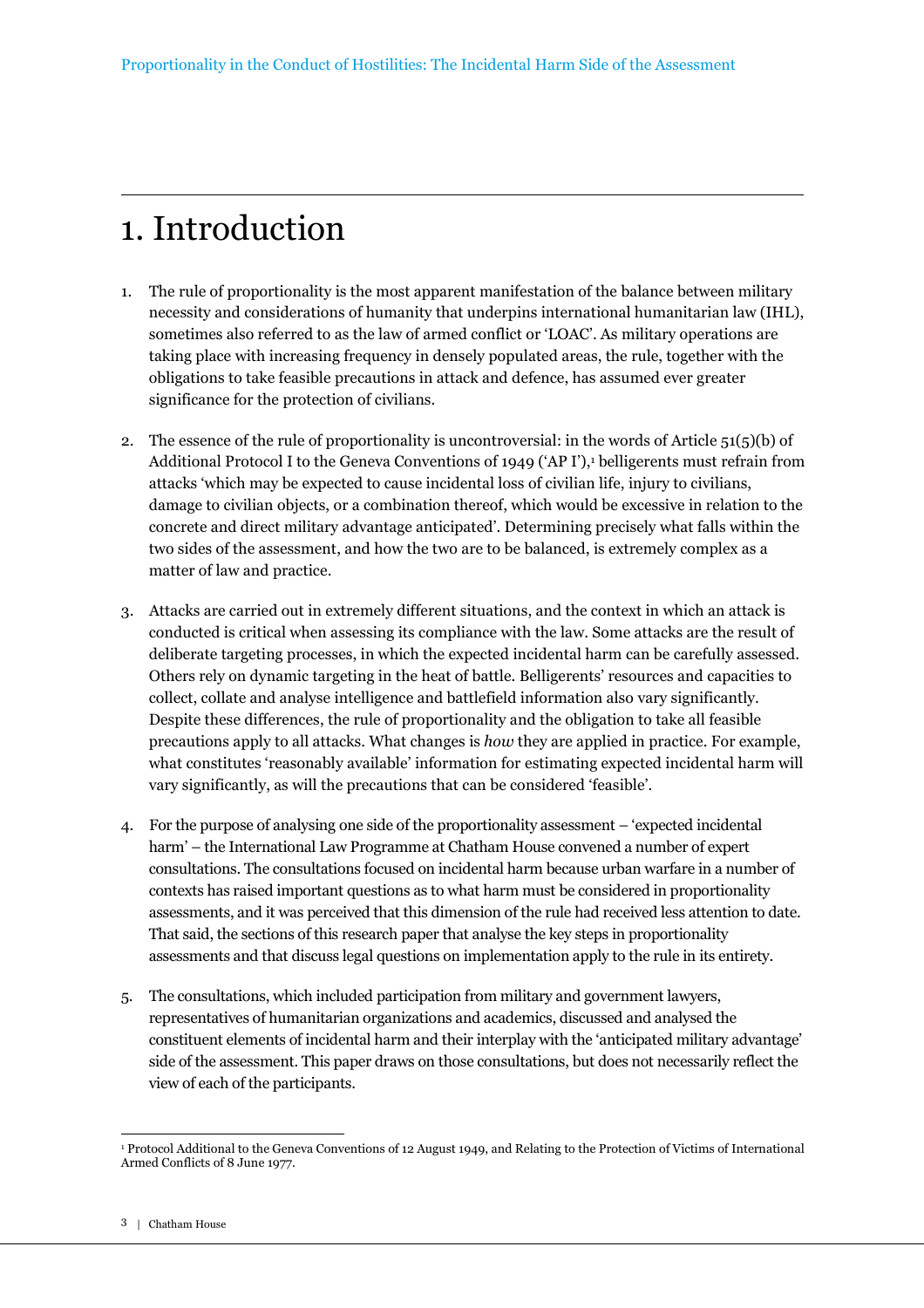# 1. Introduction

1. The rule of proportionality is the most apparent manifestation of the balance between military necessity and considerations of humanity that underpins international humanitarian law (IHL), sometimes also referred to as the law of armed conflict or 'LOAC'. As military operations are taking place with increasing frequency in densely populated areas, the rule, together with the obligations to take feasible precautions in attack and defence, has assumed ever greater significance for the protection of civilians.

2. The essence of the rule of proportionality is uncontroversial: in the words of Article 51(5)(b) of Additional Protocol I to the Geneva Conventions of 1949 ('AP I'),[1] belligerents must refrain from attacks 'which may be expected to cause incidental loss of civilian life, injury to civilians, damage to civilian objects, or a combination thereof, which would be excessive in relation to the concrete and direct military advantage anticipated'. Determining precisely what falls within the two sides of the assessment, and how the two are to be balanced, is extremely complex as a matter of law and practice.

3. Attacks are carried out in extremely different situations, and the context in which an attack is conducted is critical when assessing its compliance with the law. Some attacks are the result of deliberate targeting processes, in which the expected incidental harm can be carefully assessed. Others rely on dynamic targeting in the heat of battle. Belligerents' resources and capacities to collect, collate and analyse intelligence and battlefield information also vary significantly. Despite these differences, the rule of proportionality and the obligation to take all feasible precautions apply to all attacks. What changes is *how* they are applied in practice. For example, what constitutes 'reasonably available' information for estimating expected incidental harm will vary significantly, as will the precautions that can be considered 'feasible'.

4. For the purpose of analysing one side of the proportionality assessment – 'expected incidental harm' – the International Law Programme at Chatham House convened a number of expert consultations. The consultations focused on incidental harm because urban warfare in a number of contexts has raised important questions as to what harm must be considered in proportionality assessments, and it was perceived that this dimension of the rule had received less attention to date. That said, the sections of this research paper that analyse the key steps in proportionality assessments and that discuss legal questions on implementation apply to the rule in its entirety.

5. The consultations, which included participation from military and government lawyers, representatives of humanitarian organizations and academics, discussed and analysed the constituent elements of incidental harm and their interplay with the 'anticipated military advantage' side of the assessment. This paper draws on those consultations, but does not necessarily reflect the view of each of the participants.

[1] Protocol Additional to the Geneva Conventions of 12 August 1949, and Relating to the Protection of Victims of International Armed Conflicts of 8 June 1977.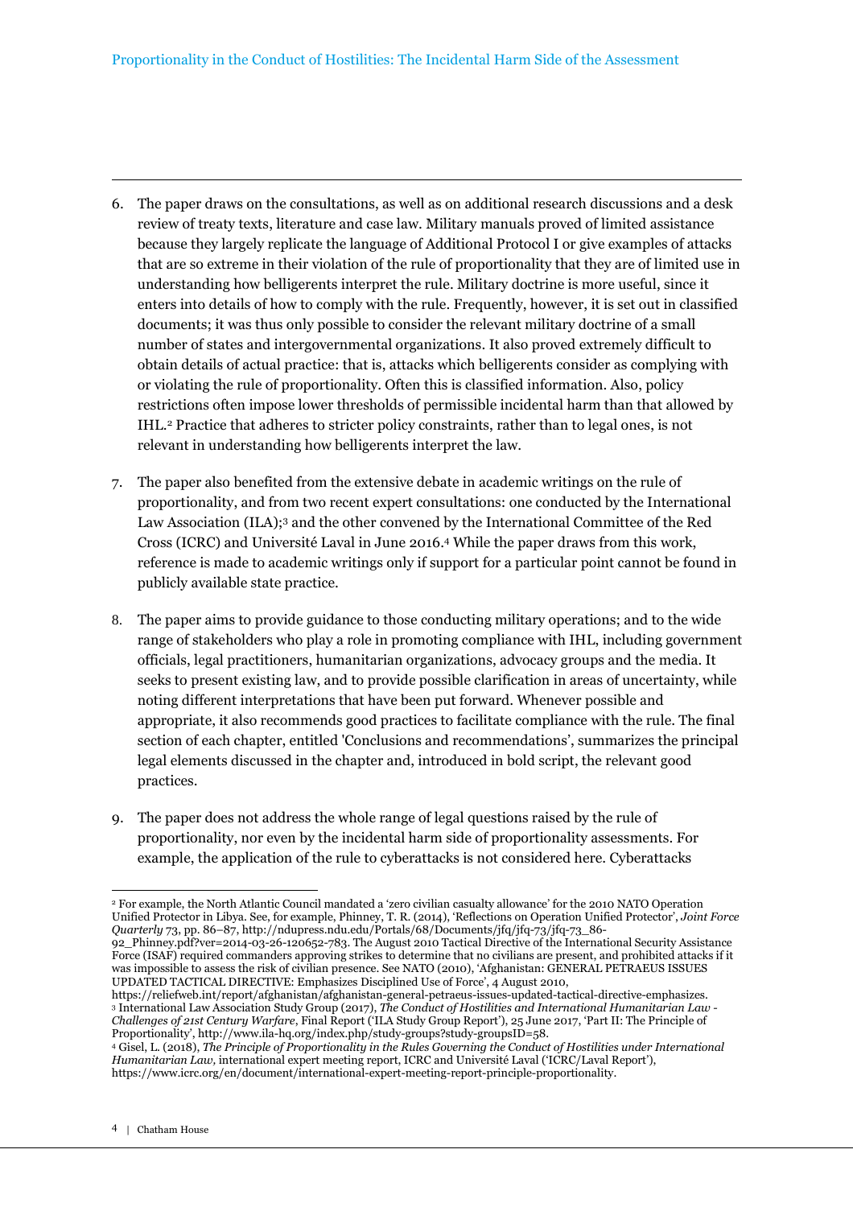6. The paper draws on the consultations, as well as on additional research discussions and a desk review of treaty texts, literature and case law. Military manuals proved of limited assistance because they largely replicate the language of Additional Protocol I or give examples of attacks that are so extreme in their violation of the rule of proportionality that they are of limited use in understanding how belligerents interpret the rule. Military doctrine is more useful, since it enters into details of how to comply with the rule. Frequently, however, it is set out in classified documents; it was thus only possible to consider the relevant military doctrine of a small number of states and intergovernmental organizations. It also proved extremely difficult to obtain details of actual practice: that is, attacks which belligerents consider as complying with or violating the rule of proportionality. Often this is classified information. Also, policy restrictions often impose lower thresholds of permissible incidental harm than that allowed by IHL.[2] Practice that adheres to stricter policy constraints, rather than to legal ones, is not relevant in understanding how belligerents interpret the law.

7. The paper also benefited from the extensive debate in academic writings on the rule of proportionality, and from two recent expert consultations: one conducted by the International Law Association (ILA);[3] and the other convened by the International Committee of the Red Cross (ICRC) and Université Laval in June 2016.[4] While the paper draws from this work, reference is made to academic writings only if support for a particular point cannot be found in publicly available state practice.

8. The paper aims to provide guidance to those conducting military operations; and to the wide range of stakeholders who play a role in promoting compliance with IHL, including government officials, legal practitioners, humanitarian organizations, advocacy groups and the media. It seeks to present existing law, and to provide possible clarification in areas of uncertainty, while noting different interpretations that have been put forward. Whenever possible and appropriate, it also recommends good practices to facilitate compliance with the rule. The final section of each chapter, entitled 'Conclusions and recommendations', summarizes the principal legal elements discussed in the chapter and, introduced in bold script, the relevant good practices.

9. The paper does not address the whole range of legal questions raised by the rule of proportionality, nor even by the incidental harm side of proportionality assessments. For example, the application of the rule to cyberattacks is not considered here. Cyberattacks

---

[2] For example, the North Atlantic Council mandated a 'zero civilian casualty allowance' for the 2010 NATO Operation Unified Protector in Libya. See, for example, Phinney, T. R. (2014), 'Reflections on Operation Unified Protector', *Joint Force Quarterly* 73, pp. 86–87, http://ndupress.ndu.edu/Portals/68/Documents/jfq/jfq-73/jfq-73_86-92_Phinney.pdf?ver=2014-03-26-120652-783. The August 2010 Tactical Directive of the International Security Assistance Force (ISAF) required commanders approving strikes to determine that no civilians are present, and prohibited attacks if it was impossible to assess the risk of civilian presence. See NATO (2010), 'Afghanistan: GENERAL PETRAEUS ISSUES UPDATED TACTICAL DIRECTIVE: Emphasizes Disciplined Use of Force', 4 August 2010, https://reliefweb.int/report/afghanistan/afghanistan-general-petraeus-issues-updated-tactical-directive-emphasizes.

[3] International Law Association Study Group (2017), *The Conduct of Hostilities and International Humanitarian Law - Challenges of 21st Century Warfare*, Final Report ('ILA Study Group Report'), 25 June 2017, 'Part II: The Principle of Proportionality', http://www.ila-hq.org/index.php/study-groups?study-groupsID=58.

[4] Gisel, L. (2018), *The Principle of Proportionality in the Rules Governing the Conduct of Hostilities under International Humanitarian Law*, international expert meeting report, ICRC and Université Laval ('ICRC/Laval Report'), https://www.icrc.org/en/document/international-expert-meeting-report-principle-proportionality.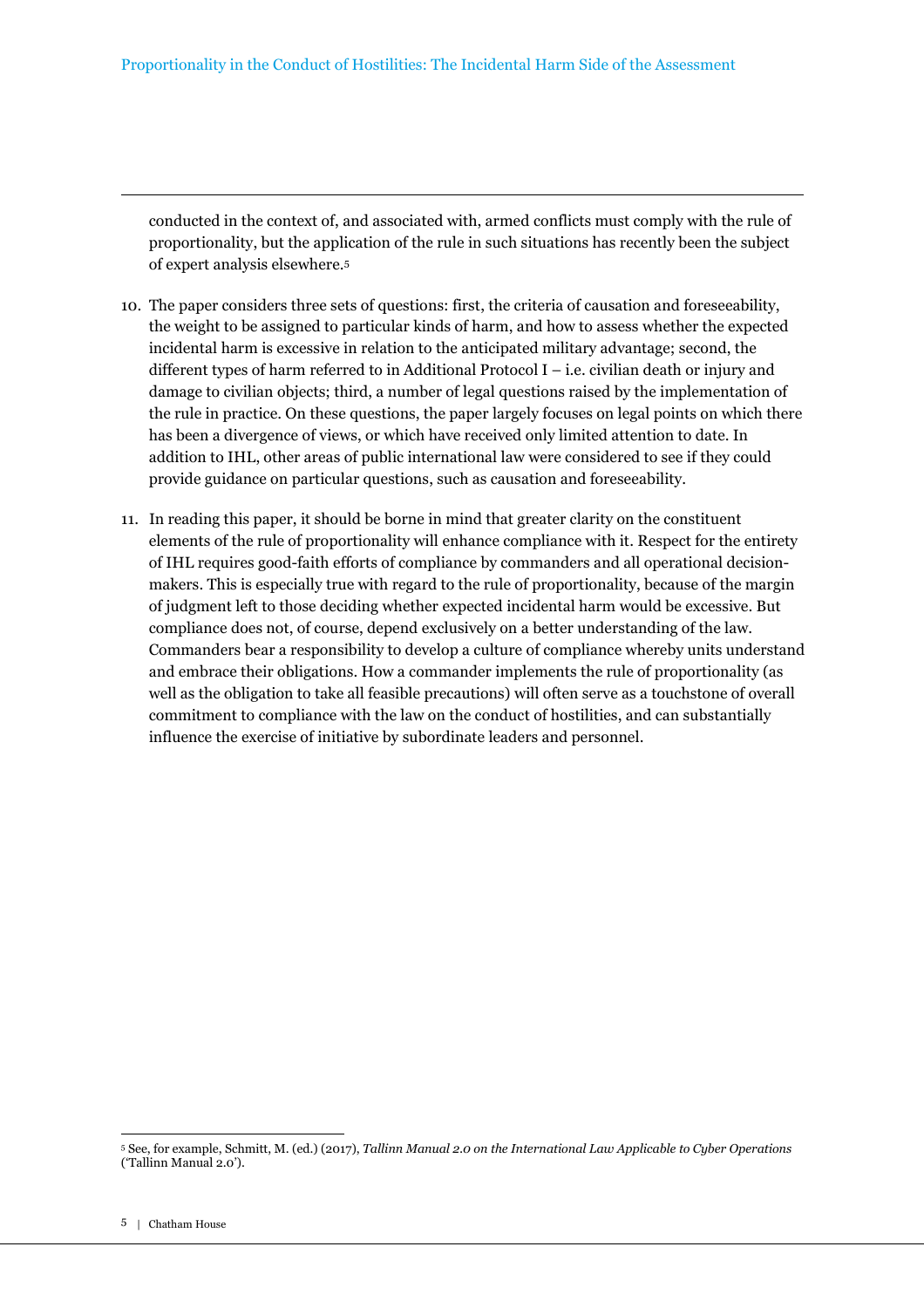conducted in the context of, and associated with, armed conflicts must comply with the rule of proportionality, but the application of the rule in such situations has recently been the subject of expert analysis elsewhere.[5]

10. The paper considers three sets of questions: first, the criteria of causation and foreseeability, the weight to be assigned to particular kinds of harm, and how to assess whether the expected incidental harm is excessive in relation to the anticipated military advantage; second, the different types of harm referred to in Additional Protocol I – i.e. civilian death or injury and damage to civilian objects; third, a number of legal questions raised by the implementation of the rule in practice. On these questions, the paper largely focuses on legal points on which there has been a divergence of views, or which have received only limited attention to date. In addition to IHL, other areas of public international law were considered to see if they could provide guidance on particular questions, such as causation and foreseeability.

11. In reading this paper, it should be borne in mind that greater clarity on the constituent elements of the rule of proportionality will enhance compliance with it. Respect for the entirety of IHL requires good-faith efforts of compliance by commanders and all operational decision-makers. This is especially true with regard to the rule of proportionality, because of the margin of judgment left to those deciding whether expected incidental harm would be excessive. But compliance does not, of course, depend exclusively on a better understanding of the law. Commanders bear a responsibility to develop a culture of compliance whereby units understand and embrace their obligations. How a commander implements the rule of proportionality (as well as the obligation to take all feasible precautions) will often serve as a touchstone of overall commitment to compliance with the law on the conduct of hostilities, and can substantially influence the exercise of initiative by subordinate leaders and personnel.

[5] See, for example, Schmitt, M. (ed.) (2017), *Tallinn Manual 2.0 on the International Law Applicable to Cyber Operations* ('Tallinn Manual 2.0').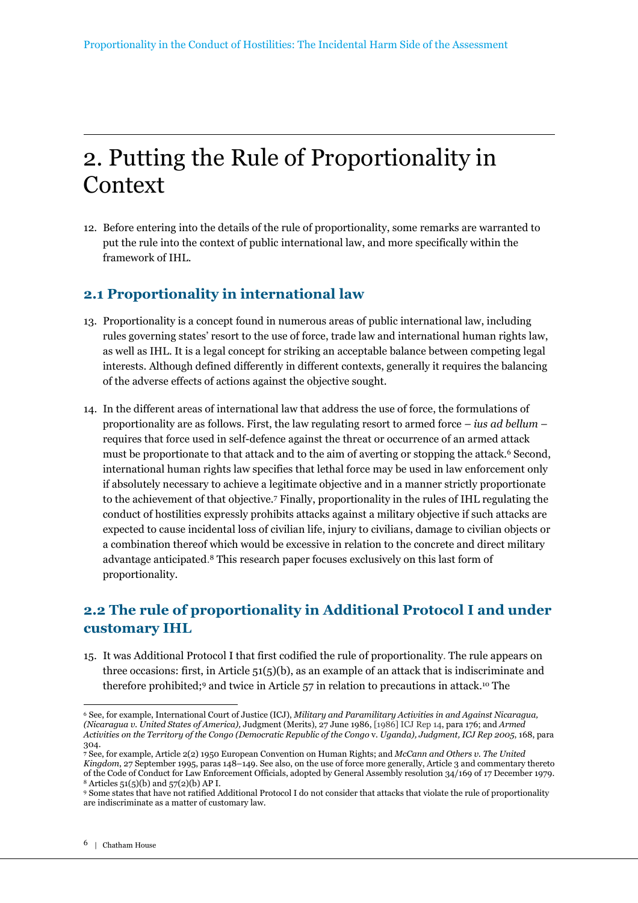# 2. Putting the Rule of Proportionality in Context

12. Before entering into the details of the rule of proportionality, some remarks are warranted to put the rule into the context of public international law, and more specifically within the framework of IHL.

## 2.1 Proportionality in international law

13. Proportionality is a concept found in numerous areas of public international law, including rules governing states' resort to the use of force, trade law and international human rights law, as well as IHL. It is a legal concept for striking an acceptable balance between competing legal interests. Although defined differently in different contexts, generally it requires the balancing of the adverse effects of actions against the objective sought.

14. In the different areas of international law that address the use of force, the formulations of proportionality are as follows. First, the law regulating resort to armed force – *ius ad bellum* – requires that force used in self-defence against the threat or occurrence of an armed attack must be proportionate to that attack and to the aim of averting or stopping the attack.[6] Second, international human rights law specifies that lethal force may be used in law enforcement only if absolutely necessary to achieve a legitimate objective and in a manner strictly proportionate to the achievement of that objective.[7] Finally, proportionality in the rules of IHL regulating the conduct of hostilities expressly prohibits attacks against a military objective if such attacks are expected to cause incidental loss of civilian life, injury to civilians, damage to civilian objects or a combination thereof which would be excessive in relation to the concrete and direct military advantage anticipated.[8] This research paper focuses exclusively on this last form of proportionality.

## 2.2 The rule of proportionality in Additional Protocol I and under customary IHL

15. It was Additional Protocol I that first codified the rule of proportionality. The rule appears on three occasions: first, in Article 51(5)(b), as an example of an attack that is indiscriminate and therefore prohibited;[9] and twice in Article 57 in relation to precautions in attack.[10] The

---

[6] See, for example, International Court of Justice (ICJ), *Military and Paramilitary Activities in and Against Nicaragua, (Nicaragua v. United States of America),* Judgment (Merits), 27 June 1986, [1986] ICJ Rep 14, para 176; and *Armed Activities on the Territory of the Congo (Democratic Republic of the Congo* v. *Uganda), Judgment, ICJ Rep 2005*, 168, para 304.

[7] See, for example, Article 2(2) 1950 European Convention on Human Rights; and *McCann and Others v. The United Kingdom*, 27 September 1995, paras 148–149. See also, on the use of force more generally, Article 3 and commentary thereto of the Code of Conduct for Law Enforcement Officials, adopted by General Assembly resolution 34/169 of 17 December 1979.

[8] Articles 51(5)(b) and 57(2)(b) AP I.

[9] Some states that have not ratified Additional Protocol I do not consider that attacks that violate the rule of proportionality are indiscriminate as a matter of customary law.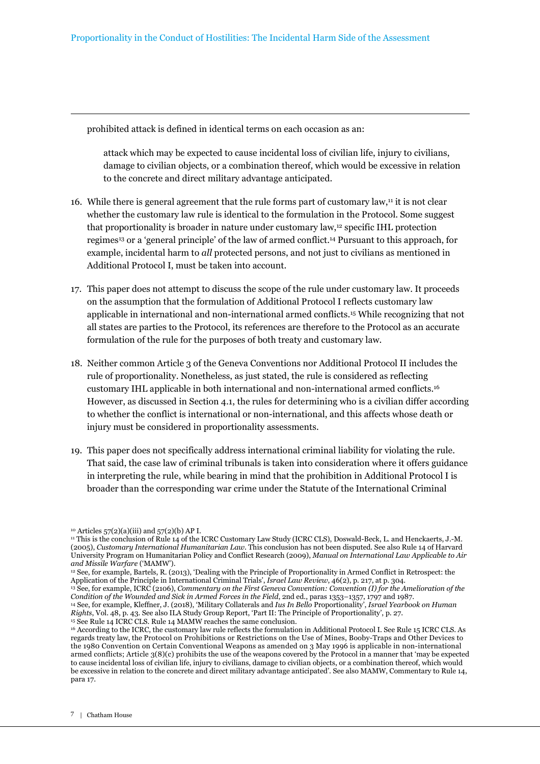prohibited attack is defined in identical terms on each occasion as an:

> attack which may be expected to cause incidental loss of civilian life, injury to civilians, damage to civilian objects, or a combination thereof, which would be excessive in relation to the concrete and direct military advantage anticipated.

16. While there is general agreement that the rule forms part of customary law,[11] it is not clear whether the customary law rule is identical to the formulation in the Protocol. Some suggest that proportionality is broader in nature under customary law,[12] specific IHL protection regimes[13] or a 'general principle' of the law of armed conflict.[14] Pursuant to this approach, for example, incidental harm to *all* protected persons, and not just to civilians as mentioned in Additional Protocol I, must be taken into account.

17. This paper does not attempt to discuss the scope of the rule under customary law. It proceeds on the assumption that the formulation of Additional Protocol I reflects customary law applicable in international and non-international armed conflicts.[15] While recognizing that not all states are parties to the Protocol, its references are therefore to the Protocol as an accurate formulation of the rule for the purposes of both treaty and customary law.

18. Neither common Article 3 of the Geneva Conventions nor Additional Protocol II includes the rule of proportionality. Nonetheless, as just stated, the rule is considered as reflecting customary IHL applicable in both international and non-international armed conflicts.[16] However, as discussed in Section 4.1, the rules for determining who is a civilian differ according to whether the conflict is international or non-international, and this affects whose death or injury must be considered in proportionality assessments.

19. This paper does not specifically address international criminal liability for violating the rule. That said, the case law of criminal tribunals is taken into consideration where it offers guidance in interpreting the rule, while bearing in mind that the prohibition in Additional Protocol I is broader than the corresponding war crime under the Statute of the International Criminal

---

[10] Articles 57(2)(a)(iii) and 57(2)(b) AP I.

[11] This is the conclusion of Rule 14 of the ICRC Customary Law Study (ICRC CLS), Doswald-Beck, L. and Henckaerts, J.-M. (2005), *Customary International Humanitarian Law*. This conclusion has not been disputed. See also Rule 14 of Harvard University Program on Humanitarian Policy and Conflict Research (2009), *Manual on International Law Applicable to Air and Missile Warfare* ('MAMW').

[12] See, for example, Bartels, R. (2013), 'Dealing with the Principle of Proportionality in Armed Conflict in Retrospect: the Application of the Principle in International Criminal Trials', *Israel Law Review*, 46(2), p. 217, at p. 304.

[13] See, for example, ICRC (2106), *Commentary on the First Geneva Convention: Convention (I) for the Amelioration of the Condition of the Wounded and Sick in Armed Forces in the Field*, 2nd ed., paras 1353–1357, 1797 and 1987.

[14] See, for example, Kleffner, J. (2018), 'Military Collaterals and *Ius In Bello* Proportionality', *Israel Yearbook on Human Rights*, Vol. 48, p. 43. See also ILA Study Group Report, 'Part II: The Principle of Proportionality', p. 27.

[15] See Rule 14 ICRC CLS. Rule 14 MAMW reaches the same conclusion.

[16] According to the ICRC, the customary law rule reflects the formulation in Additional Protocol I. See Rule 15 ICRC CLS. As regards treaty law, the Protocol on Prohibitions or Restrictions on the Use of Mines, Booby-Traps and Other Devices to the 1980 Convention on Certain Conventional Weapons as amended on 3 May 1996 is applicable in non-international armed conflicts; Article 3(8)(c) prohibits the use of the weapons covered by the Protocol in a manner that 'may be expected to cause incidental loss of civilian life, injury to civilians, damage to civilian objects, or a combination thereof, which would be excessive in relation to the concrete and direct military advantage anticipated'. See also MAMW, Commentary to Rule 14, para 17.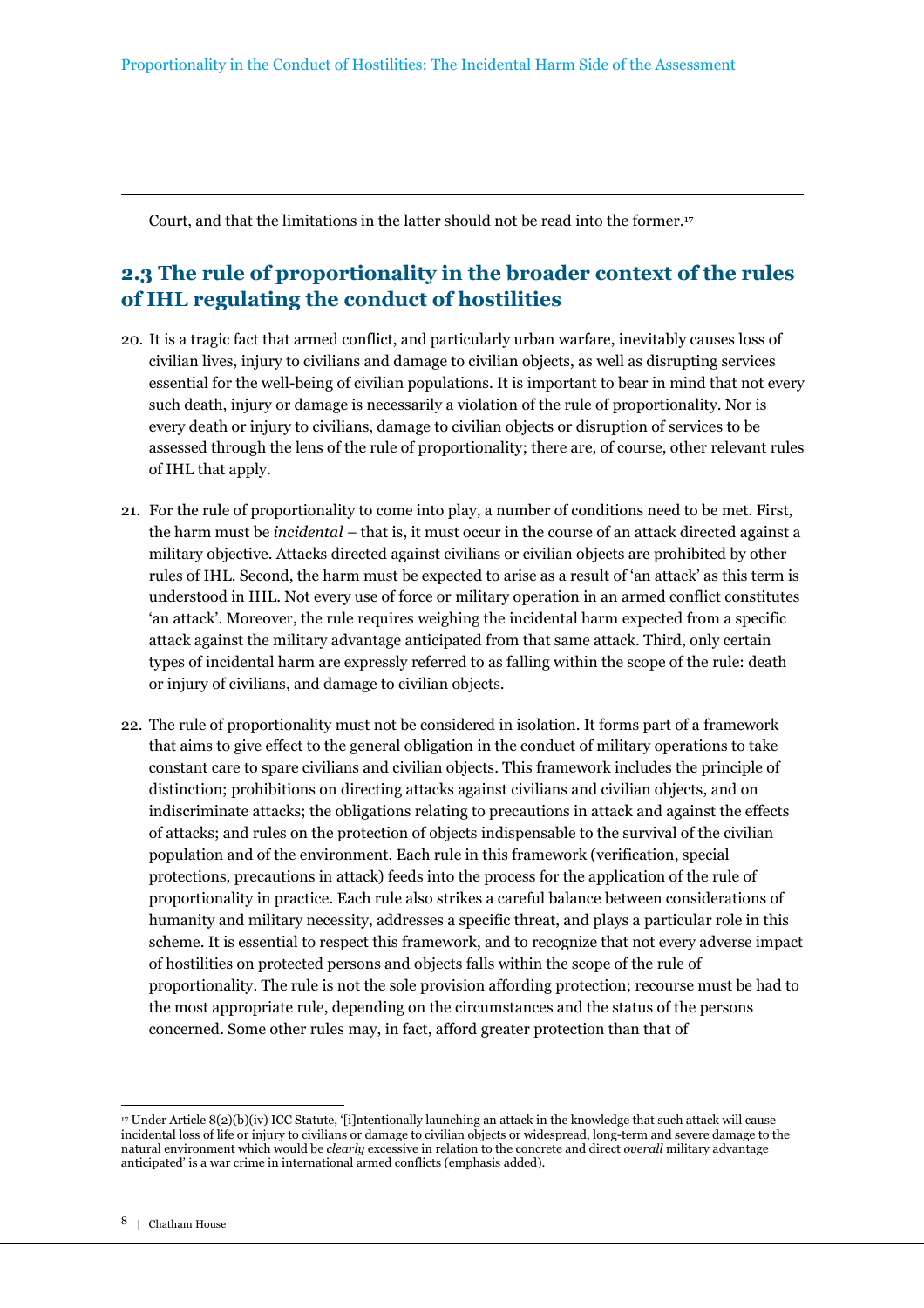Court, and that the limitations in the latter should not be read into the former.[17]

## 2.3 The rule of proportionality in the broader context of the rules of IHL regulating the conduct of hostilities

20. It is a tragic fact that armed conflict, and particularly urban warfare, inevitably causes loss of civilian lives, injury to civilians and damage to civilian objects, as well as disrupting services essential for the well-being of civilian populations. It is important to bear in mind that not every such death, injury or damage is necessarily a violation of the rule of proportionality. Nor is every death or injury to civilians, damage to civilian objects or disruption of services to be assessed through the lens of the rule of proportionality; there are, of course, other relevant rules of IHL that apply.

21. For the rule of proportionality to come into play, a number of conditions need to be met. First, the harm must be *incidental* – that is, it must occur in the course of an attack directed against a military objective. Attacks directed against civilians or civilian objects are prohibited by other rules of IHL. Second, the harm must be expected to arise as a result of 'an attack' as this term is understood in IHL. Not every use of force or military operation in an armed conflict constitutes 'an attack'. Moreover, the rule requires weighing the incidental harm expected from a specific attack against the military advantage anticipated from that same attack. Third, only certain types of incidental harm are expressly referred to as falling within the scope of the rule: death or injury of civilians, and damage to civilian objects.

22. The rule of proportionality must not be considered in isolation. It forms part of a framework that aims to give effect to the general obligation in the conduct of military operations to take constant care to spare civilians and civilian objects. This framework includes the principle of distinction; prohibitions on directing attacks against civilians and civilian objects, and on indiscriminate attacks; the obligations relating to precautions in attack and against the effects of attacks; and rules on the protection of objects indispensable to the survival of the civilian population and of the environment. Each rule in this framework (verification, special protections, precautions in attack) feeds into the process for the application of the rule of proportionality in practice. Each rule also strikes a careful balance between considerations of humanity and military necessity, addresses a specific threat, and plays a particular role in this scheme. It is essential to respect this framework, and to recognize that not every adverse impact of hostilities on protected persons and objects falls within the scope of the rule of proportionality. The rule is not the sole provision affording protection; recourse must be had to the most appropriate rule, depending on the circumstances and the status of the persons concerned. Some other rules may, in fact, afford greater protection than that of

---

[17] Under Article 8(2)(b)(iv) ICC Statute, '[i]ntentionally launching an attack in the knowledge that such attack will cause incidental loss of life or injury to civilians or damage to civilian objects or widespread, long-term and severe damage to the natural environment which would be *clearly* excessive in relation to the concrete and direct *overall* military advantage anticipated' is a war crime in international armed conflicts (emphasis added).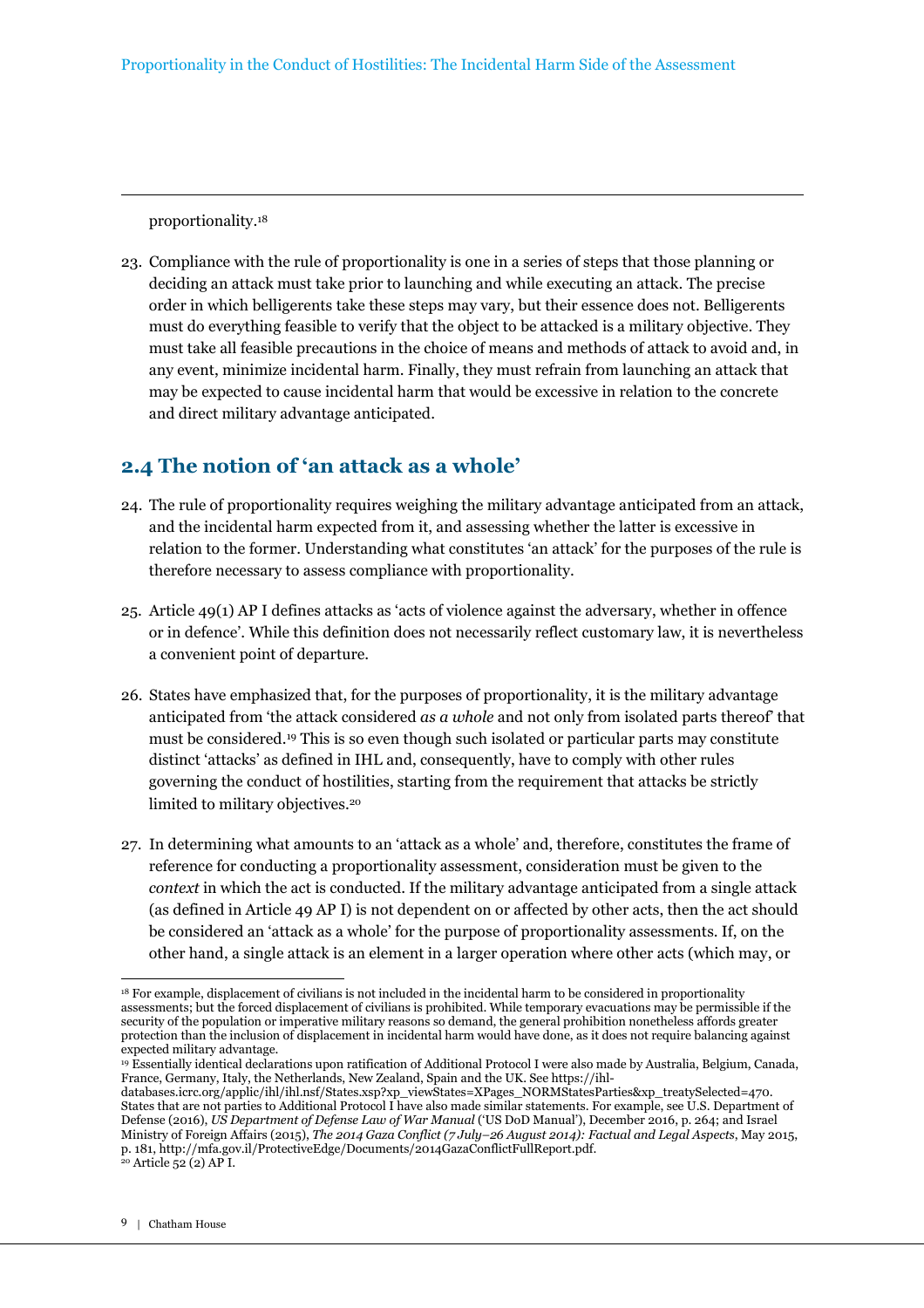proportionality.[18]

23. Compliance with the rule of proportionality is one in a series of steps that those planning or deciding an attack must take prior to launching and while executing an attack. The precise order in which belligerents take these steps may vary, but their essence does not. Belligerents must do everything feasible to verify that the object to be attacked is a military objective. They must take all feasible precautions in the choice of means and methods of attack to avoid and, in any event, minimize incidental harm. Finally, they must refrain from launching an attack that may be expected to cause incidental harm that would be excessive in relation to the concrete and direct military advantage anticipated.

## 2.4 The notion of 'an attack as a whole'

24. The rule of proportionality requires weighing the military advantage anticipated from an attack, and the incidental harm expected from it, and assessing whether the latter is excessive in relation to the former. Understanding what constitutes 'an attack' for the purposes of the rule is therefore necessary to assess compliance with proportionality.

25. Article 49(1) AP I defines attacks as 'acts of violence against the adversary, whether in offence or in defence'. While this definition does not necessarily reflect customary law, it is nevertheless a convenient point of departure.

26. States have emphasized that, for the purposes of proportionality, it is the military advantage anticipated from 'the attack considered *as a whole* and not only from isolated parts thereof' that must be considered.[19] This is so even though such isolated or particular parts may constitute distinct 'attacks' as defined in IHL and, consequently, have to comply with other rules governing the conduct of hostilities, starting from the requirement that attacks be strictly limited to military objectives.[20]

27. In determining what amounts to an 'attack as a whole' and, therefore, constitutes the frame of reference for conducting a proportionality assessment, consideration must be given to the *context* in which the act is conducted. If the military advantage anticipated from a single attack (as defined in Article 49 AP I) is not dependent on or affected by other acts, then the act should be considered an 'attack as a whole' for the purpose of proportionality assessments. If, on the other hand, a single attack is an element in a larger operation where other acts (which may, or

---

[18] For example, displacement of civilians is not included in the incidental harm to be considered in proportionality assessments; but the forced displacement of civilians is prohibited. While temporary evacuations may be permissible if the security of the population or imperative military reasons so demand, the general prohibition nonetheless affords greater protection than the inclusion of displacement in incidental harm would have done, as it does not require balancing against expected military advantage.

[19] Essentially identical declarations upon ratification of Additional Protocol I were also made by Australia, Belgium, Canada, France, Germany, Italy, the Netherlands, New Zealand, Spain and the UK. See https://ihl-databases.icrc.org/applic/ihl/ihl.nsf/States.xsp?xp_viewStates=XPages_NORMStatesParties&xp_treatySelected=470. States that are not parties to Additional Protocol I have also made similar statements. For example, see U.S. Department of Defense (2016), *US Department of Defense Law of War Manual* ('US DoD Manual'), December 2016, p. 264; and Israel Ministry of Foreign Affairs (2015), *The 2014 Gaza Conflict (7 July–26 August 2014): Factual and Legal Aspects*, May 2015, p. 181, http://mfa.gov.il/ProtectiveEdge/Documents/2014GazaConflictFullReport.pdf.

[20] Article 52 (2) AP I.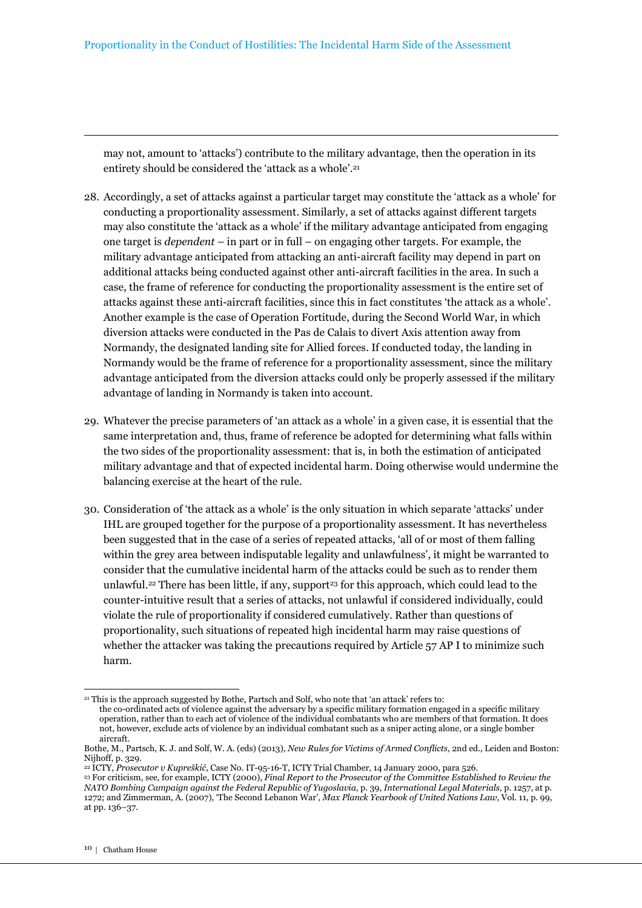may not, amount to 'attacks') contribute to the military advantage, then the operation in its entirety should be considered the 'attack as a whole'.[21]

28. Accordingly, a set of attacks against a particular target may constitute the 'attack as a whole' for conducting a proportionality assessment. Similarly, a set of attacks against different targets may also constitute the 'attack as a whole' if the military advantage anticipated from engaging one target is *dependent* – in part or in full – on engaging other targets. For example, the military advantage anticipated from attacking an anti-aircraft facility may depend in part on additional attacks being conducted against other anti-aircraft facilities in the area. In such a case, the frame of reference for conducting the proportionality assessment is the entire set of attacks against these anti-aircraft facilities, since this in fact constitutes 'the attack as a whole'. Another example is the case of Operation Fortitude, during the Second World War, in which diversion attacks were conducted in the Pas de Calais to divert Axis attention away from Normandy, the designated landing site for Allied forces. If conducted today, the landing in Normandy would be the frame of reference for a proportionality assessment, since the military advantage anticipated from the diversion attacks could only be properly assessed if the military advantage of landing in Normandy is taken into account.

29. Whatever the precise parameters of 'an attack as a whole' in a given case, it is essential that the same interpretation and, thus, frame of reference be adopted for determining what falls within the two sides of the proportionality assessment: that is, in both the estimation of anticipated military advantage and that of expected incidental harm. Doing otherwise would undermine the balancing exercise at the heart of the rule.

30. Consideration of 'the attack as a whole' is the only situation in which separate 'attacks' under IHL are grouped together for the purpose of a proportionality assessment. It has nevertheless been suggested that in the case of a series of repeated attacks, 'all of or most of them falling within the grey area between indisputable legality and unlawfulness', it might be warranted to consider that the cumulative incidental harm of the attacks could be such as to render them unlawful.[22] There has been little, if any, support[23] for this approach, which could lead to the counter-intuitive result that a series of attacks, not unlawful if considered individually, could violate the rule of proportionality if considered cumulatively. Rather than questions of proportionality, such situations of repeated high incidental harm may raise questions of whether the attacker was taking the precautions required by Article 57 AP I to minimize such harm.

---

[21] This is the approach suggested by Bothe, Partsch and Solf, who note that 'an attack' refers to:

> the co-ordinated acts of violence against the adversary by a specific military formation engaged in a specific military operation, rather than to each act of violence of the individual combatants who are members of that formation. It does not, however, exclude acts of violence by an individual combatant such as a sniper acting alone, or a single bomber aircraft.

Bothe, M., Partsch, K. J. and Solf, W. A. (eds) (2013), *New Rules for Victims of Armed Conflicts,* 2nd ed., Leiden and Boston: Nijhoff, p. 329.

[22] ICTY, *Prosecutor v Kupreškić*, Case No. IT-95-16-T, ICTY Trial Chamber, 14 January 2000, para 526.

[23] For criticism, see, for example, ICTY (2000), *Final Report to the Prosecutor of the Committee Established to Review the NATO Bombing Campaign against the Federal Republic of Yugoslavia*, p. 39, *International Legal Materials*, p. 1257, at p. 1272; and Zimmerman, A. (2007), 'The Second Lebanon War', *Max Planck Yearbook of United Nations Law,* Vol. 11, p. 99, at pp. 136–37.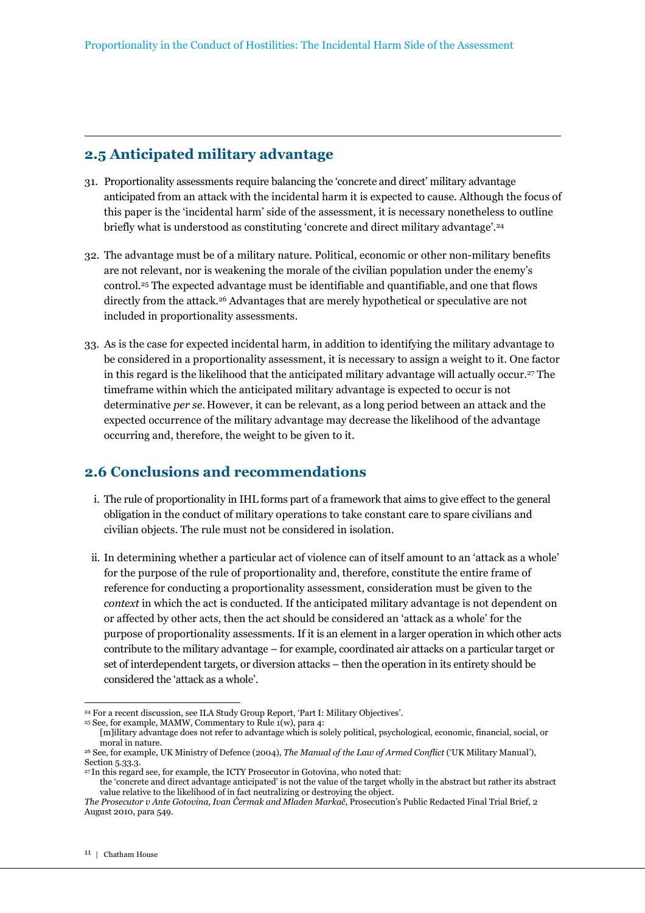## 2.5 Anticipated military advantage

31. Proportionality assessments require balancing the 'concrete and direct' military advantage anticipated from an attack with the incidental harm it is expected to cause. Although the focus of this paper is the 'incidental harm' side of the assessment, it is necessary nonetheless to outline briefly what is understood as constituting 'concrete and direct military advantage'.[24]

32. The advantage must be of a military nature. Political, economic or other non-military benefits are not relevant, nor is weakening the morale of the civilian population under the enemy's control.[25] The expected advantage must be identifiable and quantifiable, and one that flows directly from the attack.[26] Advantages that are merely hypothetical or speculative are not included in proportionality assessments.

33. As is the case for expected incidental harm, in addition to identifying the military advantage to be considered in a proportionality assessment, it is necessary to assign a weight to it. One factor in this regard is the likelihood that the anticipated military advantage will actually occur.[27] The timeframe within which the anticipated military advantage is expected to occur is not determinative *per se*. However, it can be relevant, as a long period between an attack and the expected occurrence of the military advantage may decrease the likelihood of the advantage occurring and, therefore, the weight to be given to it.

## 2.6 Conclusions and recommendations

i. The rule of proportionality in IHL forms part of a framework that aims to give effect to the general obligation in the conduct of military operations to take constant care to spare civilians and civilian objects. The rule must not be considered in isolation.

ii. In determining whether a particular act of violence can of itself amount to an 'attack as a whole' for the purpose of the rule of proportionality and, therefore, constitute the entire frame of reference for conducting a proportionality assessment, consideration must be given to the *context* in which the act is conducted. If the anticipated military advantage is not dependent on or affected by other acts, then the act should be considered an 'attack as a whole' for the purpose of proportionality assessments. If it is an element in a larger operation in which other acts contribute to the military advantage – for example, coordinated air attacks on a particular target or set of interdependent targets, or diversion attacks – then the operation in its entirety should be considered the 'attack as a whole'.

---

[24] For a recent discussion, see ILA Study Group Report, 'Part I: Military Objectives'.

[25] See, for example, MAMW, Commentary to Rule 1(w), para 4:
[m]ilitary advantage does not refer to advantage which is solely political, psychological, economic, financial, social, or moral in nature.

[26] See, for example, UK Ministry of Defence (2004), *The Manual of the Law of Armed Conflict* ('UK Military Manual'), Section 5.33.3.

[27] In this regard see, for example, the ICTY Prosecutor in Gotovina, who noted that:
the 'concrete and direct advantage anticipated' is not the value of the target wholly in the abstract but rather its abstract value relative to the likelihood of in fact neutralizing or destroying the object.
*The Prosecutor v Ante Gotovina, Ivan Čermak and Mladen Markač*, Prosecution's Public Redacted Final Trial Brief, 2 August 2010, para 549.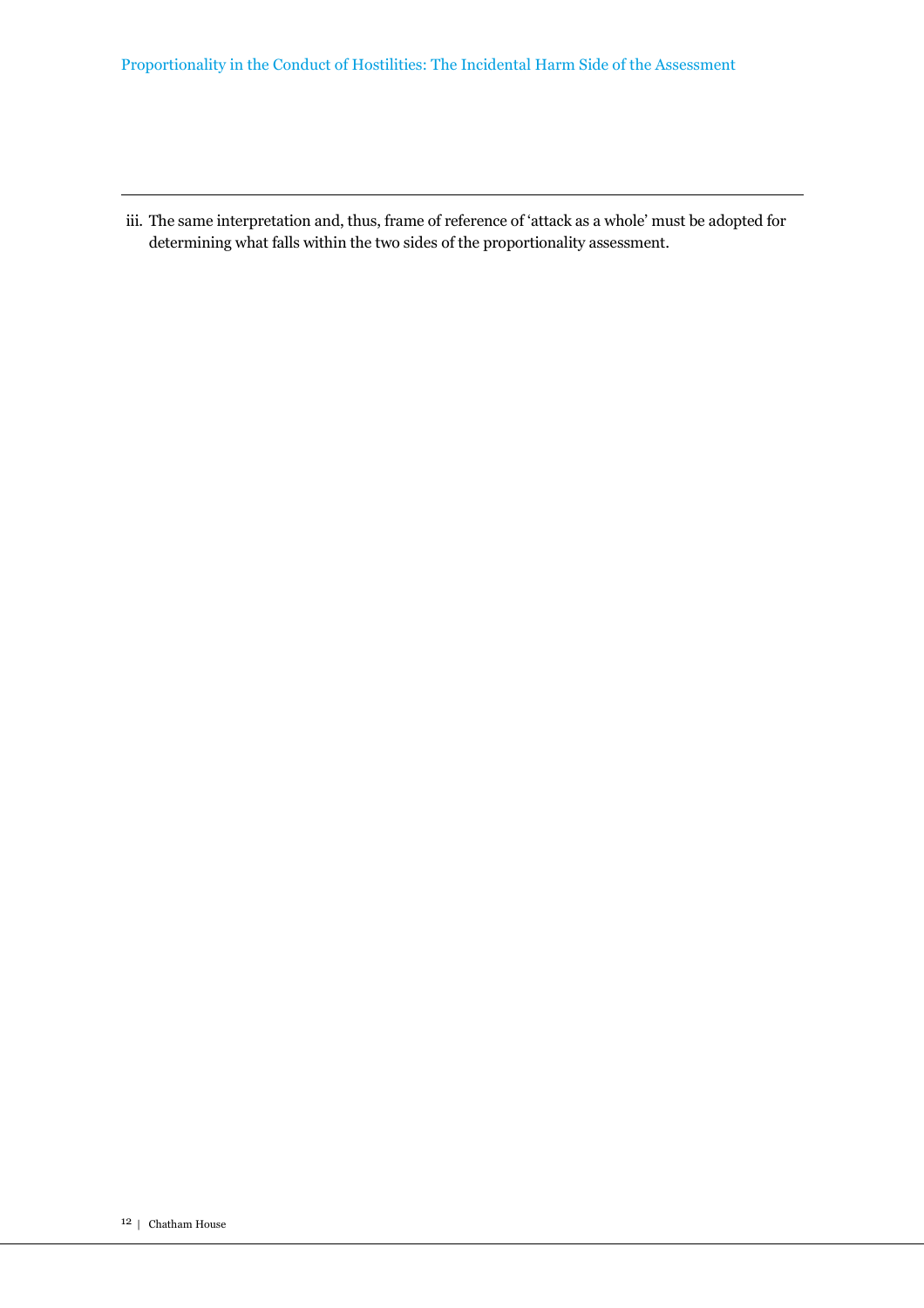iii. The same interpretation and, thus, frame of reference of 'attack as a whole' must be adopted for determining what falls within the two sides of the proportionality assessment.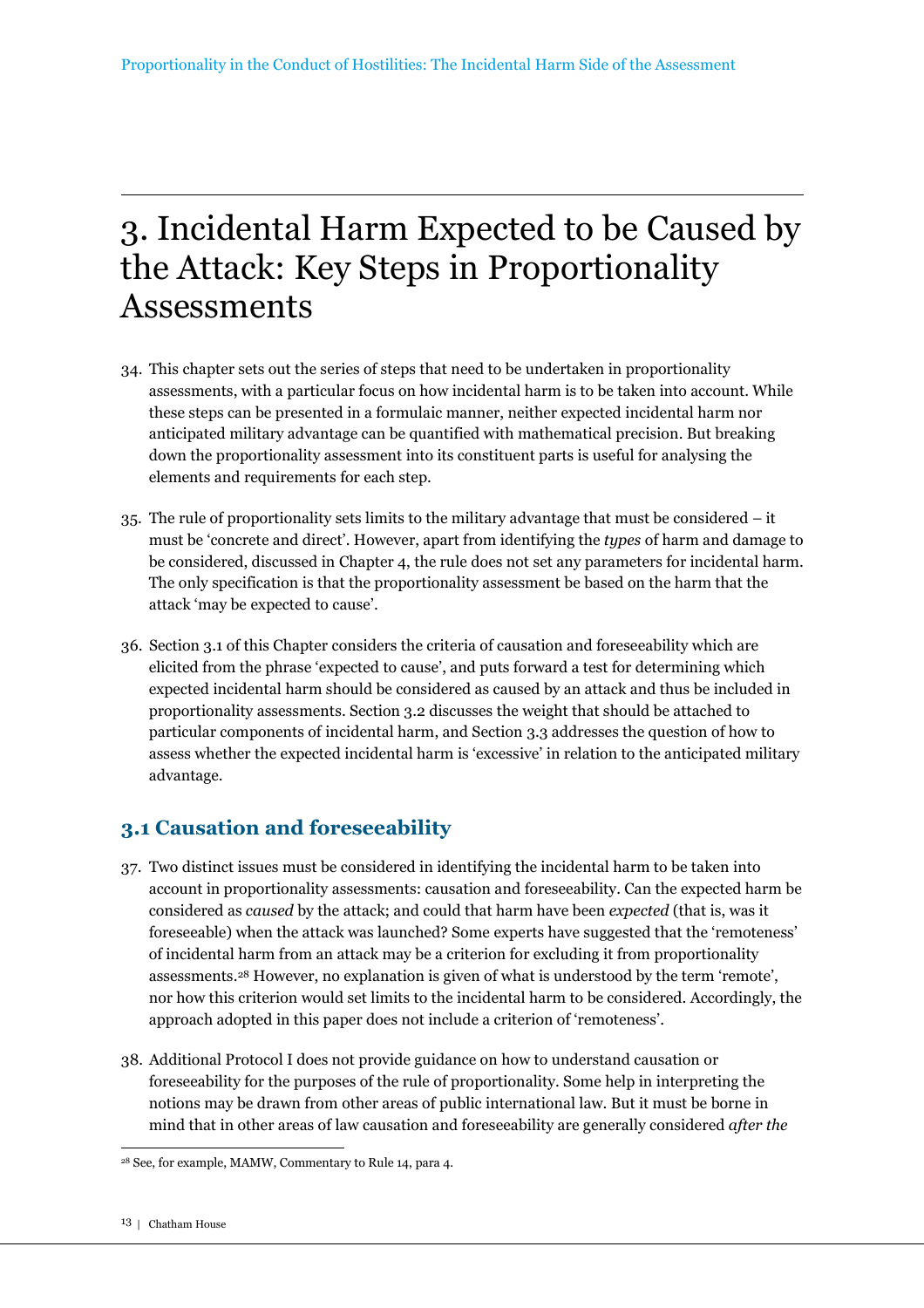# 3. Incidental Harm Expected to be Caused by the Attack: Key Steps in Proportionality Assessments

34. This chapter sets out the series of steps that need to be undertaken in proportionality assessments, with a particular focus on how incidental harm is to be taken into account. While these steps can be presented in a formulaic manner, neither expected incidental harm nor anticipated military advantage can be quantified with mathematical precision. But breaking down the proportionality assessment into its constituent parts is useful for analysing the elements and requirements for each step.

35. The rule of proportionality sets limits to the military advantage that must be considered – it must be 'concrete and direct'. However, apart from identifying the *types* of harm and damage to be considered, discussed in Chapter 4, the rule does not set any parameters for incidental harm. The only specification is that the proportionality assessment be based on the harm that the attack 'may be expected to cause'.

36. Section 3.1 of this Chapter considers the criteria of causation and foreseeability which are elicited from the phrase 'expected to cause', and puts forward a test for determining which expected incidental harm should be considered as caused by an attack and thus be included in proportionality assessments. Section 3.2 discusses the weight that should be attached to particular components of incidental harm, and Section 3.3 addresses the question of how to assess whether the expected incidental harm is 'excessive' in relation to the anticipated military advantage.

## 3.1 Causation and foreseeability

37. Two distinct issues must be considered in identifying the incidental harm to be taken into account in proportionality assessments: causation and foreseeability. Can the expected harm be considered as *caused* by the attack; and could that harm have been *expected* (that is, was it foreseeable) when the attack was launched? Some experts have suggested that the 'remoteness' of incidental harm from an attack may be a criterion for excluding it from proportionality assessments.[28] However, no explanation is given of what is understood by the term 'remote', nor how this criterion would set limits to the incidental harm to be considered. Accordingly, the approach adopted in this paper does not include a criterion of 'remoteness'.

38. Additional Protocol I does not provide guidance on how to understand causation or foreseeability for the purposes of the rule of proportionality. Some help in interpreting the notions may be drawn from other areas of public international law. But it must be borne in mind that in other areas of law causation and foreseeability are generally considered *after the*

[28] See, for example, MAMW, Commentary to Rule 14, para 4.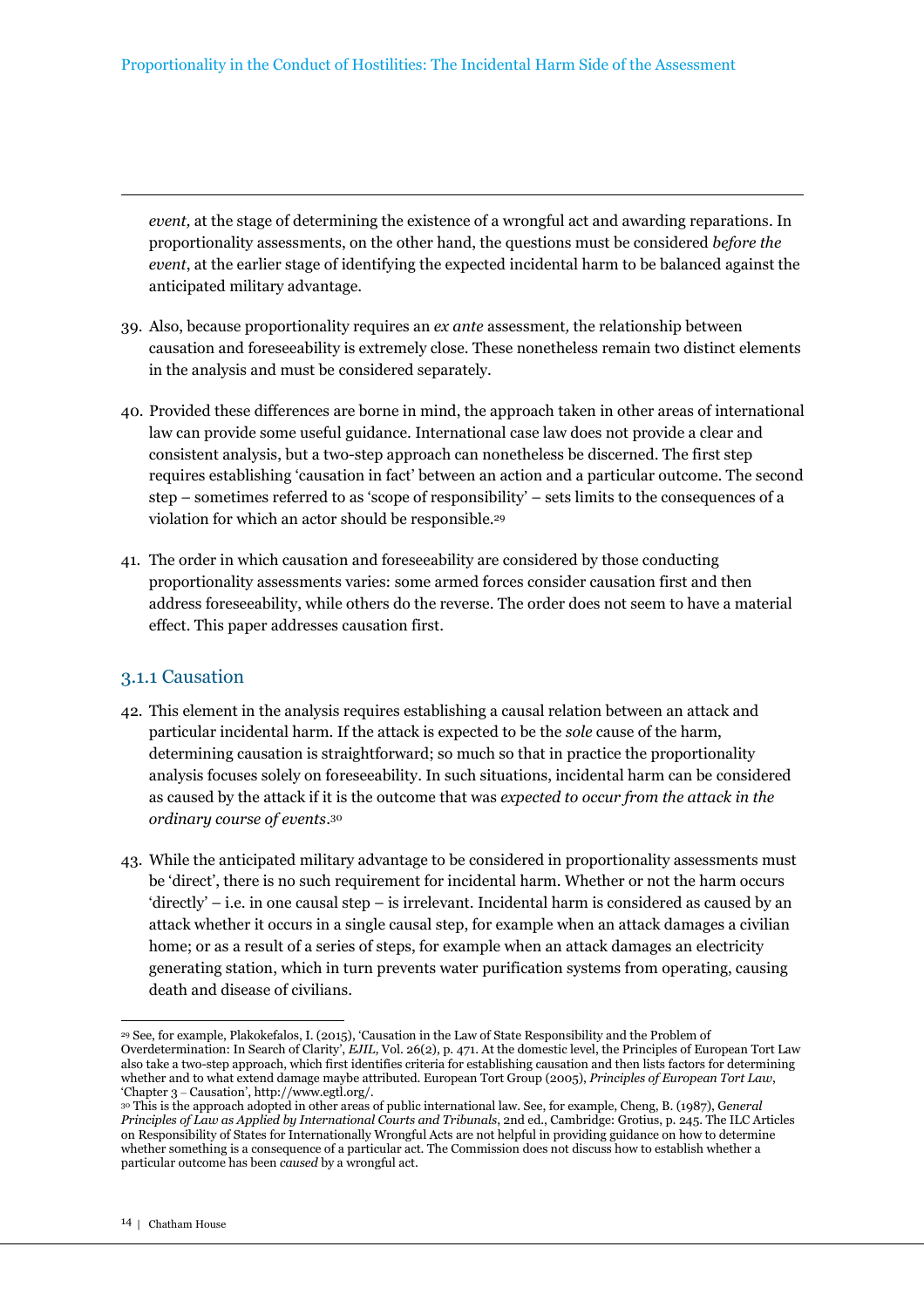*event,* at the stage of determining the existence of a wrongful act and awarding reparations. In proportionality assessments, on the other hand, the questions must be considered *before the event*, at the earlier stage of identifying the expected incidental harm to be balanced against the anticipated military advantage.

39. Also, because proportionality requires an *ex ante* assessment*,* the relationship between causation and foreseeability is extremely close. These nonetheless remain two distinct elements in the analysis and must be considered separately.

40. Provided these differences are borne in mind, the approach taken in other areas of international law can provide some useful guidance. International case law does not provide a clear and consistent analysis, but a two-step approach can nonetheless be discerned. The first step requires establishing 'causation in fact' between an action and a particular outcome. The second step – sometimes referred to as 'scope of responsibility' – sets limits to the consequences of a violation for which an actor should be responsible.[29]

41. The order in which causation and foreseeability are considered by those conducting proportionality assessments varies: some armed forces consider causation first and then address foreseeability, while others do the reverse. The order does not seem to have a material effect. This paper addresses causation first.

### 3.1.1 Causation

42. This element in the analysis requires establishing a causal relation between an attack and particular incidental harm. If the attack is expected to be the *sole* cause of the harm, determining causation is straightforward; so much so that in practice the proportionality analysis focuses solely on foreseeability. In such situations, incidental harm can be considered as caused by the attack if it is the outcome that was *expected to occur from the attack in the ordinary course of events*.[30]

43. While the anticipated military advantage to be considered in proportionality assessments must be 'direct', there is no such requirement for incidental harm. Whether or not the harm occurs 'directly' – i.e. in one causal step – is irrelevant. Incidental harm is considered as caused by an attack whether it occurs in a single causal step, for example when an attack damages a civilian home; or as a result of a series of steps, for example when an attack damages an electricity generating station, which in turn prevents water purification systems from operating, causing death and disease of civilians.

---

[29] See, for example, Plakokefalos, I. (2015), 'Causation in the Law of State Responsibility and the Problem of Overdetermination: In Search of Clarity', *EJIL,* Vol. 26(2), p. 471. At the domestic level, the Principles of European Tort Law also take a two-step approach, which first identifies criteria for establishing causation and then lists factors for determining whether and to what extend damage maybe attributed. European Tort Group (2005), *Principles of European Tort Law*, 'Chapter 3 – Causation', http://www.egtl.org/.

[30] This is the approach adopted in other areas of public international law. See, for example, Cheng, B. (1987), G*eneral Principles of Law as Applied by International Courts and Tribunals*, 2nd ed., Cambridge: Grotius, p. 245. The ILC Articles on Responsibility of States for Internationally Wrongful Acts are not helpful in providing guidance on how to determine whether something is a consequence of a particular act. The Commission does not discuss how to establish whether a particular outcome has been *caused* by a wrongful act.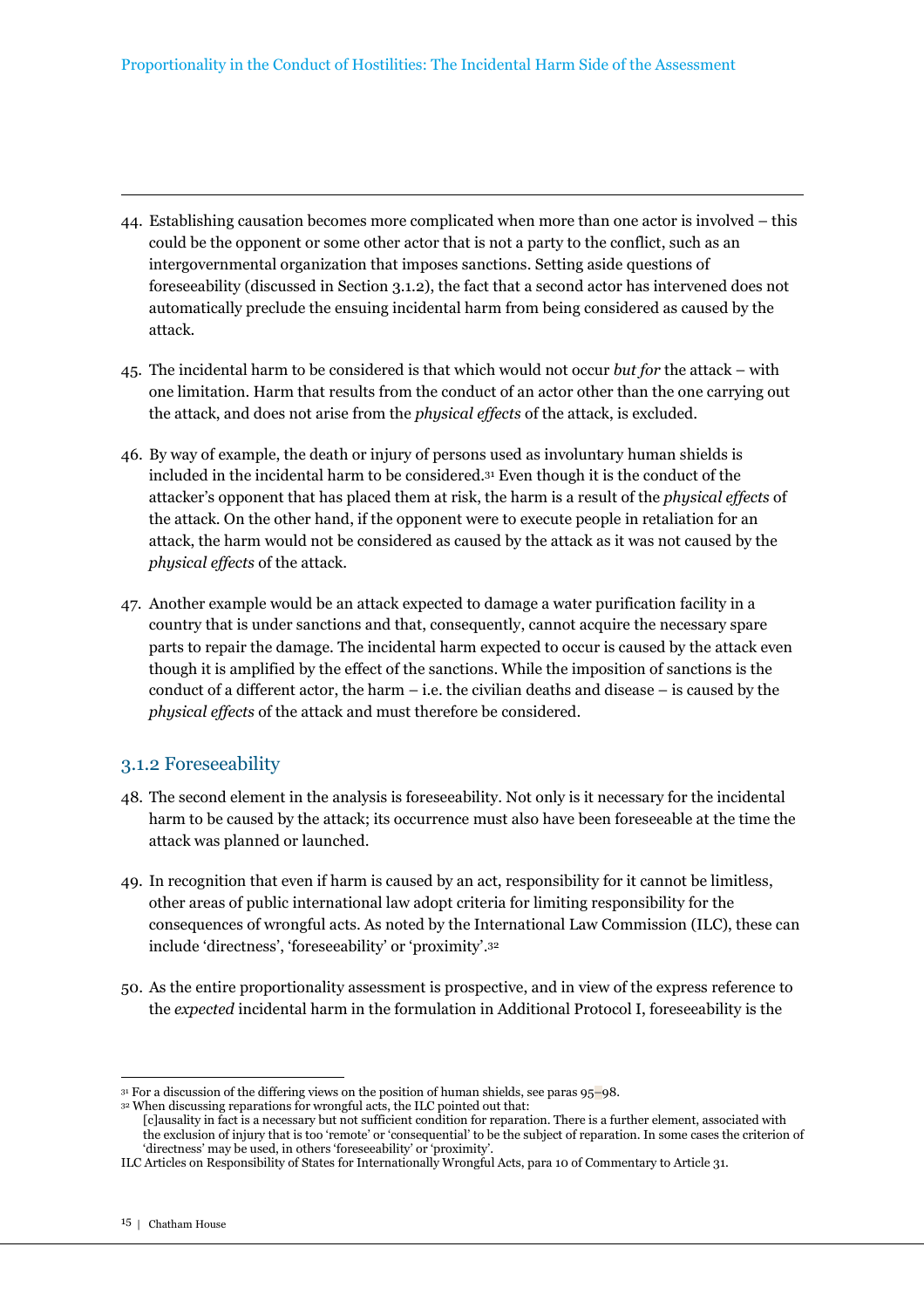44. Establishing causation becomes more complicated when more than one actor is involved – this could be the opponent or some other actor that is not a party to the conflict, such as an intergovernmental organization that imposes sanctions. Setting aside questions of foreseeability (discussed in Section 3.1.2), the fact that a second actor has intervened does not automatically preclude the ensuing incidental harm from being considered as caused by the attack.

45. The incidental harm to be considered is that which would not occur *but for* the attack – with one limitation. Harm that results from the conduct of an actor other than the one carrying out the attack, and does not arise from the *physical effects* of the attack, is excluded.

46. By way of example, the death or injury of persons used as involuntary human shields is included in the incidental harm to be considered.[31] Even though it is the conduct of the attacker's opponent that has placed them at risk, the harm is a result of the *physical effects* of the attack. On the other hand, if the opponent were to execute people in retaliation for an attack, the harm would not be considered as caused by the attack as it was not caused by the *physical effects* of the attack.

47. Another example would be an attack expected to damage a water purification facility in a country that is under sanctions and that, consequently, cannot acquire the necessary spare parts to repair the damage. The incidental harm expected to occur is caused by the attack even though it is amplified by the effect of the sanctions. While the imposition of sanctions is the conduct of a different actor, the harm – i.e. the civilian deaths and disease – is caused by the *physical effects* of the attack and must therefore be considered.

### 3.1.2 Foreseeability

48. The second element in the analysis is foreseeability. Not only is it necessary for the incidental harm to be caused by the attack; its occurrence must also have been foreseeable at the time the attack was planned or launched.

49. In recognition that even if harm is caused by an act, responsibility for it cannot be limitless, other areas of public international law adopt criteria for limiting responsibility for the consequences of wrongful acts. As noted by the International Law Commission (ILC), these can include 'directness', 'foreseeability' or 'proximity'.[32]

50. As the entire proportionality assessment is prospective, and in view of the express reference to the *expected* incidental harm in the formulation in Additional Protocol I, foreseeability is the

---

[31] For a discussion of the differing views on the position of human shields, see paras 95–98.

[32] When discussing reparations for wrongful acts, the ILC pointed out that:

> [c]ausality in fact is a necessary but not sufficient condition for reparation. There is a further element, associated with the exclusion of injury that is too 'remote' or 'consequential' to be the subject of reparation. In some cases the criterion of 'directness' may be used, in others 'foreseeability' or 'proximity'.

ILC Articles on Responsibility of States for Internationally Wrongful Acts, para 10 of Commentary to Article 31.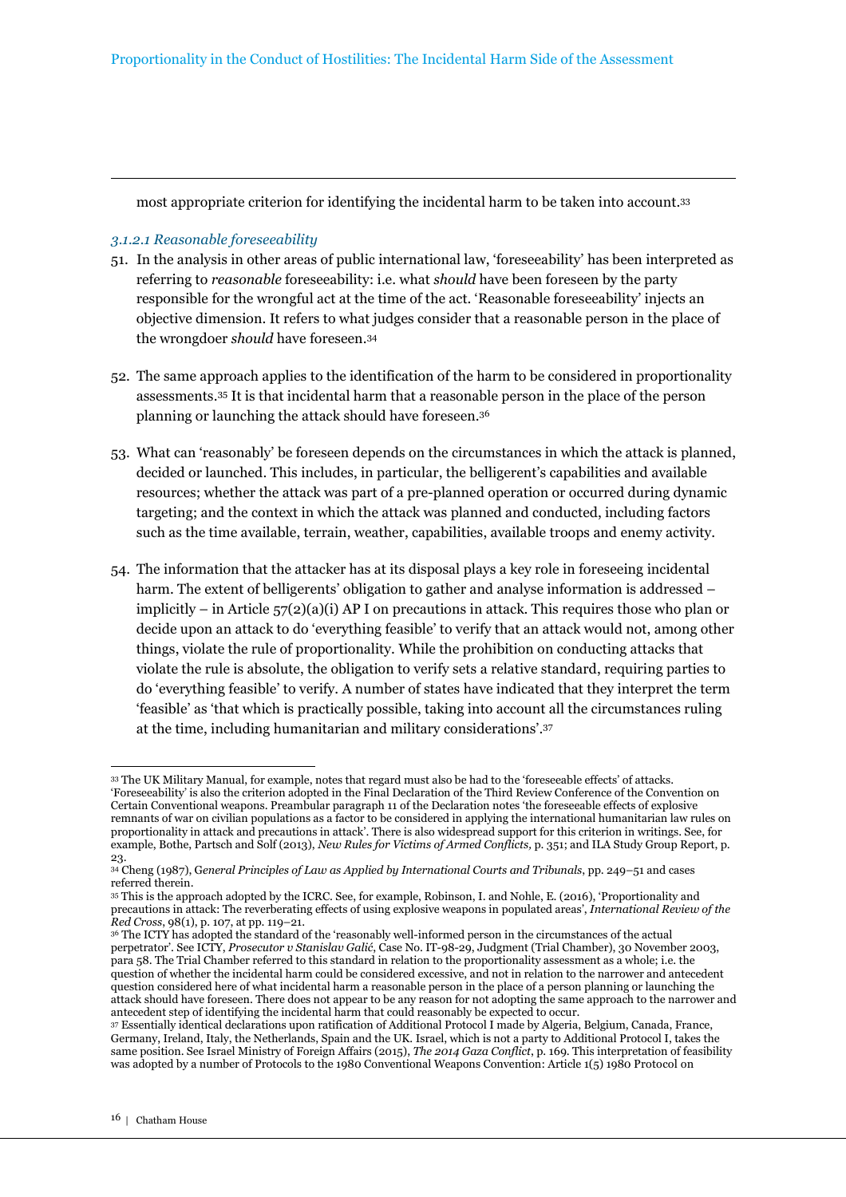most appropriate criterion for identifying the incidental harm to be taken into account.[33]

#### *3.1.2.1 Reasonable foreseeability*

51. In the analysis in other areas of public international law, 'foreseeability' has been interpreted as referring to *reasonable* foreseeability: i.e. what *should* have been foreseen by the party responsible for the wrongful act at the time of the act. 'Reasonable foreseeability' injects an objective dimension. It refers to what judges consider that a reasonable person in the place of the wrongdoer *should* have foreseen.[34]

52. The same approach applies to the identification of the harm to be considered in proportionality assessments.[35] It is that incidental harm that a reasonable person in the place of the person planning or launching the attack should have foreseen.[36]

53. What can 'reasonably' be foreseen depends on the circumstances in which the attack is planned, decided or launched. This includes, in particular, the belligerent's capabilities and available resources; whether the attack was part of a pre-planned operation or occurred during dynamic targeting; and the context in which the attack was planned and conducted, including factors such as the time available, terrain, weather, capabilities, available troops and enemy activity.

54. The information that the attacker has at its disposal plays a key role in foreseeing incidental harm. The extent of belligerents' obligation to gather and analyse information is addressed – implicitly – in Article 57(2)(a)(i) AP I on precautions in attack. This requires those who plan or decide upon an attack to do 'everything feasible' to verify that an attack would not, among other things, violate the rule of proportionality. While the prohibition on conducting attacks that violate the rule is absolute, the obligation to verify sets a relative standard, requiring parties to do 'everything feasible' to verify. A number of states have indicated that they interpret the term 'feasible' as 'that which is practically possible, taking into account all the circumstances ruling at the time, including humanitarian and military considerations'.[37]

---

[33] The UK Military Manual, for example, notes that regard must also be had to the 'foreseeable effects' of attacks. 'Foreseeability' is also the criterion adopted in the Final Declaration of the Third Review Conference of the Convention on Certain Conventional weapons. Preambular paragraph 11 of the Declaration notes 'the foreseeable effects of explosive remnants of war on civilian populations as a factor to be considered in applying the international humanitarian law rules on proportionality in attack and precautions in attack'. There is also widespread support for this criterion in writings. See, for example, Bothe, Partsch and Solf (2013), *New Rules for Victims of Armed Conflicts,* p. 351; and ILA Study Group Report, p. 23.

[34] Cheng (1987), *General Principles of Law as Applied by International Courts and Tribunals*, pp. 249–51 and cases referred therein.

[35] This is the approach adopted by the ICRC. See, for example, Robinson, I. and Nohle, E. (2016), 'Proportionality and precautions in attack: The reverberating effects of using explosive weapons in populated areas', *International Review of the Red Cross*, 98(1), p. 107, at pp. 119–21.

[36] The ICTY has adopted the standard of the 'reasonably well-informed person in the circumstances of the actual perpetrator'. See ICTY, *Prosecutor v Stanislav Galić*, Case No. IT-98-29, Judgment (Trial Chamber), 30 November 2003, para 58. The Trial Chamber referred to this standard in relation to the proportionality assessment as a whole; i.e. the question of whether the incidental harm could be considered excessive, and not in relation to the narrower and antecedent question considered here of what incidental harm a reasonable person in the place of a person planning or launching the attack should have foreseen. There does not appear to be any reason for not adopting the same approach to the narrower and antecedent step of identifying the incidental harm that could reasonably be expected to occur.

[37] Essentially identical declarations upon ratification of Additional Protocol I made by Algeria, Belgium, Canada, France, Germany, Ireland, Italy, the Netherlands, Spain and the UK. Israel, which is not a party to Additional Protocol I, takes the same position. See Israel Ministry of Foreign Affairs (2015), *The 2014 Gaza Conflict*, p. 169. This interpretation of feasibility was adopted by a number of Protocols to the 1980 Conventional Weapons Convention: Article 1(5) 1980 Protocol on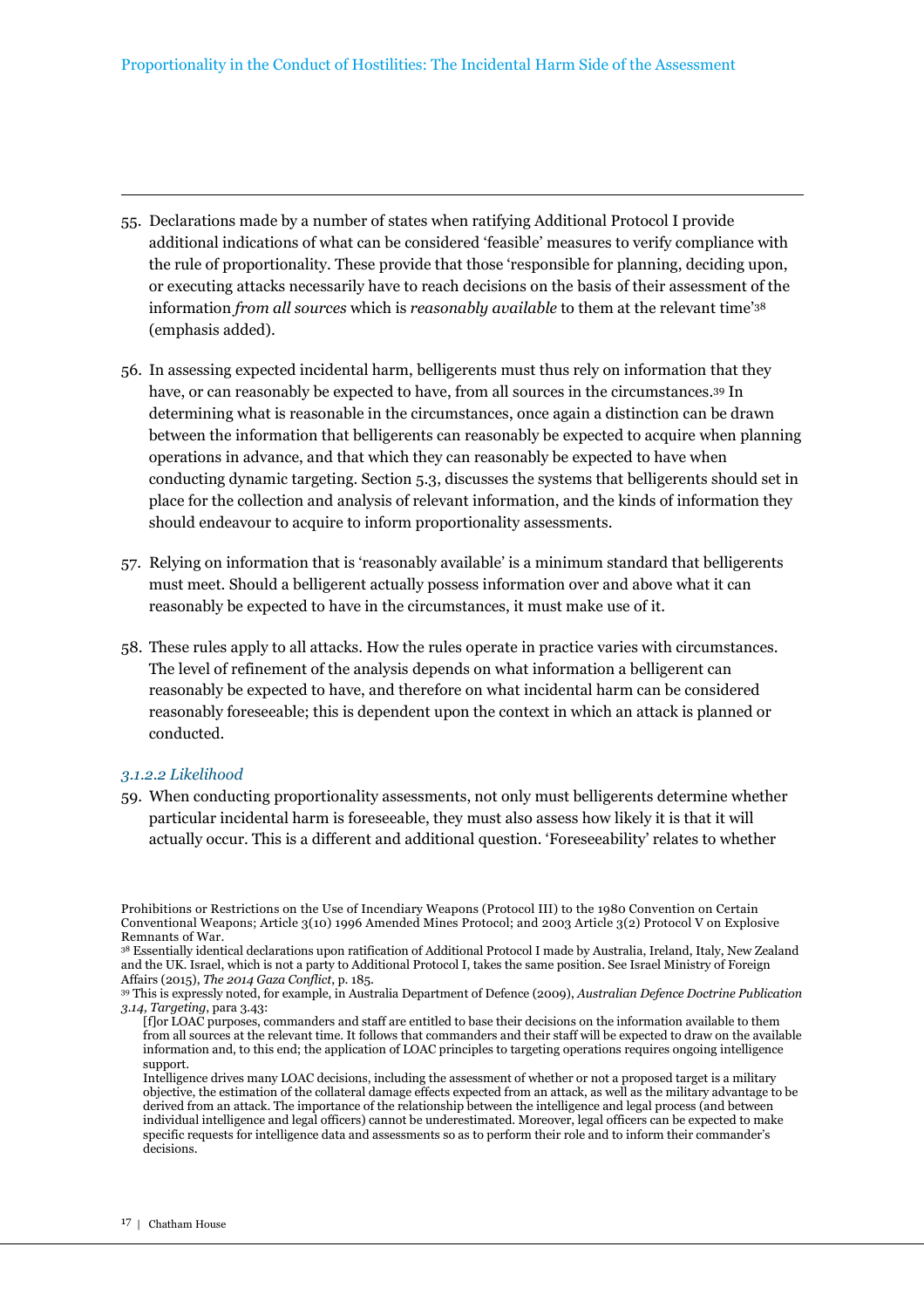55. Declarations made by a number of states when ratifying Additional Protocol I provide additional indications of what can be considered 'feasible' measures to verify compliance with the rule of proportionality. These provide that those 'responsible for planning, deciding upon, or executing attacks necessarily have to reach decisions on the basis of their assessment of the information *from all sources* which is *reasonably available* to them at the relevant time'[38] (emphasis added).

56. In assessing expected incidental harm, belligerents must thus rely on information that they have, or can reasonably be expected to have, from all sources in the circumstances.[39] In determining what is reasonable in the circumstances, once again a distinction can be drawn between the information that belligerents can reasonably be expected to acquire when planning operations in advance, and that which they can reasonably be expected to have when conducting dynamic targeting. Section 5.3, discusses the systems that belligerents should set in place for the collection and analysis of relevant information, and the kinds of information they should endeavour to acquire to inform proportionality assessments.

57. Relying on information that is 'reasonably available' is a minimum standard that belligerents must meet. Should a belligerent actually possess information over and above what it can reasonably be expected to have in the circumstances, it must make use of it.

58. These rules apply to all attacks. How the rules operate in practice varies with circumstances. The level of refinement of the analysis depends on what information a belligerent can reasonably be expected to have, and therefore on what incidental harm can be considered reasonably foreseeable; this is dependent upon the context in which an attack is planned or conducted.

#### *3.1.2.2 Likelihood*

59. When conducting proportionality assessments, not only must belligerents determine whether particular incidental harm is foreseeable, they must also assess how likely it is that it will actually occur. This is a different and additional question. 'Foreseeability' relates to whether

---

Prohibitions or Restrictions on the Use of Incendiary Weapons (Protocol III) to the 1980 Convention on Certain Conventional Weapons; Article 3(10) 1996 Amended Mines Protocol; and 2003 Article 3(2) Protocol V on Explosive Remnants of War.

[38] Essentially identical declarations upon ratification of Additional Protocol I made by Australia, Ireland, Italy, New Zealand and the UK. Israel, which is not a party to Additional Protocol I, takes the same position. See Israel Ministry of Foreign Affairs (2015), *The 2014 Gaza Conflict*, p. 185.

[39] This is expressly noted, for example, in Australia Department of Defence (2009), *Australian Defence Doctrine Publication 3.14, Targeting*, para 3.43:

> [f]or LOAC purposes, commanders and staff are entitled to base their decisions on the information available to them from all sources at the relevant time. It follows that commanders and their staff will be expected to draw on the available information and, to this end; the application of LOAC principles to targeting operations requires ongoing intelligence support.
>
> Intelligence drives many LOAC decisions, including the assessment of whether or not a proposed target is a military objective, the estimation of the collateral damage effects expected from an attack, as well as the military advantage to be derived from an attack. The importance of the relationship between the intelligence and legal process (and between individual intelligence and legal officers) cannot be underestimated. Moreover, legal officers can be expected to make specific requests for intelligence data and assessments so as to perform their role and to inform their commander's decisions.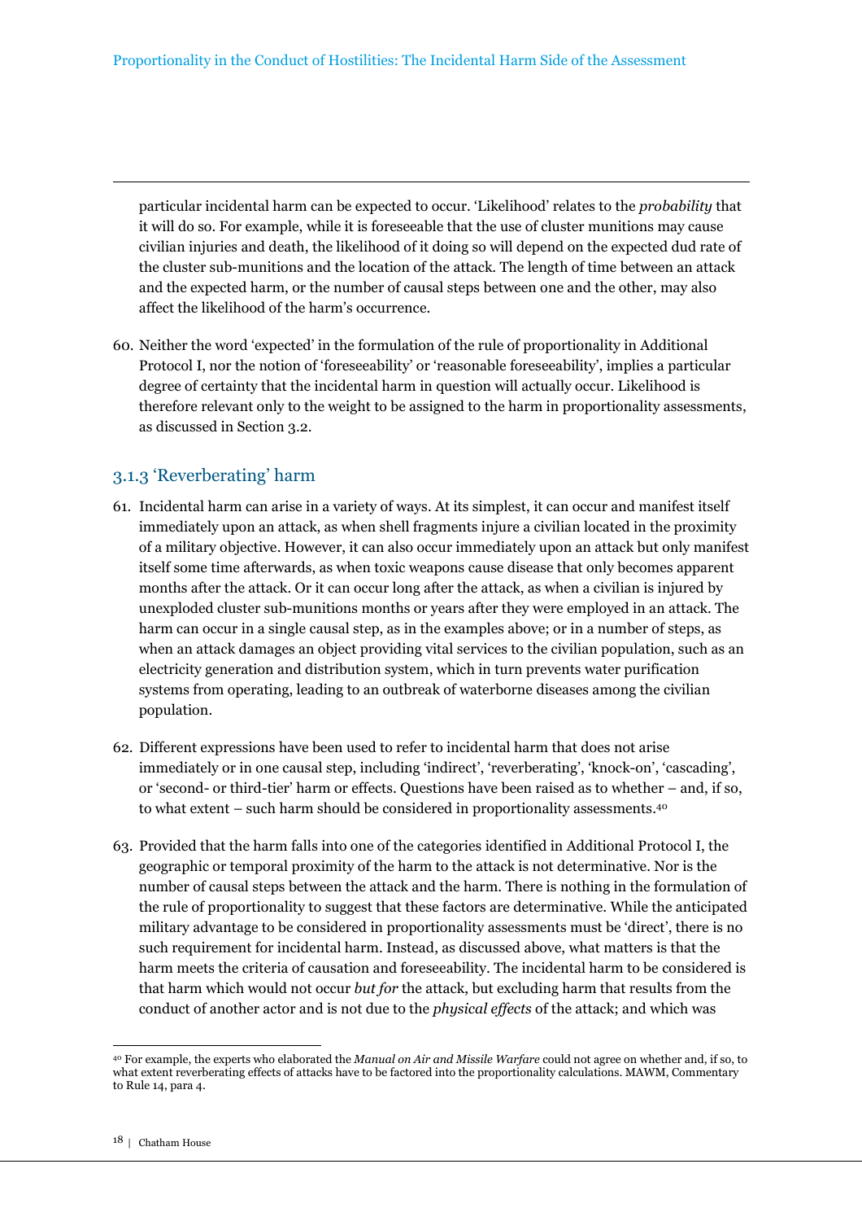particular incidental harm can be expected to occur. 'Likelihood' relates to the *probability* that it will do so. For example, while it is foreseeable that the use of cluster munitions may cause civilian injuries and death, the likelihood of it doing so will depend on the expected dud rate of the cluster sub-munitions and the location of the attack. The length of time between an attack and the expected harm, or the number of causal steps between one and the other, may also affect the likelihood of the harm's occurrence.

60. Neither the word 'expected' in the formulation of the rule of proportionality in Additional Protocol I, nor the notion of 'foreseeability' or 'reasonable foreseeability', implies a particular degree of certainty that the incidental harm in question will actually occur. Likelihood is therefore relevant only to the weight to be assigned to the harm in proportionality assessments, as discussed in Section 3.2.

### 3.1.3 'Reverberating' harm

61. Incidental harm can arise in a variety of ways. At its simplest, it can occur and manifest itself immediately upon an attack, as when shell fragments injure a civilian located in the proximity of a military objective. However, it can also occur immediately upon an attack but only manifest itself some time afterwards, as when toxic weapons cause disease that only becomes apparent months after the attack. Or it can occur long after the attack, as when a civilian is injured by unexploded cluster sub-munitions months or years after they were employed in an attack. The harm can occur in a single causal step, as in the examples above; or in a number of steps, as when an attack damages an object providing vital services to the civilian population, such as an electricity generation and distribution system, which in turn prevents water purification systems from operating, leading to an outbreak of waterborne diseases among the civilian population.

62. Different expressions have been used to refer to incidental harm that does not arise immediately or in one causal step, including 'indirect', 'reverberating', 'knock-on', 'cascading', or 'second- or third-tier' harm or effects. Questions have been raised as to whether – and, if so, to what extent – such harm should be considered in proportionality assessments.[40]

63. Provided that the harm falls into one of the categories identified in Additional Protocol I, the geographic or temporal proximity of the harm to the attack is not determinative. Nor is the number of causal steps between the attack and the harm. There is nothing in the formulation of the rule of proportionality to suggest that these factors are determinative. While the anticipated military advantage to be considered in proportionality assessments must be 'direct', there is no such requirement for incidental harm. Instead, as discussed above, what matters is that the harm meets the criteria of causation and foreseeability. The incidental harm to be considered is that harm which would not occur *but for* the attack, but excluding harm that results from the conduct of another actor and is not due to the *physical effects* of the attack; and which was

[40] For example, the experts who elaborated the *Manual on Air and Missile Warfare* could not agree on whether and, if so, to what extent reverberating effects of attacks have to be factored into the proportionality calculations. MAWM, Commentary to Rule 14, para 4.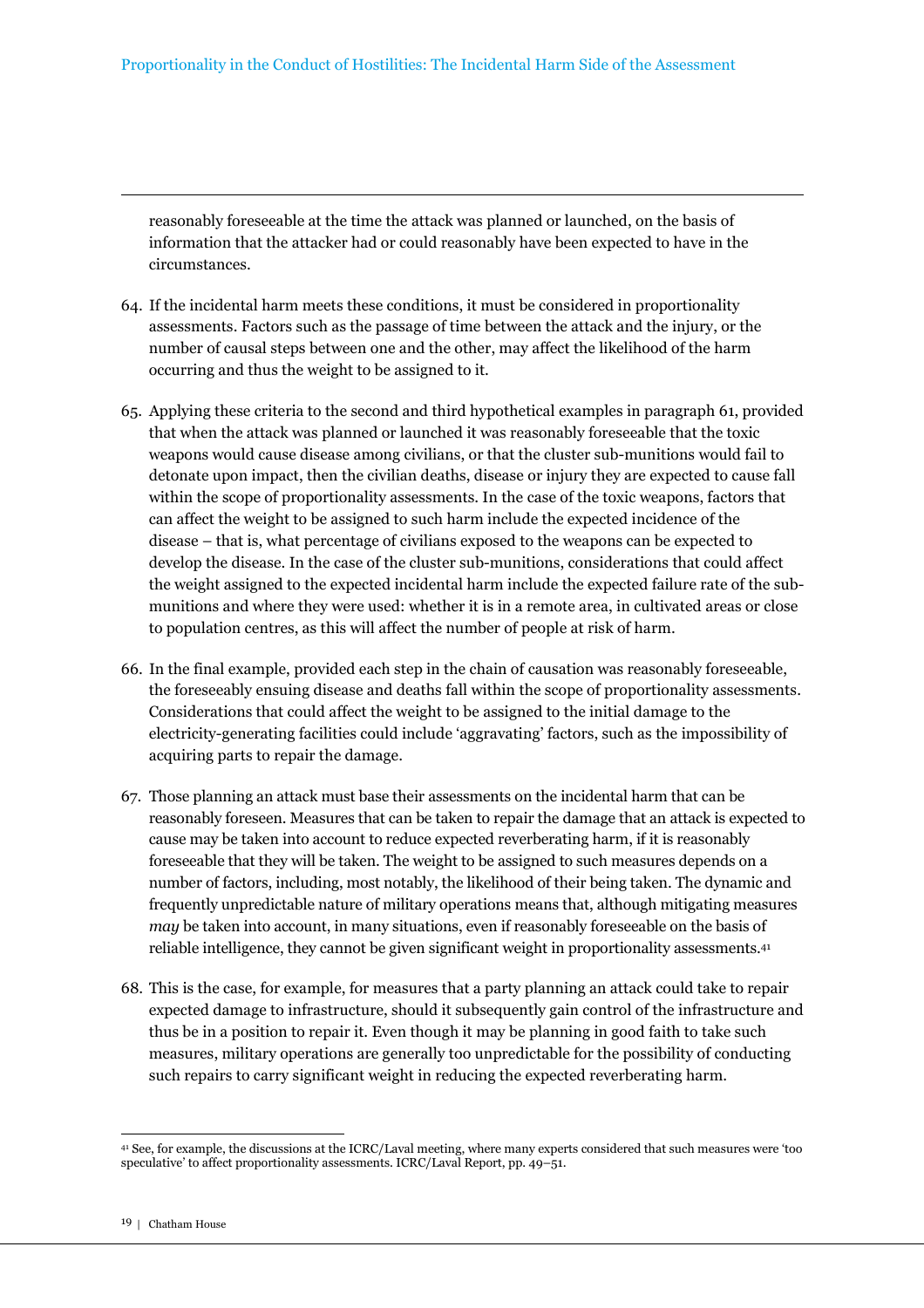reasonably foreseeable at the time the attack was planned or launched, on the basis of information that the attacker had or could reasonably have been expected to have in the circumstances.

64. If the incidental harm meets these conditions, it must be considered in proportionality assessments. Factors such as the passage of time between the attack and the injury, or the number of causal steps between one and the other, may affect the likelihood of the harm occurring and thus the weight to be assigned to it.

65. Applying these criteria to the second and third hypothetical examples in paragraph 61, provided that when the attack was planned or launched it was reasonably foreseeable that the toxic weapons would cause disease among civilians, or that the cluster sub-munitions would fail to detonate upon impact, then the civilian deaths, disease or injury they are expected to cause fall within the scope of proportionality assessments. In the case of the toxic weapons, factors that can affect the weight to be assigned to such harm include the expected incidence of the disease – that is, what percentage of civilians exposed to the weapons can be expected to develop the disease. In the case of the cluster sub-munitions, considerations that could affect the weight assigned to the expected incidental harm include the expected failure rate of the sub-munitions and where they were used: whether it is in a remote area, in cultivated areas or close to population centres, as this will affect the number of people at risk of harm.

66. In the final example, provided each step in the chain of causation was reasonably foreseeable, the foreseeably ensuing disease and deaths fall within the scope of proportionality assessments. Considerations that could affect the weight to be assigned to the initial damage to the electricity-generating facilities could include 'aggravating' factors, such as the impossibility of acquiring parts to repair the damage.

67. Those planning an attack must base their assessments on the incidental harm that can be reasonably foreseen. Measures that can be taken to repair the damage that an attack is expected to cause may be taken into account to reduce expected reverberating harm, if it is reasonably foreseeable that they will be taken. The weight to be assigned to such measures depends on a number of factors, including, most notably, the likelihood of their being taken. The dynamic and frequently unpredictable nature of military operations means that, although mitigating measures *may* be taken into account, in many situations, even if reasonably foreseeable on the basis of reliable intelligence, they cannot be given significant weight in proportionality assessments.[41]

68. This is the case, for example, for measures that a party planning an attack could take to repair expected damage to infrastructure, should it subsequently gain control of the infrastructure and thus be in a position to repair it. Even though it may be planning in good faith to take such measures, military operations are generally too unpredictable for the possibility of conducting such repairs to carry significant weight in reducing the expected reverberating harm.

[41] See, for example, the discussions at the ICRC/Laval meeting, where many experts considered that such measures were 'too speculative' to affect proportionality assessments. ICRC/Laval Report, pp. 49–51.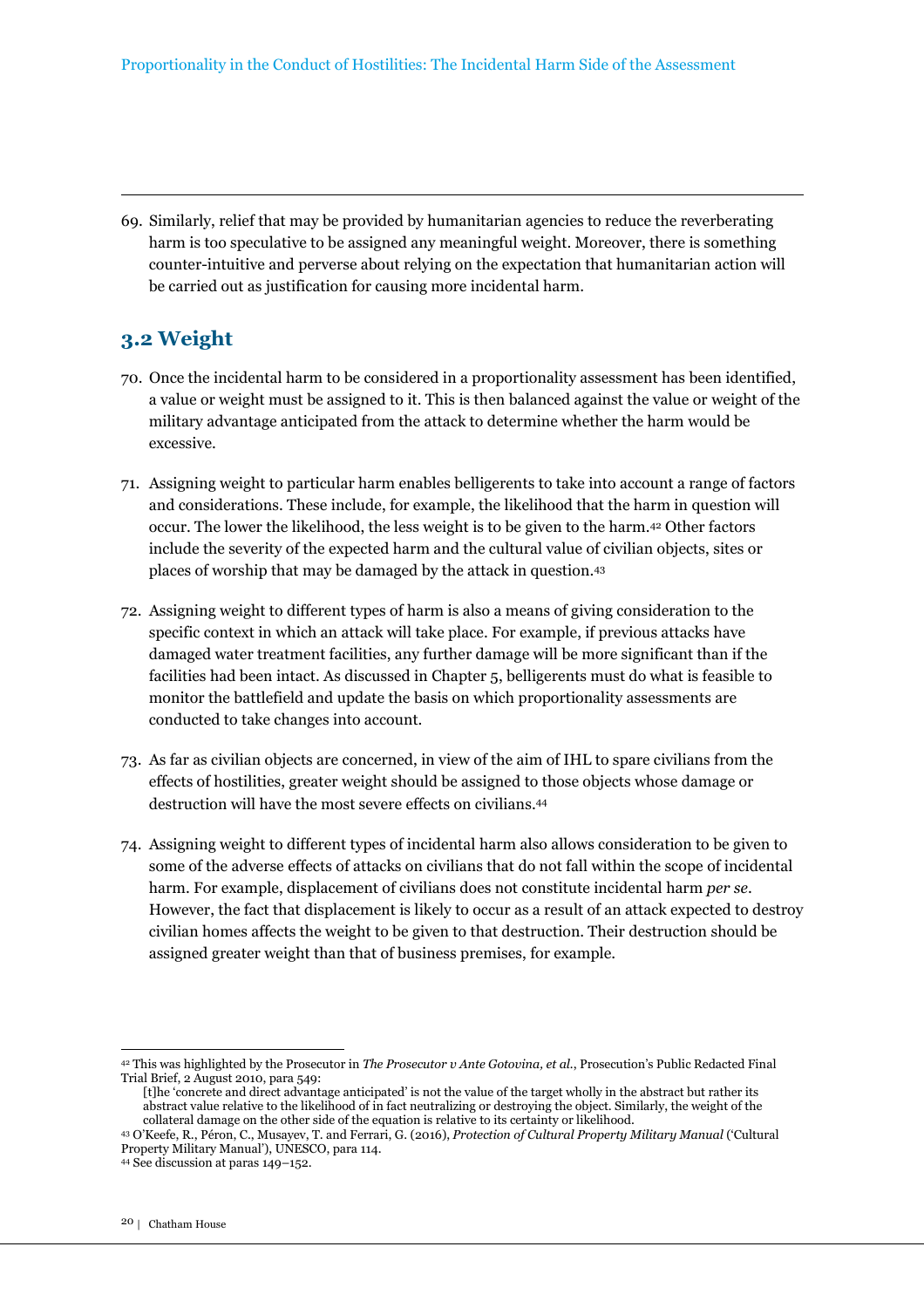69. Similarly, relief that may be provided by humanitarian agencies to reduce the reverberating harm is too speculative to be assigned any meaningful weight. Moreover, there is something counter-intuitive and perverse about relying on the expectation that humanitarian action will be carried out as justification for causing more incidental harm.

## 3.2 Weight

70. Once the incidental harm to be considered in a proportionality assessment has been identified, a value or weight must be assigned to it. This is then balanced against the value or weight of the military advantage anticipated from the attack to determine whether the harm would be excessive.

71. Assigning weight to particular harm enables belligerents to take into account a range of factors and considerations. These include, for example, the likelihood that the harm in question will occur. The lower the likelihood, the less weight is to be given to the harm.[42] Other factors include the severity of the expected harm and the cultural value of civilian objects, sites or places of worship that may be damaged by the attack in question.[43]

72. Assigning weight to different types of harm is also a means of giving consideration to the specific context in which an attack will take place. For example, if previous attacks have damaged water treatment facilities, any further damage will be more significant than if the facilities had been intact. As discussed in Chapter 5, belligerents must do what is feasible to monitor the battlefield and update the basis on which proportionality assessments are conducted to take changes into account.

73. As far as civilian objects are concerned, in view of the aim of IHL to spare civilians from the effects of hostilities, greater weight should be assigned to those objects whose damage or destruction will have the most severe effects on civilians.[44]

74. Assigning weight to different types of incidental harm also allows consideration to be given to some of the adverse effects of attacks on civilians that do not fall within the scope of incidental harm. For example, displacement of civilians does not constitute incidental harm *per se*. However, the fact that displacement is likely to occur as a result of an attack expected to destroy civilian homes affects the weight to be given to that destruction. Their destruction should be assigned greater weight than that of business premises, for example.

---

[42] This was highlighted by the Prosecutor in *The Prosecutor v Ante Gotovina, et al.*, Prosecution's Public Redacted Final Trial Brief, 2 August 2010, para 549:

> [t]he 'concrete and direct advantage anticipated' is not the value of the target wholly in the abstract but rather its abstract value relative to the likelihood of in fact neutralizing or destroying the object. Similarly, the weight of the collateral damage on the other side of the equation is relative to its certainty or likelihood.

[43] O'Keefe, R., Péron, C., Musayev, T. and Ferrari, G. (2016), *Protection of Cultural Property Military Manual* ('Cultural Property Military Manual'), UNESCO, para 114.

[44] See discussion at paras 149–152.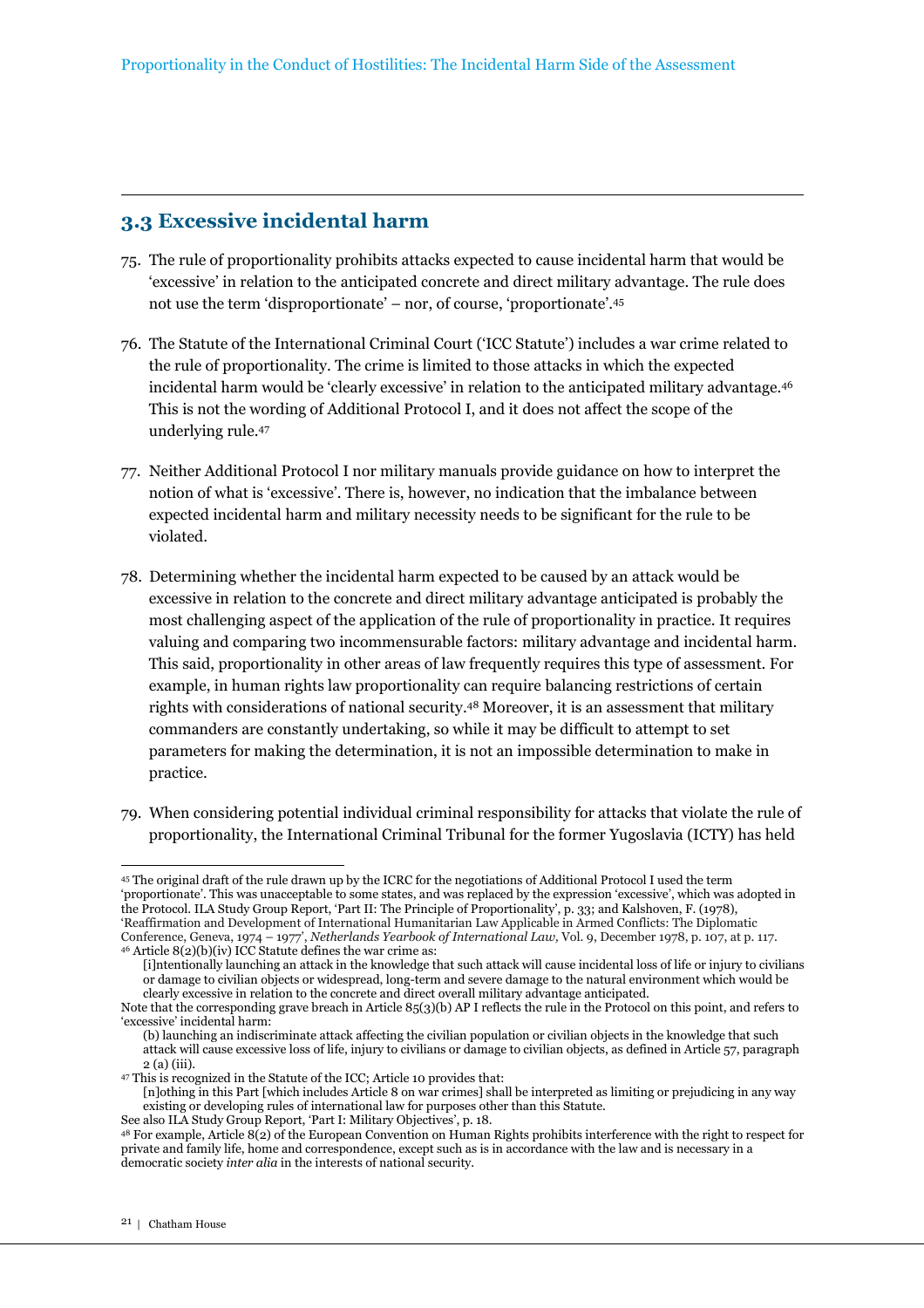## 3.3 Excessive incidental harm

75. The rule of proportionality prohibits attacks expected to cause incidental harm that would be 'excessive' in relation to the anticipated concrete and direct military advantage. The rule does not use the term 'disproportionate' – nor, of course, 'proportionate'.[45]

76. The Statute of the International Criminal Court ('ICC Statute') includes a war crime related to the rule of proportionality. The crime is limited to those attacks in which the expected incidental harm would be 'clearly excessive' in relation to the anticipated military advantage.[46] This is not the wording of Additional Protocol I, and it does not affect the scope of the underlying rule.[47]

77. Neither Additional Protocol I nor military manuals provide guidance on how to interpret the notion of what is 'excessive'. There is, however, no indication that the imbalance between expected incidental harm and military necessity needs to be significant for the rule to be violated.

78. Determining whether the incidental harm expected to be caused by an attack would be excessive in relation to the concrete and direct military advantage anticipated is probably the most challenging aspect of the application of the rule of proportionality in practice. It requires valuing and comparing two incommensurable factors: military advantage and incidental harm. This said, proportionality in other areas of law frequently requires this type of assessment. For example, in human rights law proportionality can require balancing restrictions of certain rights with considerations of national security.[48] Moreover, it is an assessment that military commanders are constantly undertaking, so while it may be difficult to attempt to set parameters for making the determination, it is not an impossible determination to make in practice.

79. When considering potential individual criminal responsibility for attacks that violate the rule of proportionality, the International Criminal Tribunal for the former Yugoslavia (ICTY) has held

---

[45] The original draft of the rule drawn up by the ICRC for the negotiations of Additional Protocol I used the term 'proportionate'. This was unacceptable to some states, and was replaced by the expression 'excessive', which was adopted in the Protocol. ILA Study Group Report, 'Part II: The Principle of Proportionality', p. 33; and Kalshoven, F. (1978), 'Reaffirmation and Development of International Humanitarian Law Applicable in Armed Conflicts: The Diplomatic Conference, Geneva, 1974 – 1977', *Netherlands Yearbook of International Law,* Vol. 9, December 1978, p. 107, at p. 117.

[46] Article 8(2)(b)(iv) ICC Statute defines the war crime as:

> [i]ntentionally launching an attack in the knowledge that such attack will cause incidental loss of life or injury to civilians or damage to civilian objects or widespread, long-term and severe damage to the natural environment which would be clearly excessive in relation to the concrete and direct overall military advantage anticipated.

Note that the corresponding grave breach in Article 85(3)(b) AP I reflects the rule in the Protocol on this point, and refers to 'excessive' incidental harm:

> (b) launching an indiscriminate attack affecting the civilian population or civilian objects in the knowledge that such attack will cause excessive loss of life, injury to civilians or damage to civilian objects, as defined in Article 57, paragraph 2 (a) (iii).

[47] This is recognized in the Statute of the ICC; Article 10 provides that:

> [n]othing in this Part [which includes Article 8 on war crimes] shall be interpreted as limiting or prejudicing in any way existing or developing rules of international law for purposes other than this Statute.

See also ILA Study Group Report, 'Part I: Military Objectives', p. 18.

[48] For example, Article 8(2) of the European Convention on Human Rights prohibits interference with the right to respect for private and family life, home and correspondence, except such as is in accordance with the law and is necessary in a democratic society *inter alia* in the interests of national security.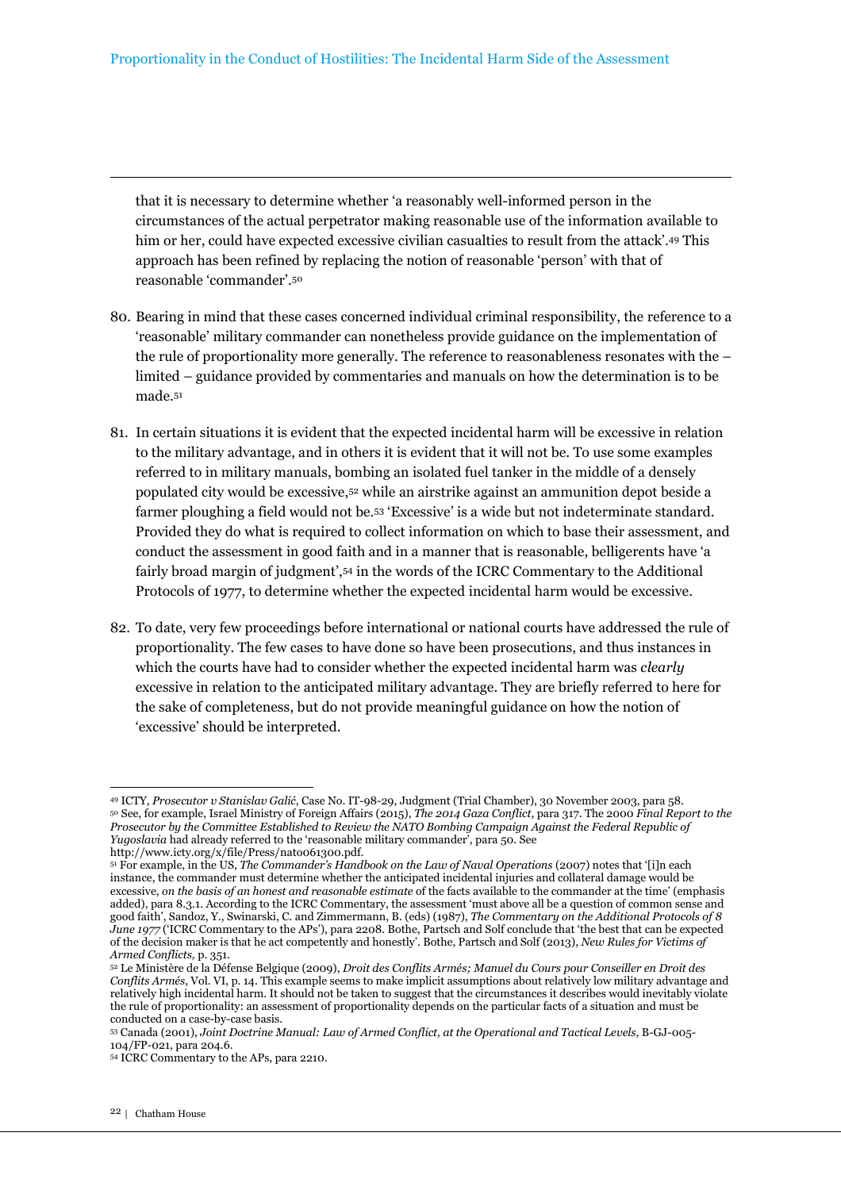that it is necessary to determine whether 'a reasonably well-informed person in the circumstances of the actual perpetrator making reasonable use of the information available to him or her, could have expected excessive civilian casualties to result from the attack'.[49] This approach has been refined by replacing the notion of reasonable 'person' with that of reasonable 'commander'.[50]

80. Bearing in mind that these cases concerned individual criminal responsibility, the reference to a 'reasonable' military commander can nonetheless provide guidance on the implementation of the rule of proportionality more generally. The reference to reasonableness resonates with the – limited – guidance provided by commentaries and manuals on how the determination is to be made.[51]

81. In certain situations it is evident that the expected incidental harm will be excessive in relation to the military advantage, and in others it is evident that it will not be. To use some examples referred to in military manuals, bombing an isolated fuel tanker in the middle of a densely populated city would be excessive,[52] while an airstrike against an ammunition depot beside a farmer ploughing a field would not be.[53] 'Excessive' is a wide but not indeterminate standard. Provided they do what is required to collect information on which to base their assessment, and conduct the assessment in good faith and in a manner that is reasonable, belligerents have 'a fairly broad margin of judgment',[54] in the words of the ICRC Commentary to the Additional Protocols of 1977, to determine whether the expected incidental harm would be excessive.

82. To date, very few proceedings before international or national courts have addressed the rule of proportionality. The few cases to have done so have been prosecutions, and thus instances in which the courts have had to consider whether the expected incidental harm was *clearly* excessive in relation to the anticipated military advantage. They are briefly referred to here for the sake of completeness, but do not provide meaningful guidance on how the notion of 'excessive' should be interpreted.

---

[49] ICTY, *Prosecutor v Stanislav Galić*, Case No. IT-98-29, Judgment (Trial Chamber), 30 November 2003, para 58.

[50] See, for example, Israel Ministry of Foreign Affairs (2015), *The 2014 Gaza Conflict*, para 317. The 2000 *Final Report to the Prosecutor by the Committee Established to Review the NATO Bombing Campaign Against the Federal Republic of Yugoslavia* had already referred to the 'reasonable military commander', para 50. See http://www.icty.org/x/file/Press/nato061300.pdf.

[51] For example, in the US, *The Commander's Handbook on the Law of Naval Operations* (2007) notes that '[i]n each instance, the commander must determine whether the anticipated incidental injuries and collateral damage would be excessive, *on the basis of an honest and reasonable estimate* of the facts available to the commander at the time' (emphasis added), para 8.3.1. According to the ICRC Commentary, the assessment 'must above all be a question of common sense and good faith', Sandoz, Y., Swinarski, C. and Zimmermann, B. (eds) (1987), *The Commentary on the Additional Protocols of 8 June 1977* ('ICRC Commentary to the APs'), para 2208. Bothe, Partsch and Solf conclude that 'the best that can be expected of the decision maker is that he act competently and honestly'. Bothe, Partsch and Solf (2013), *New Rules for Victims of Armed Conflicts*, p. 351.

[52] Le Ministère de la Défense Belgique (2009), *Droit des Conflits Armés; Manuel du Cours pour Conseiller en Droit des Conflits Armés*, Vol. VI, p. 14. This example seems to make implicit assumptions about relatively low military advantage and relatively high incidental harm. It should not be taken to suggest that the circumstances it describes would inevitably violate the rule of proportionality: an assessment of proportionality depends on the particular facts of a situation and must be conducted on a case-by-case basis.

[53] Canada (2001), *Joint Doctrine Manual: Law of Armed Conflict, at the Operational and Tactical Levels*, B-GJ-005-104/FP-021, para 204.6.

[54] ICRC Commentary to the APs, para 2210.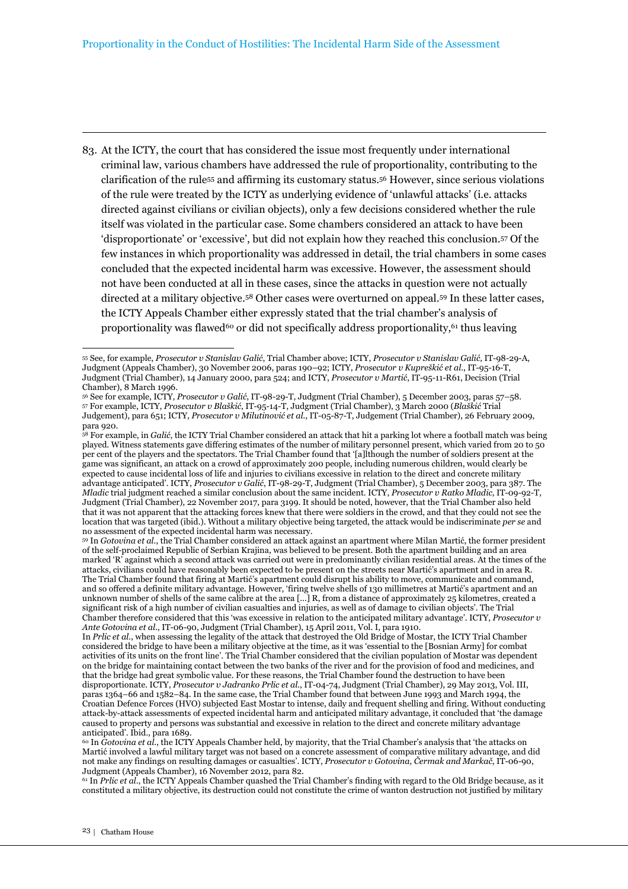83. At the ICTY, the court that has considered the issue most frequently under international criminal law, various chambers have addressed the rule of proportionality, contributing to the clarification of the rule[55] and affirming its customary status.[56] However, since serious violations of the rule were treated by the ICTY as underlying evidence of 'unlawful attacks' (i.e. attacks directed against civilians or civilian objects), only a few decisions considered whether the rule itself was violated in the particular case. Some chambers considered an attack to have been 'disproportionate' or 'excessive', but did not explain how they reached this conclusion.[57] Of the few instances in which proportionality was addressed in detail, the trial chambers in some cases concluded that the expected incidental harm was excessive. However, the assessment should not have been conducted at all in these cases, since the attacks in question were not actually directed at a military objective.[58] Other cases were overturned on appeal.[59] In these latter cases, the ICTY Appeals Chamber either expressly stated that the trial chamber's analysis of proportionality was flawed[60] or did not specifically address proportionality,[61] thus leaving

---

[55] See, for example, *Prosecutor v Stanislav Galić*, Trial Chamber above; ICTY, *Prosecutor v Stanislav Galić*, IT-98-29-A, Judgment (Appeals Chamber), 30 November 2006, paras 190–92; ICTY, *Prosecutor v Kupreškić et al.*, IT-95-16-T, Judgment (Trial Chamber), 14 January 2000, para 524; and ICTY, *Prosecutor v Martić*, IT-95-11-R61, Decision (Trial Chamber), 8 March 1996.

[56] See for example, ICTY, *Prosecutor v Galić*, IT-98-29-T, Judgment (Trial Chamber), 5 December 2003, paras 57–58.

[57] For example, ICTY, *Prosecutor v Blaškić*, IT-95-14-T, Judgment (Trial Chamber), 3 March 2000 (*Blaškić* Trial Judgement), para 651; ICTY, *Prosecutor v Milutinović et al.*, IT-05-87-T, Judgement (Trial Chamber), 26 February 2009, para 920.

[58] For example, in *Galić*, the ICTY Trial Chamber considered an attack that hit a parking lot where a football match was being played. Witness statements gave differing estimates of the number of military personnel present, which varied from 20 to 50 per cent of the players and the spectators. The Trial Chamber found that '[a]lthough the number of soldiers present at the game was significant, an attack on a crowd of approximately 200 people, including numerous children, would clearly be expected to cause incidental loss of life and injuries to civilians excessive in relation to the direct and concrete military advantage anticipated'. ICTY, *Prosecutor v Galić*, IT-98-29-T, Judgment (Trial Chamber), 5 December 2003, para 387. The *Mladic* trial judgment reached a similar conclusion about the same incident. ICTY, *Prosecutor v Ratko Mladic*, IT-09-92-T, Judgment (Trial Chamber), 22 November 2017, para 3199. It should be noted, however, that the Trial Chamber also held that it was not apparent that the attacking forces knew that there were soldiers in the crowd, and that they could not see the location that was targeted (ibid.). Without a military objective being targeted, the attack would be indiscriminate *per se* and no assessment of the expected incidental harm was necessary.

[59] In *Gotovina et al.*, the Trial Chamber considered an attack against an apartment where Milan Martić, the former president of the self-proclaimed Republic of Serbian Krajina, was believed to be present. Both the apartment building and an area marked 'R' against which a second attack was carried out were in predominantly civilian residential areas. At the times of the attacks, civilians could have reasonably been expected to be present on the streets near Martić's apartment and in area R. The Trial Chamber found that firing at Martić's apartment could disrupt his ability to move, communicate and command, and so offered a definite military advantage. However, 'firing twelve shells of 130 millimetres at Martić's apartment and an unknown number of shells of the same calibre at the area […] R, from a distance of approximately 25 kilometres, created a significant risk of a high number of civilian casualties and injuries, as well as of damage to civilian objects'. The Trial Chamber therefore considered that this 'was excessive in relation to the anticipated military advantage'. ICTY, *Prosecutor v Ante Gotovina et al.*, IT-06-90, Judgment (Trial Chamber), 15 April 2011, Vol. I, para 1910.
In *Prlic et al.*, when assessing the legality of the attack that destroyed the Old Bridge of Mostar, the ICTY Trial Chamber considered the bridge to have been a military objective at the time, as it was 'essential to the [Bosnian Army] for combat activities of its units on the front line'. The Trial Chamber considered that the civilian population of Mostar was dependent on the bridge for maintaining contact between the two banks of the river and for the provision of food and medicines, and that the bridge had great symbolic value. For these reasons, the Trial Chamber found the destruction to have been disproportionate. ICTY, *Prosecutor v Jadranko Prlic et al.*, IT-04-74, Judgment (Trial Chamber), 29 May 2013, Vol. III, paras 1364–66 and 1582–84. In the same case, the Trial Chamber found that between June 1993 and March 1994, the Croatian Defence Forces (HVO) subjected East Mostar to intense, daily and frequent shelling and firing. Without conducting attack-by-attack assessments of expected incidental harm and anticipated military advantage, it concluded that 'the damage caused to property and persons was substantial and excessive in relation to the direct and concrete military advantage anticipated'. Ibid., para 1689.

[60] In *Gotovina et al.*, the ICTY Appeals Chamber held, by majority, that the Trial Chamber's analysis that 'the attacks on Martić involved a lawful military target was not based on a concrete assessment of comparative military advantage, and did not make any findings on resulting damages or casualties'. ICTY, *Prosecutor v Gotovina, Čermak and Markač*, IT-06-90, Judgment (Appeals Chamber), 16 November 2012, para 82.

[61] In *Prlic et al.*, the ICTY Appeals Chamber quashed the Trial Chamber's finding with regard to the Old Bridge because, as it constituted a military objective, its destruction could not constitute the crime of wanton destruction not justified by military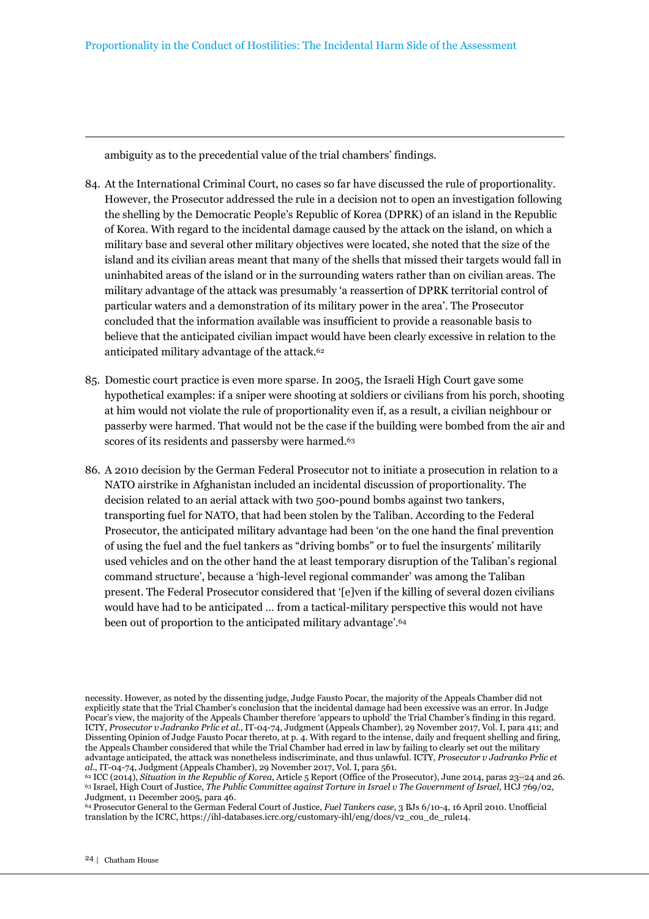ambiguity as to the precedential value of the trial chambers' findings.

84. At the International Criminal Court, no cases so far have discussed the rule of proportionality. However, the Prosecutor addressed the rule in a decision not to open an investigation following the shelling by the Democratic People's Republic of Korea (DPRK) of an island in the Republic of Korea. With regard to the incidental damage caused by the attack on the island, on which a military base and several other military objectives were located, she noted that the size of the island and its civilian areas meant that many of the shells that missed their targets would fall in uninhabited areas of the island or in the surrounding waters rather than on civilian areas. The military advantage of the attack was presumably 'a reassertion of DPRK territorial control of particular waters and a demonstration of its military power in the area'. The Prosecutor concluded that the information available was insufficient to provide a reasonable basis to believe that the anticipated civilian impact would have been clearly excessive in relation to the anticipated military advantage of the attack.[62]

85. Domestic court practice is even more sparse. In 2005, the Israeli High Court gave some hypothetical examples: if a sniper were shooting at soldiers or civilians from his porch, shooting at him would not violate the rule of proportionality even if, as a result, a civilian neighbour or passerby were harmed. That would not be the case if the building were bombed from the air and scores of its residents and passersby were harmed.[63]

86. A 2010 decision by the German Federal Prosecutor not to initiate a prosecution in relation to a NATO airstrike in Afghanistan included an incidental discussion of proportionality. The decision related to an aerial attack with two 500-pound bombs against two tankers, transporting fuel for NATO, that had been stolen by the Taliban. According to the Federal Prosecutor, the anticipated military advantage had been 'on the one hand the final prevention of using the fuel and the fuel tankers as "driving bombs" or to fuel the insurgents' militarily used vehicles and on the other hand the at least temporary disruption of the Taliban's regional command structure', because a 'high-level regional commander' was among the Taliban present. The Federal Prosecutor considered that '[e]ven if the killing of several dozen civilians would have had to be anticipated … from a tactical-military perspective this would not have been out of proportion to the anticipated military advantage'.[64]

---

necessity. However, as noted by the dissenting judge, Judge Fausto Pocar, the majority of the Appeals Chamber did not explicitly state that the Trial Chamber's conclusion that the incidental damage had been excessive was an error. In Judge Pocar's view, the majority of the Appeals Chamber therefore 'appears to uphold' the Trial Chamber's finding in this regard. ICTY, *Prosecutor v Jadranko Prlic et al.*, IT-04-74, Judgment (Appeals Chamber), 29 November 2017, Vol. I, para 411; and Dissenting Opinion of Judge Fausto Pocar thereto, at p. 4. With regard to the intense, daily and frequent shelling and firing, the Appeals Chamber considered that while the Trial Chamber had erred in law by failing to clearly set out the military advantage anticipated, the attack was nonetheless indiscriminate, and thus unlawful. ICTY, *Prosecutor v Jadranko Prlic et al.*, IT-04-74, Judgment (Appeals Chamber), 29 November 2017, Vol. I, para 561.

[62] ICC (2014), *Situation in the Republic of Korea*, Article 5 Report (Office of the Prosecutor), June 2014, paras 23–24 and 26.

[63] Israel, High Court of Justice, *The Public Committee against Torture in Israel v The Government of Israel*, HCJ 769/02, Judgment, 11 December 2005, para 46.

[64] Prosecutor General to the German Federal Court of Justice, *Fuel Tankers case*, 3 BJs 6/10-4, 16 April 2010. Unofficial translation by the ICRC, https://ihl-databases.icrc.org/customary-ihl/eng/docs/v2_cou_de_rule14.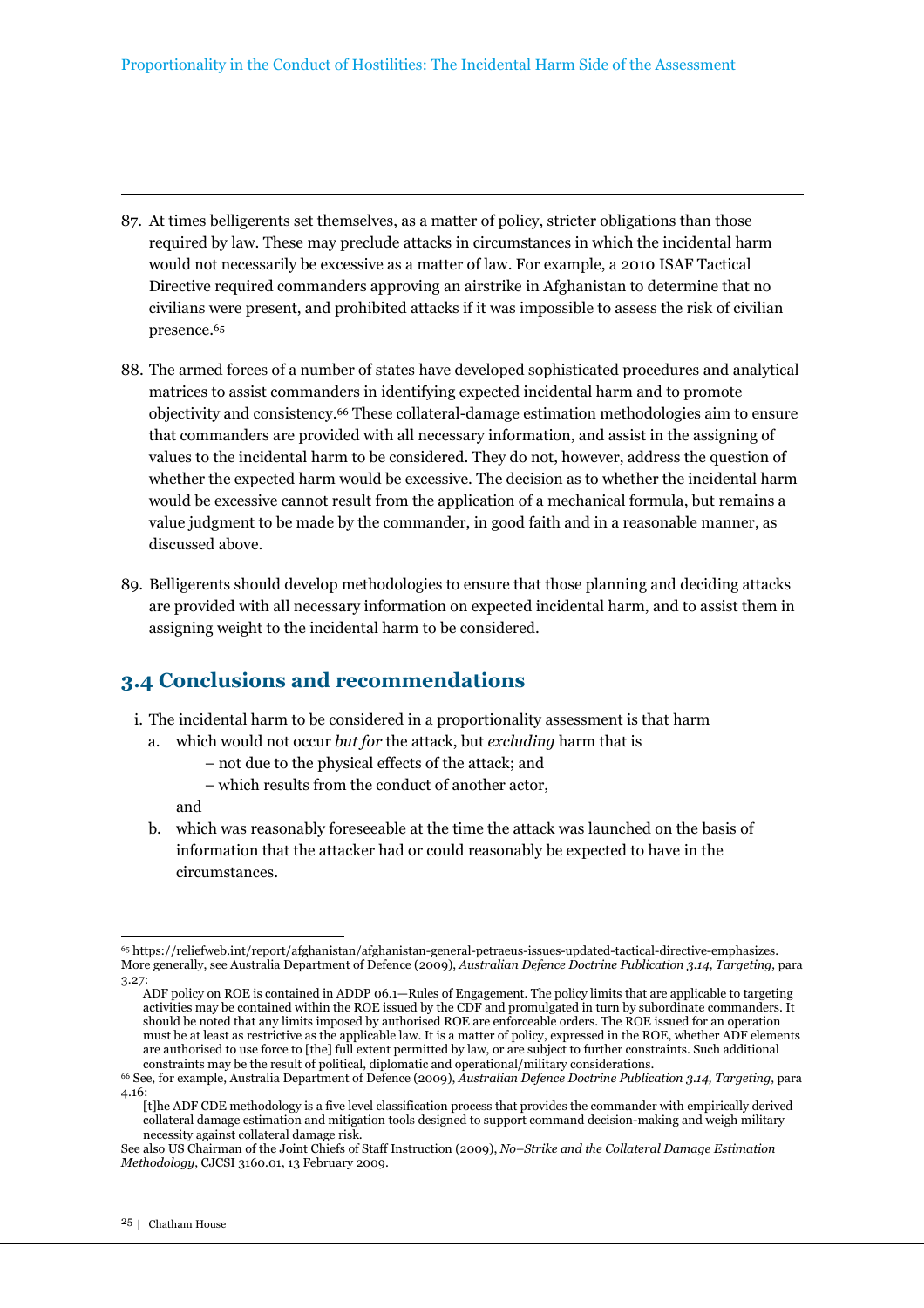87. At times belligerents set themselves, as a matter of policy, stricter obligations than those required by law. These may preclude attacks in circumstances in which the incidental harm would not necessarily be excessive as a matter of law. For example, a 2010 ISAF Tactical Directive required commanders approving an airstrike in Afghanistan to determine that no civilians were present, and prohibited attacks if it was impossible to assess the risk of civilian presence.[65]

88. The armed forces of a number of states have developed sophisticated procedures and analytical matrices to assist commanders in identifying expected incidental harm and to promote objectivity and consistency.[66] These collateral-damage estimation methodologies aim to ensure that commanders are provided with all necessary information, and assist in the assigning of values to the incidental harm to be considered. They do not, however, address the question of whether the expected harm would be excessive. The decision as to whether the incidental harm would be excessive cannot result from the application of a mechanical formula, but remains a value judgment to be made by the commander, in good faith and in a reasonable manner, as discussed above.

89. Belligerents should develop methodologies to ensure that those planning and deciding attacks are provided with all necessary information on expected incidental harm, and to assist them in assigning weight to the incidental harm to be considered.

## 3.4 Conclusions and recommendations

i. The incidental harm to be considered in a proportionality assessment is that harm
   a. which would not occur *but for* the attack, but *excluding* harm that is
      – not due to the physical effects of the attack; and
      – which results from the conduct of another actor,

      and
   b. which was reasonably foreseeable at the time the attack was launched on the basis of information that the attacker had or could reasonably be expected to have in the circumstances.

---

[65] https://reliefweb.int/report/afghanistan/afghanistan-general-petraeus-issues-updated-tactical-directive-emphasizes. More generally, see Australia Department of Defence (2009), *Australian Defence Doctrine Publication 3.14, Targeting,* para 3.27:

> ADF policy on ROE is contained in ADDP 06.1—Rules of Engagement. The policy limits that are applicable to targeting activities may be contained within the ROE issued by the CDF and promulgated in turn by subordinate commanders. It should be noted that any limits imposed by authorised ROE are enforceable orders. The ROE issued for an operation must be at least as restrictive as the applicable law. It is a matter of policy, expressed in the ROE, whether ADF elements are authorised to use force to [the] full extent permitted by law, or are subject to further constraints. Such additional constraints may be the result of political, diplomatic and operational/military considerations.

[66] See, for example, Australia Department of Defence (2009), *Australian Defence Doctrine Publication 3.14, Targeting*, para 4.16:

> [t]he ADF CDE methodology is a five level classification process that provides the commander with empirically derived collateral damage estimation and mitigation tools designed to support command decision-making and weigh military necessity against collateral damage risk.

See also US Chairman of the Joint Chiefs of Staff Instruction (2009), *No–Strike and the Collateral Damage Estimation Methodology*, CJCSI 3160.01, 13 February 2009.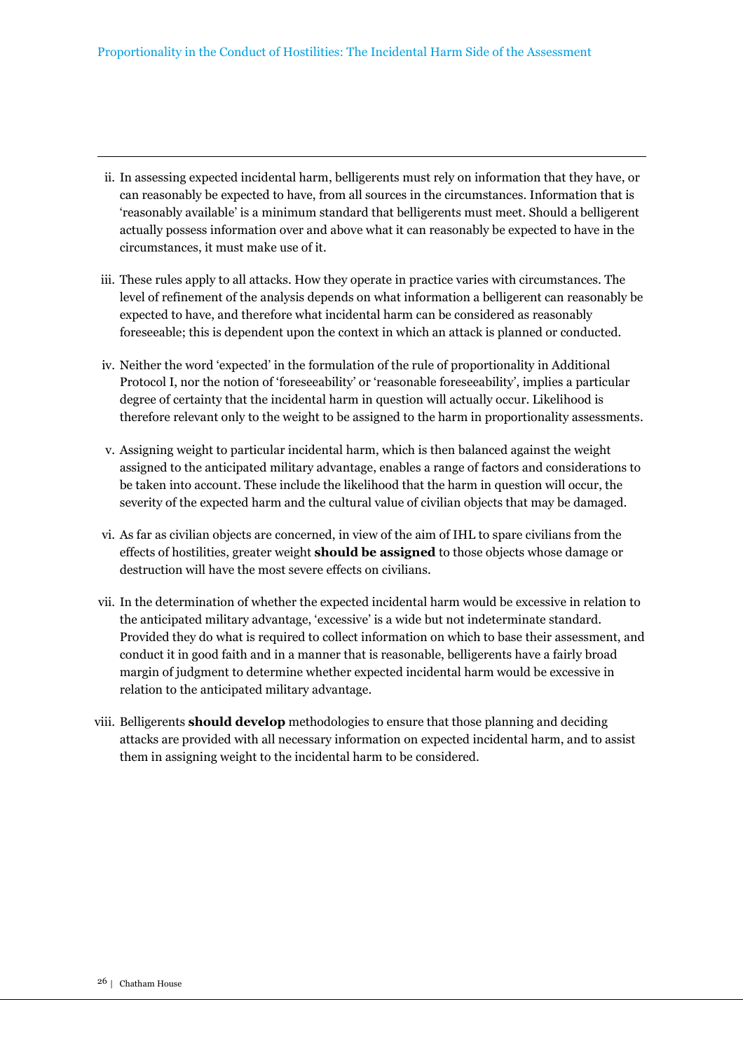ii. In assessing expected incidental harm, belligerents must rely on information that they have, or can reasonably be expected to have, from all sources in the circumstances. Information that is 'reasonably available' is a minimum standard that belligerents must meet. Should a belligerent actually possess information over and above what it can reasonably be expected to have in the circumstances, it must make use of it.

iii. These rules apply to all attacks. How they operate in practice varies with circumstances. The level of refinement of the analysis depends on what information a belligerent can reasonably be expected to have, and therefore what incidental harm can be considered as reasonably foreseeable; this is dependent upon the context in which an attack is planned or conducted.

iv. Neither the word 'expected' in the formulation of the rule of proportionality in Additional Protocol I, nor the notion of 'foreseeability' or 'reasonable foreseeability', implies a particular degree of certainty that the incidental harm in question will actually occur. Likelihood is therefore relevant only to the weight to be assigned to the harm in proportionality assessments.

v. Assigning weight to particular incidental harm, which is then balanced against the weight assigned to the anticipated military advantage, enables a range of factors and considerations to be taken into account. These include the likelihood that the harm in question will occur, the severity of the expected harm and the cultural value of civilian objects that may be damaged.

vi. As far as civilian objects are concerned, in view of the aim of IHL to spare civilians from the effects of hostilities, greater weight **should be assigned** to those objects whose damage or destruction will have the most severe effects on civilians.

vii. In the determination of whether the expected incidental harm would be excessive in relation to the anticipated military advantage, 'excessive' is a wide but not indeterminate standard. Provided they do what is required to collect information on which to base their assessment, and conduct it in good faith and in a manner that is reasonable, belligerents have a fairly broad margin of judgment to determine whether expected incidental harm would be excessive in relation to the anticipated military advantage.

viii. Belligerents **should develop** methodologies to ensure that those planning and deciding attacks are provided with all necessary information on expected incidental harm, and to assist them in assigning weight to the incidental harm to be considered.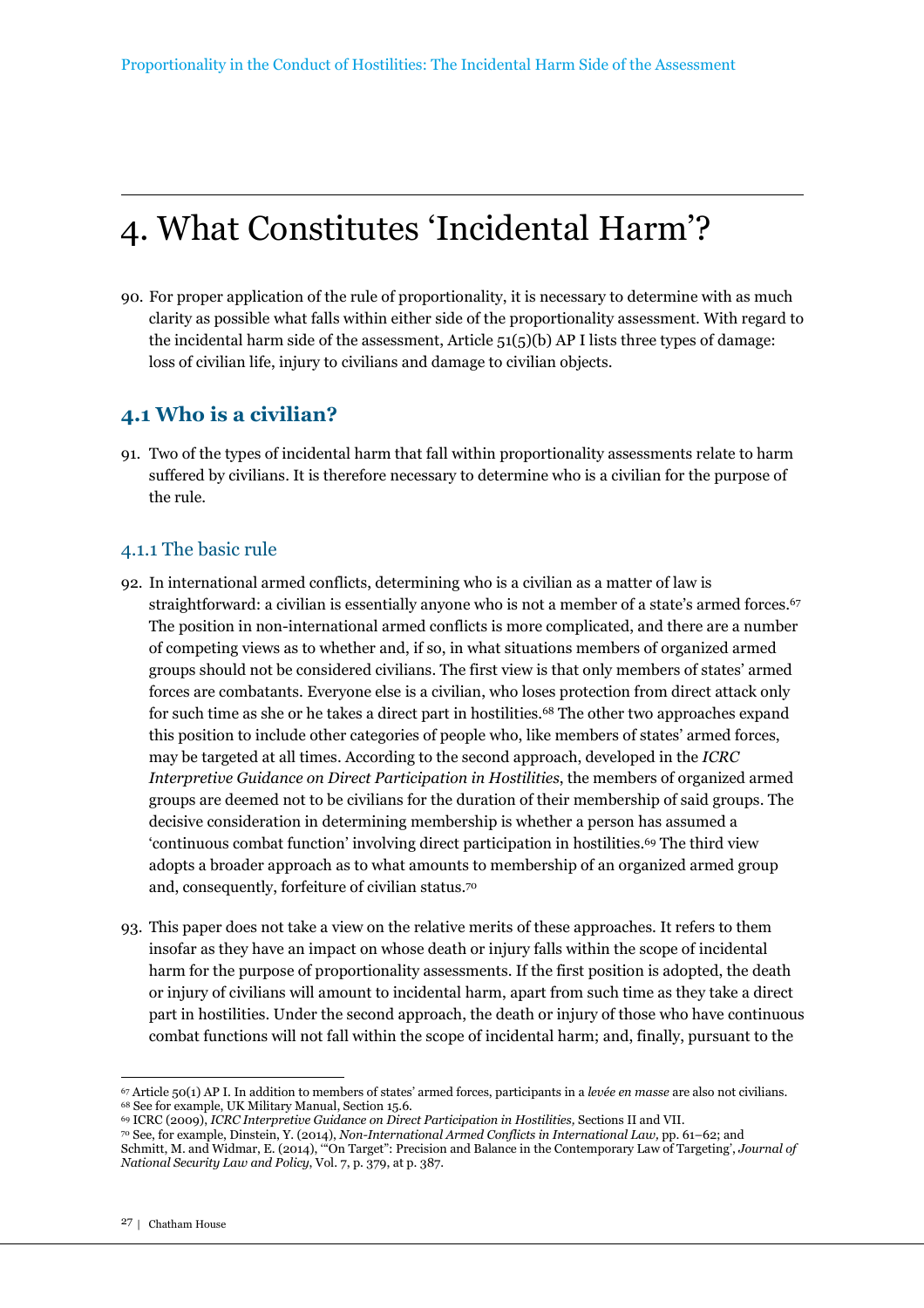# 4. What Constitutes 'Incidental Harm'?

90. For proper application of the rule of proportionality, it is necessary to determine with as much clarity as possible what falls within either side of the proportionality assessment. With regard to the incidental harm side of the assessment, Article 51(5)(b) AP I lists three types of damage: loss of civilian life, injury to civilians and damage to civilian objects.

## 4.1 Who is a civilian?

91. Two of the types of incidental harm that fall within proportionality assessments relate to harm suffered by civilians. It is therefore necessary to determine who is a civilian for the purpose of the rule.

### 4.1.1 The basic rule

92. In international armed conflicts, determining who is a civilian as a matter of law is straightforward: a civilian is essentially anyone who is not a member of a state's armed forces.[67] The position in non-international armed conflicts is more complicated, and there are a number of competing views as to whether and, if so, in what situations members of organized armed groups should not be considered civilians. The first view is that only members of states' armed forces are combatants. Everyone else is a civilian, who loses protection from direct attack only for such time as she or he takes a direct part in hostilities.[68] The other two approaches expand this position to include other categories of people who, like members of states' armed forces, may be targeted at all times. According to the second approach, developed in the *ICRC Interpretive Guidance on Direct Participation in Hostilities*, the members of organized armed groups are deemed not to be civilians for the duration of their membership of said groups. The decisive consideration in determining membership is whether a person has assumed a 'continuous combat function' involving direct participation in hostilities.[69] The third view adopts a broader approach as to what amounts to membership of an organized armed group and, consequently, forfeiture of civilian status.[70]

93. This paper does not take a view on the relative merits of these approaches. It refers to them insofar as they have an impact on whose death or injury falls within the scope of incidental harm for the purpose of proportionality assessments. If the first position is adopted, the death or injury of civilians will amount to incidental harm, apart from such time as they take a direct part in hostilities. Under the second approach, the death or injury of those who have continuous combat functions will not fall within the scope of incidental harm; and, finally, pursuant to the

---

[67] Article 50(1) AP I. In addition to members of states' armed forces, participants in a *levée en masse* are also not civilians.
[68] See for example, UK Military Manual, Section 15.6.
[69] ICRC (2009), *ICRC Interpretive Guidance on Direct Participation in Hostilities,* Sections II and VII.
[70] See, for example, Dinstein, Y. (2014), *Non-International Armed Conflicts in International Law,* pp. 61–62; and Schmitt, M. and Widmar, E. (2014), '"On Target": Precision and Balance in the Contemporary Law of Targeting', *Journal of National Security Law and Policy*, Vol. 7, p. 379, at p. 387.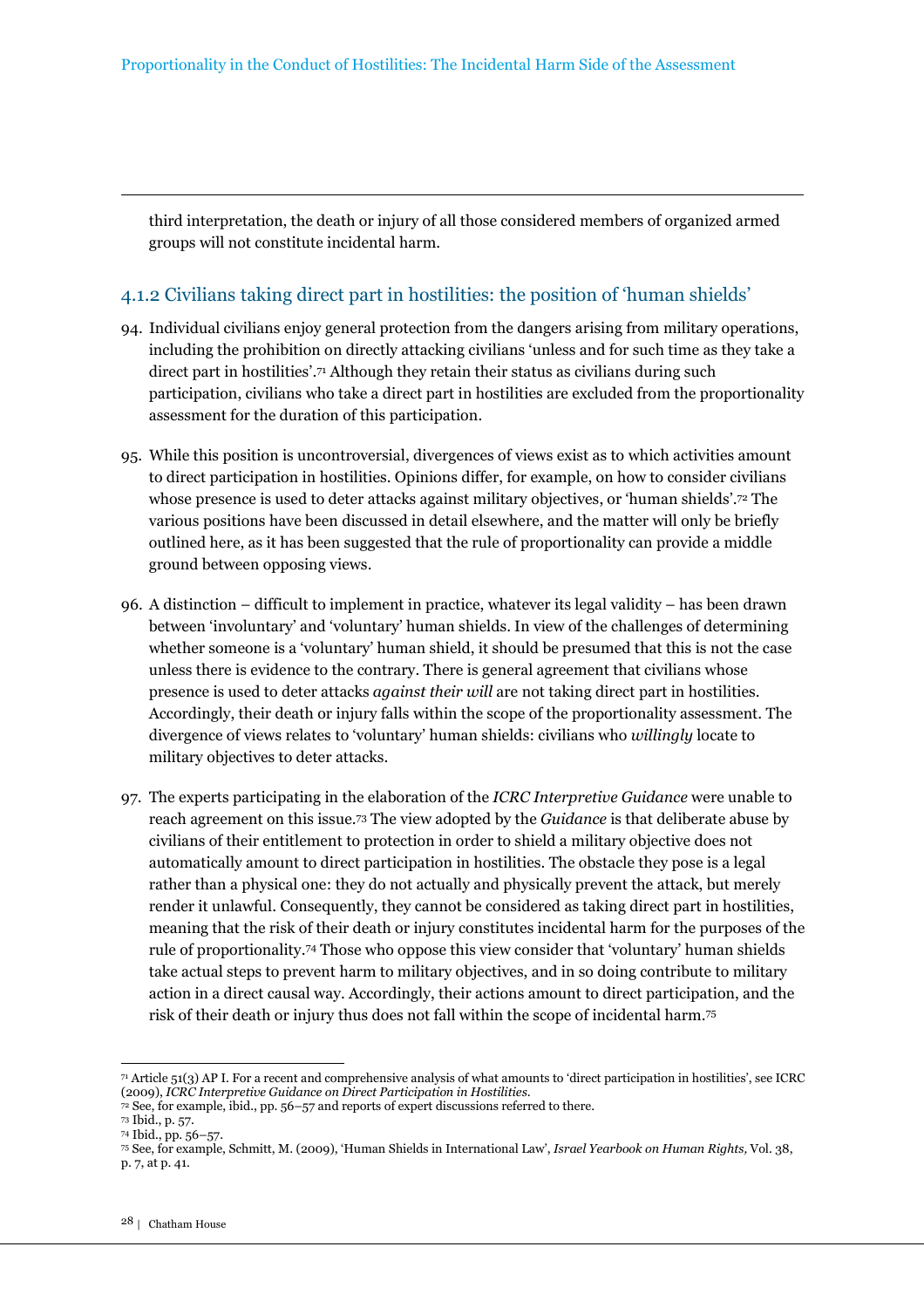third interpretation, the death or injury of all those considered members of organized armed groups will not constitute incidental harm.

### 4.1.2 Civilians taking direct part in hostilities: the position of 'human shields'

94. Individual civilians enjoy general protection from the dangers arising from military operations, including the prohibition on directly attacking civilians 'unless and for such time as they take a direct part in hostilities'.[71] Although they retain their status as civilians during such participation, civilians who take a direct part in hostilities are excluded from the proportionality assessment for the duration of this participation.

95. While this position is uncontroversial, divergences of views exist as to which activities amount to direct participation in hostilities. Opinions differ, for example, on how to consider civilians whose presence is used to deter attacks against military objectives, or 'human shields'.[72] The various positions have been discussed in detail elsewhere, and the matter will only be briefly outlined here, as it has been suggested that the rule of proportionality can provide a middle ground between opposing views.

96. A distinction – difficult to implement in practice, whatever its legal validity – has been drawn between 'involuntary' and 'voluntary' human shields. In view of the challenges of determining whether someone is a 'voluntary' human shield, it should be presumed that this is not the case unless there is evidence to the contrary. There is general agreement that civilians whose presence is used to deter attacks *against their will* are not taking direct part in hostilities. Accordingly, their death or injury falls within the scope of the proportionality assessment. The divergence of views relates to 'voluntary' human shields: civilians who *willingly* locate to military objectives to deter attacks.

97. The experts participating in the elaboration of the *ICRC Interpretive Guidance* were unable to reach agreement on this issue.[73] The view adopted by the *Guidance* is that deliberate abuse by civilians of their entitlement to protection in order to shield a military objective does not automatically amount to direct participation in hostilities. The obstacle they pose is a legal rather than a physical one: they do not actually and physically prevent the attack, but merely render it unlawful. Consequently, they cannot be considered as taking direct part in hostilities, meaning that the risk of their death or injury constitutes incidental harm for the purposes of the rule of proportionality.[74] Those who oppose this view consider that 'voluntary' human shields take actual steps to prevent harm to military objectives, and in so doing contribute to military action in a direct causal way. Accordingly, their actions amount to direct participation, and the risk of their death or injury thus does not fall within the scope of incidental harm.[75]

---

[71] Article 51(3) AP I. For a recent and comprehensive analysis of what amounts to 'direct participation in hostilities', see ICRC (2009), *ICRC Interpretive Guidance on Direct Participation in Hostilities*.

[72] See, for example, ibid., pp. 56–57 and reports of expert discussions referred to there.

[73] Ibid., p. 57.

[74] Ibid., pp. 56–57.

[75] See, for example, Schmitt, M. (2009), 'Human Shields in International Law', *Israel Yearbook on Human Rights*, Vol. 38, p. 7, at p. 41.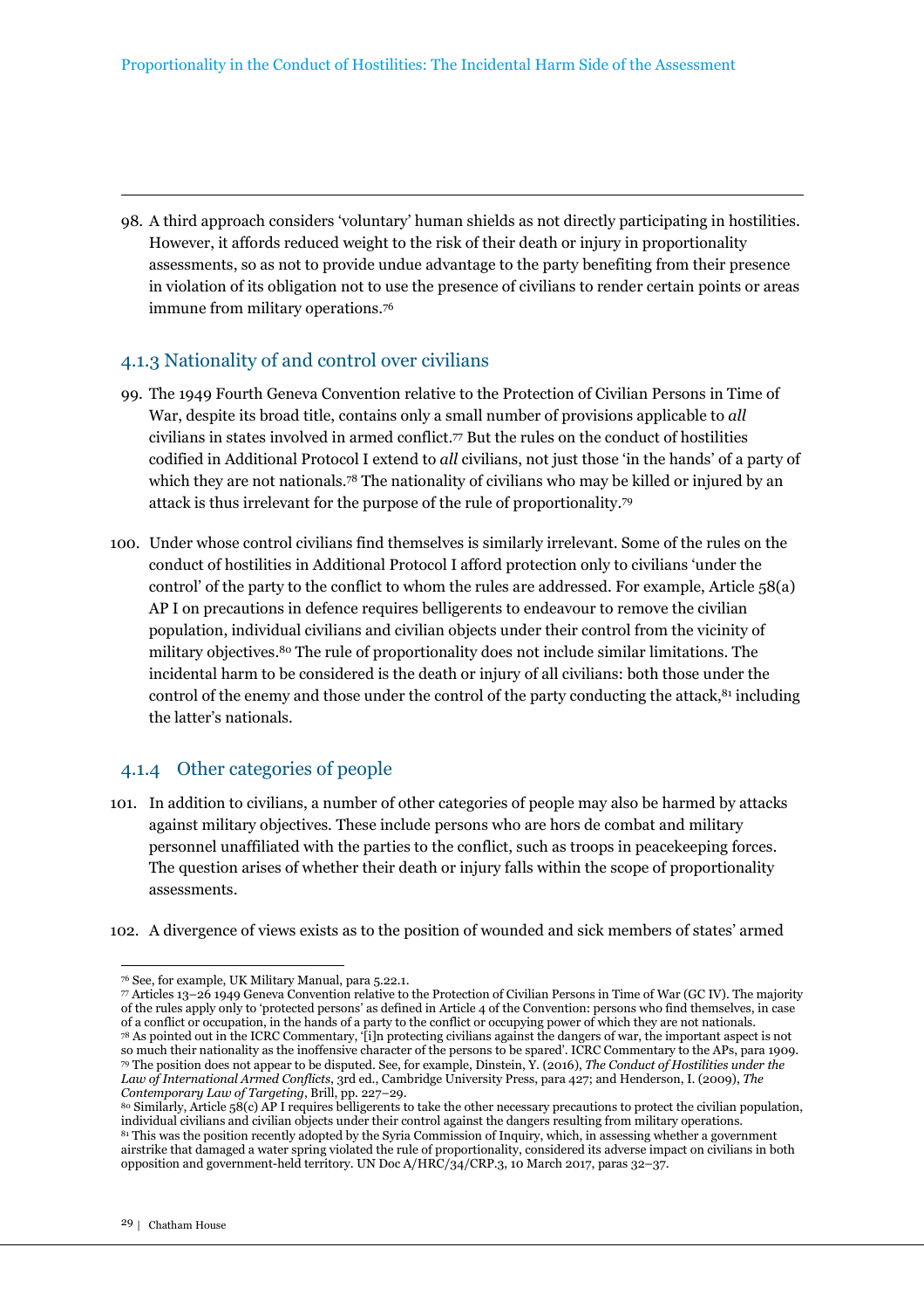98. A third approach considers 'voluntary' human shields as not directly participating in hostilities. However, it affords reduced weight to the risk of their death or injury in proportionality assessments, so as not to provide undue advantage to the party benefiting from their presence in violation of its obligation not to use the presence of civilians to render certain points or areas immune from military operations.[76]

### 4.1.3 Nationality of and control over civilians

99. The 1949 Fourth Geneva Convention relative to the Protection of Civilian Persons in Time of War, despite its broad title, contains only a small number of provisions applicable to *all* civilians in states involved in armed conflict.[77] But the rules on the conduct of hostilities codified in Additional Protocol I extend to *all* civilians, not just those 'in the hands' of a party of which they are not nationals.[78] The nationality of civilians who may be killed or injured by an attack is thus irrelevant for the purpose of the rule of proportionality.[79]

100. Under whose control civilians find themselves is similarly irrelevant. Some of the rules on the conduct of hostilities in Additional Protocol I afford protection only to civilians 'under the control' of the party to the conflict to whom the rules are addressed. For example, Article 58(a) AP I on precautions in defence requires belligerents to endeavour to remove the civilian population, individual civilians and civilian objects under their control from the vicinity of military objectives.[80] The rule of proportionality does not include similar limitations. The incidental harm to be considered is the death or injury of all civilians: both those under the control of the enemy and those under the control of the party conducting the attack,[81] including the latter's nationals.

### 4.1.4 Other categories of people

101. In addition to civilians, a number of other categories of people may also be harmed by attacks against military objectives. These include persons who are hors de combat and military personnel unaffiliated with the parties to the conflict, such as troops in peacekeeping forces. The question arises of whether their death or injury falls within the scope of proportionality assessments.

102. A divergence of views exists as to the position of wounded and sick members of states' armed

---

[76] See, for example, UK Military Manual, para 5.22.1.

[77] Articles 13–26 1949 Geneva Convention relative to the Protection of Civilian Persons in Time of War (GC IV). The majority of the rules apply only to 'protected persons' as defined in Article 4 of the Convention: persons who find themselves, in case of a conflict or occupation, in the hands of a party to the conflict or occupying power of which they are not nationals.

[78] As pointed out in the ICRC Commentary, '[i]n protecting civilians against the dangers of war, the important aspect is not so much their nationality as the inoffensive character of the persons to be spared'. ICRC Commentary to the APs, para 1909.

[79] The position does not appear to be disputed. See, for example, Dinstein, Y. (2016), *The Conduct of Hostilities under the Law of International Armed Conflicts*, 3rd ed., Cambridge University Press, para 427; and Henderson, I. (2009), *The Contemporary Law of Targeting*, Brill, pp. 227–29.

[80] Similarly, Article 58(c) AP I requires belligerents to take the other necessary precautions to protect the civilian population, individual civilians and civilian objects under their control against the dangers resulting from military operations.

[81] This was the position recently adopted by the Syria Commission of Inquiry, which, in assessing whether a government airstrike that damaged a water spring violated the rule of proportionality, considered its adverse impact on civilians in both opposition and government-held territory. UN Doc A/HRC/34/CRP.3, 10 March 2017, paras 32–37.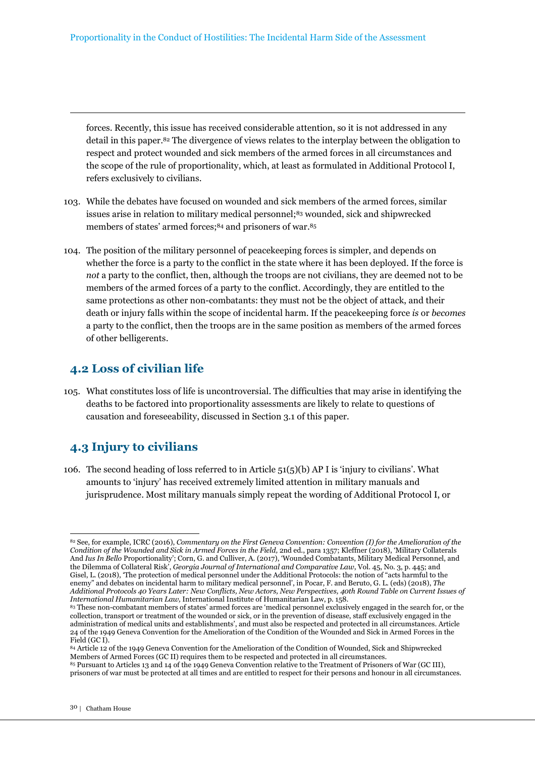forces. Recently, this issue has received considerable attention, so it is not addressed in any detail in this paper.[82] The divergence of views relates to the interplay between the obligation to respect and protect wounded and sick members of the armed forces in all circumstances and the scope of the rule of proportionality, which, at least as formulated in Additional Protocol I, refers exclusively to civilians.

103. While the debates have focused on wounded and sick members of the armed forces, similar issues arise in relation to military medical personnel;[83] wounded, sick and shipwrecked members of states' armed forces;[84] and prisoners of war.[85]

104. The position of the military personnel of peacekeeping forces is simpler, and depends on whether the force is a party to the conflict in the state where it has been deployed. If the force is *not* a party to the conflict, then, although the troops are not civilians, they are deemed not to be members of the armed forces of a party to the conflict. Accordingly, they are entitled to the same protections as other non-combatants: they must not be the object of attack, and their death or injury falls within the scope of incidental harm. If the peacekeeping force *is* or *becomes* a party to the conflict, then the troops are in the same position as members of the armed forces of other belligerents.

## 4.2 Loss of civilian life

105. What constitutes loss of life is uncontroversial. The difficulties that may arise in identifying the deaths to be factored into proportionality assessments are likely to relate to questions of causation and foreseeability, discussed in Section 3.1 of this paper.

## 4.3 Injury to civilians

106. The second heading of loss referred to in Article 51(5)(b) AP I is 'injury to civilians'. What amounts to 'injury' has received extremely limited attention in military manuals and jurisprudence. Most military manuals simply repeat the wording of Additional Protocol I, or

---

[82] See, for example, ICRC (2016), *Commentary on the First Geneva Convention: Convention (I) for the Amelioration of the Condition of the Wounded and Sick in Armed Forces in the Field,* 2nd ed., para 1357; Kleffner (2018), 'Military Collaterals And *Ius In Bello* Proportionality'; Corn, G. and Culliver, A. (2017), 'Wounded Combatants, Military Medical Personnel, and the Dilemma of Collateral Risk', *Georgia Journal of International and Comparative Law*, Vol. 45, No. 3, p. 445; and Gisel, L. (2018), 'The protection of medical personnel under the Additional Protocols: the notion of "acts harmful to the enemy" and debates on incidental harm to military medical personnel', in Pocar, F. and Beruto, G. L. (eds) (2018), *The Additional Protocols 40 Years Later: New Conflicts, New Actors, New Perspectives, 40th Round Table on Current Issues of International Humanitarian Law*, International Institute of Humanitarian Law, p. 158.

[83] These non-combatant members of states' armed forces are 'medical personnel exclusively engaged in the search for, or the collection, transport or treatment of the wounded or sick, or in the prevention of disease, staff exclusively engaged in the administration of medical units and establishments', and must also be respected and protected in all circumstances. Article 24 of the 1949 Geneva Convention for the Amelioration of the Condition of the Wounded and Sick in Armed Forces in the Field (GC I).

[84] Article 12 of the 1949 Geneva Convention for the Amelioration of the Condition of Wounded, Sick and Shipwrecked Members of Armed Forces (GC II) requires them to be respected and protected in all circumstances.

[85] Pursuant to Articles 13 and 14 of the 1949 Geneva Convention relative to the Treatment of Prisoners of War (GC III), prisoners of war must be protected at all times and are entitled to respect for their persons and honour in all circumstances.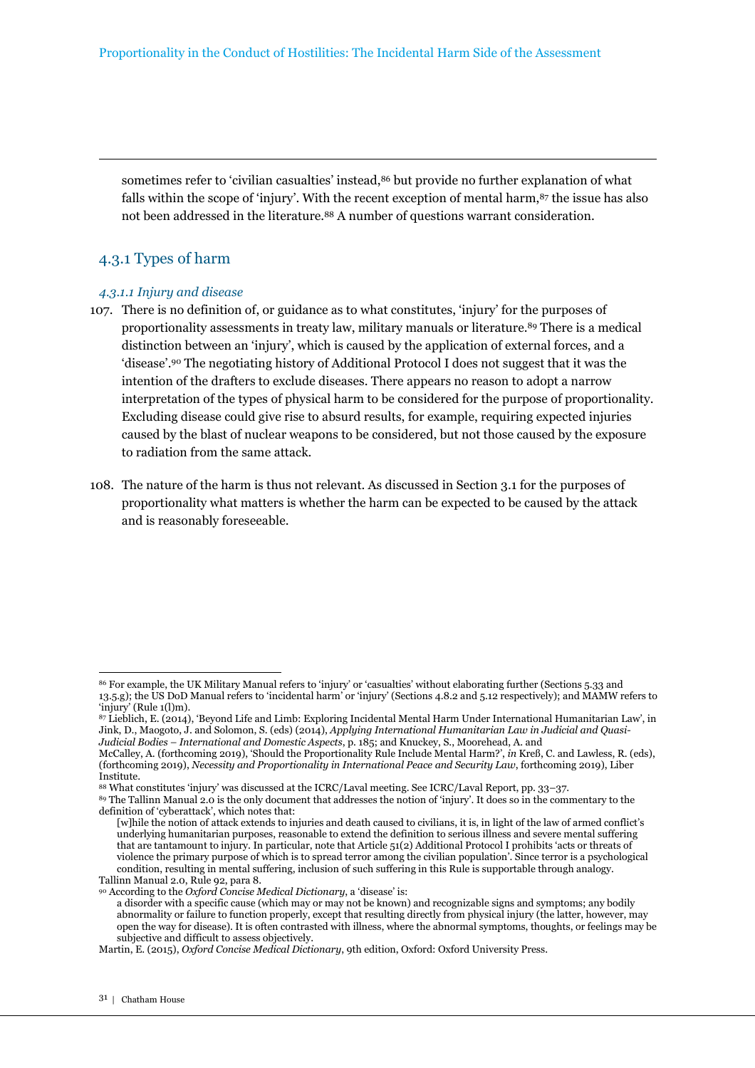sometimes refer to 'civilian casualties' instead,[86] but provide no further explanation of what falls within the scope of 'injury'. With the recent exception of mental harm,[87] the issue has also not been addressed in the literature.[88] A number of questions warrant consideration.

### 4.3.1 Types of harm

#### *4.3.1.1 Injury and disease*

107. There is no definition of, or guidance as to what constitutes, 'injury' for the purposes of proportionality assessments in treaty law, military manuals or literature.[89] There is a medical distinction between an 'injury', which is caused by the application of external forces, and a 'disease'.[90] The negotiating history of Additional Protocol I does not suggest that it was the intention of the drafters to exclude diseases. There appears no reason to adopt a narrow interpretation of the types of physical harm to be considered for the purpose of proportionality. Excluding disease could give rise to absurd results, for example, requiring expected injuries caused by the blast of nuclear weapons to be considered, but not those caused by the exposure to radiation from the same attack.

108. The nature of the harm is thus not relevant. As discussed in Section 3.1 for the purposes of proportionality what matters is whether the harm can be expected to be caused by the attack and is reasonably foreseeable.

---

[86] For example, the UK Military Manual refers to 'injury' or 'casualties' without elaborating further (Sections 5.33 and 13.5.g); the US DoD Manual refers to 'incidental harm' or 'injury' (Sections 4.8.2 and 5.12 respectively); and MAMW refers to 'injury' (Rule 1(l)m).

[87] Lieblich, E. (2014), 'Beyond Life and Limb: Exploring Incidental Mental Harm Under International Humanitarian Law', in Jink, D., Maogoto, J. and Solomon, S. (eds) (2014), *Applying International Humanitarian Law in Judicial and Quasi-Judicial Bodies – International and Domestic Aspects*, p. 185; and Knuckey, S., Moorehead, A. and McCalley, A. (forthcoming 2019), 'Should the Proportionality Rule Include Mental Harm?', *in* Kreß, C. and Lawless, R. (eds), (forthcoming 2019), *Necessity and Proportionality in International Peace and Security Law*, forthcoming 2019), Liber Institute.

[88] What constitutes 'injury' was discussed at the ICRC/Laval meeting. See ICRC/Laval Report, pp. 33–37.

[89] The Tallinn Manual 2.0 is the only document that addresses the notion of 'injury'. It does so in the commentary to the definition of 'cyberattack', which notes that:

> [w]hile the notion of attack extends to injuries and death caused to civilians, it is, in light of the law of armed conflict's underlying humanitarian purposes, reasonable to extend the definition to serious illness and severe mental suffering that are tantamount to injury. In particular, note that Article 51(2) Additional Protocol I prohibits 'acts or threats of violence the primary purpose of which is to spread terror among the civilian population'. Since terror is a psychological condition, resulting in mental suffering, inclusion of such suffering in this Rule is supportable through analogy.

Tallinn Manual 2.0, Rule 92, para 8.

[90] According to the *Oxford Concise Medical Dictionary*, a 'disease' is:

> a disorder with a specific cause (which may or may not be known) and recognizable signs and symptoms; any bodily abnormality or failure to function properly, except that resulting directly from physical injury (the latter, however, may open the way for disease). It is often contrasted with illness, where the abnormal symptoms, thoughts, or feelings may be subjective and difficult to assess objectively.

Martin, E. (2015), *Oxford Concise Medical Dictionary*, 9th edition, Oxford: Oxford University Press.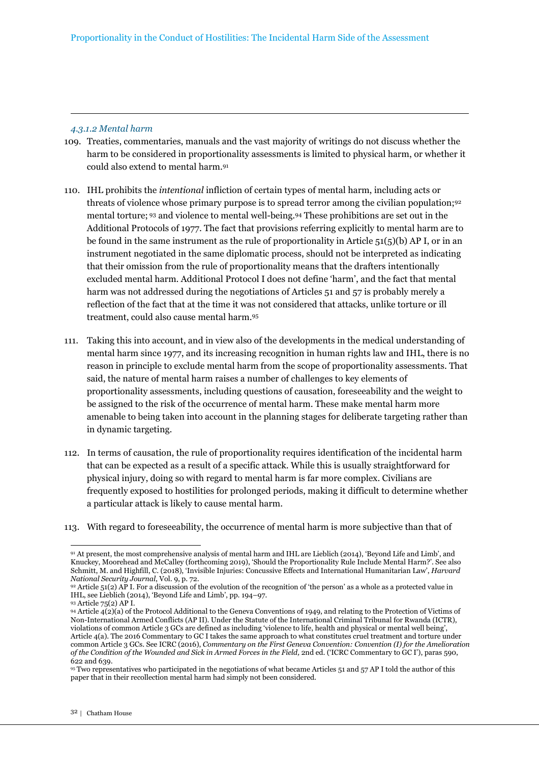#### *4.3.1.2 Mental harm*

109. Treaties, commentaries, manuals and the vast majority of writings do not discuss whether the harm to be considered in proportionality assessments is limited to physical harm, or whether it could also extend to mental harm.[91]

110. IHL prohibits the *intentional* infliction of certain types of mental harm, including acts or threats of violence whose primary purpose is to spread terror among the civilian population;[92] mental torture;[93] and violence to mental well-being.[94] These prohibitions are set out in the Additional Protocols of 1977. The fact that provisions referring explicitly to mental harm are to be found in the same instrument as the rule of proportionality in Article 51(5)(b) AP I, or in an instrument negotiated in the same diplomatic process, should not be interpreted as indicating that their omission from the rule of proportionality means that the drafters intentionally excluded mental harm. Additional Protocol I does not define 'harm', and the fact that mental harm was not addressed during the negotiations of Articles 51 and 57 is probably merely a reflection of the fact that at the time it was not considered that attacks, unlike torture or ill treatment, could also cause mental harm.[95]

111. Taking this into account, and in view also of the developments in the medical understanding of mental harm since 1977, and its increasing recognition in human rights law and IHL, there is no reason in principle to exclude mental harm from the scope of proportionality assessments. That said, the nature of mental harm raises a number of challenges to key elements of proportionality assessments, including questions of causation, foreseeability and the weight to be assigned to the risk of the occurrence of mental harm. These make mental harm more amenable to being taken into account in the planning stages for deliberate targeting rather than in dynamic targeting.

112. In terms of causation, the rule of proportionality requires identification of the incidental harm that can be expected as a result of a specific attack. While this is usually straightforward for physical injury, doing so with regard to mental harm is far more complex. Civilians are frequently exposed to hostilities for prolonged periods, making it difficult to determine whether a particular attack is likely to cause mental harm.

113. With regard to foreseeability, the occurrence of mental harm is more subjective than that of

---

[91] At present, the most comprehensive analysis of mental harm and IHL are Lieblich (2014), 'Beyond Life and Limb', and Knuckey, Moorehead and McCalley (forthcoming 2019), 'Should the Proportionality Rule Include Mental Harm?'. See also Schmitt, M. and Highfill, C. (2018), 'Invisible Injuries: Concussive Effects and International Humanitarian Law', *Harvard National Security Journal*, Vol. 9, p. 72.

[92] Article 51(2) AP I. For a discussion of the evolution of the recognition of 'the person' as a whole as a protected value in IHL, see Lieblich (2014), 'Beyond Life and Limb', pp. 194–97.

[93] Article 75(2) AP I.

[94] Article 4(2)(a) of the Protocol Additional to the Geneva Conventions of 1949, and relating to the Protection of Victims of Non-International Armed Conflicts (AP II). Under the Statute of the International Criminal Tribunal for Rwanda (ICTR), violations of common Article 3 GCs are defined as including 'violence to life, health and physical or mental well being', Article 4(a). The 2016 Commentary to GC I takes the same approach to what constitutes cruel treatment and torture under common Article 3 GCs. See ICRC (2016), *Commentary on the First Geneva Convention: Convention (I) for the Amelioration of the Condition of the Wounded and Sick in Armed Forces in the Field,* 2nd ed. ('ICRC Commentary to GC I'), paras 590, 622 and 639.

[95] Two representatives who participated in the negotiations of what became Articles 51 and 57 AP I told the author of this paper that in their recollection mental harm had simply not been considered.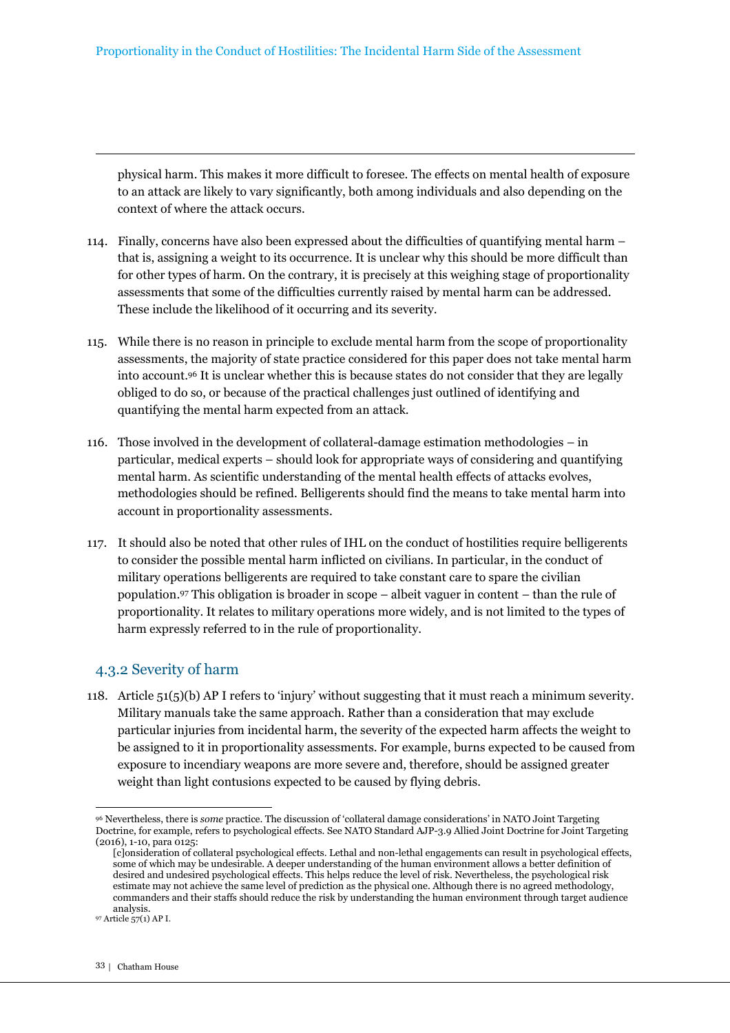physical harm. This makes it more difficult to foresee. The effects on mental health of exposure to an attack are likely to vary significantly, both among individuals and also depending on the context of where the attack occurs.

114. Finally, concerns have also been expressed about the difficulties of quantifying mental harm – that is, assigning a weight to its occurrence. It is unclear why this should be more difficult than for other types of harm. On the contrary, it is precisely at this weighing stage of proportionality assessments that some of the difficulties currently raised by mental harm can be addressed. These include the likelihood of it occurring and its severity.

115. While there is no reason in principle to exclude mental harm from the scope of proportionality assessments, the majority of state practice considered for this paper does not take mental harm into account.[96] It is unclear whether this is because states do not consider that they are legally obliged to do so, or because of the practical challenges just outlined of identifying and quantifying the mental harm expected from an attack.

116. Those involved in the development of collateral-damage estimation methodologies – in particular, medical experts – should look for appropriate ways of considering and quantifying mental harm. As scientific understanding of the mental health effects of attacks evolves, methodologies should be refined. Belligerents should find the means to take mental harm into account in proportionality assessments.

117. It should also be noted that other rules of IHL on the conduct of hostilities require belligerents to consider the possible mental harm inflicted on civilians. In particular, in the conduct of military operations belligerents are required to take constant care to spare the civilian population.[97] This obligation is broader in scope – albeit vaguer in content – than the rule of proportionality. It relates to military operations more widely, and is not limited to the types of harm expressly referred to in the rule of proportionality.

### 4.3.2 Severity of harm

118. Article 51(5)(b) AP I refers to 'injury' without suggesting that it must reach a minimum severity. Military manuals take the same approach. Rather than a consideration that may exclude particular injuries from incidental harm, the severity of the expected harm affects the weight to be assigned to it in proportionality assessments. For example, burns expected to be caused from exposure to incendiary weapons are more severe and, therefore, should be assigned greater weight than light contusions expected to be caused by flying debris.

---

[96] Nevertheless, there is *some* practice. The discussion of 'collateral damage considerations' in NATO Joint Targeting Doctrine, for example, refers to psychological effects. See NATO Standard AJP-3.9 Allied Joint Doctrine for Joint Targeting (2016), 1-10, para 0125:

> [c]onsideration of collateral psychological effects. Lethal and non-lethal engagements can result in psychological effects, some of which may be undesirable. A deeper understanding of the human environment allows a better definition of desired and undesired psychological effects. This helps reduce the level of risk. Nevertheless, the psychological risk estimate may not achieve the same level of prediction as the physical one. Although there is no agreed methodology, commanders and their staffs should reduce the risk by understanding the human environment through target audience analysis.

[97] Article 57(1) AP I.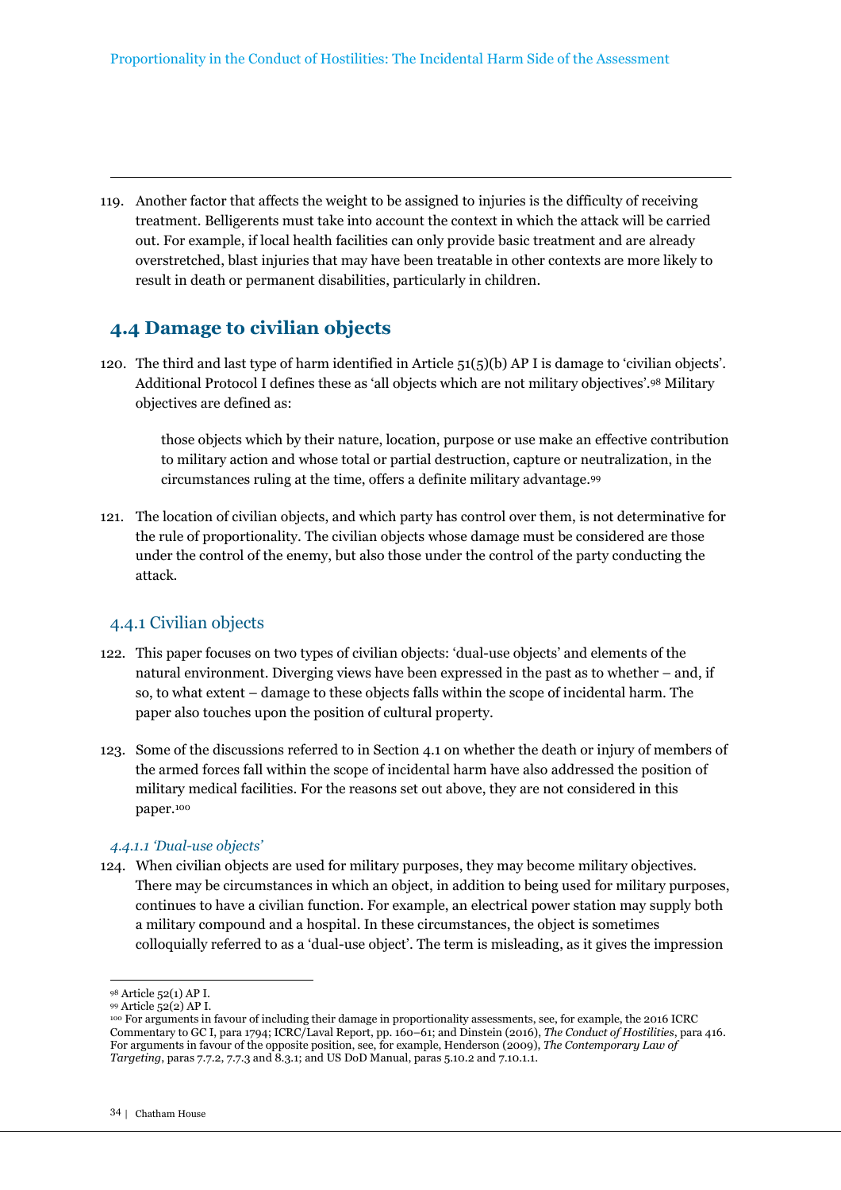119. Another factor that affects the weight to be assigned to injuries is the difficulty of receiving treatment. Belligerents must take into account the context in which the attack will be carried out. For example, if local health facilities can only provide basic treatment and are already overstretched, blast injuries that may have been treatable in other contexts are more likely to result in death or permanent disabilities, particularly in children.

## 4.4 Damage to civilian objects

120. The third and last type of harm identified in Article 51(5)(b) AP I is damage to 'civilian objects'. Additional Protocol I defines these as 'all objects which are not military objectives'.[98] Military objectives are defined as:

> those objects which by their nature, location, purpose or use make an effective contribution to military action and whose total or partial destruction, capture or neutralization, in the circumstances ruling at the time, offers a definite military advantage.[99]

121. The location of civilian objects, and which party has control over them, is not determinative for the rule of proportionality. The civilian objects whose damage must be considered are those under the control of the enemy, but also those under the control of the party conducting the attack.

### 4.4.1 Civilian objects

122. This paper focuses on two types of civilian objects: 'dual-use objects' and elements of the natural environment. Diverging views have been expressed in the past as to whether – and, if so, to what extent – damage to these objects falls within the scope of incidental harm. The paper also touches upon the position of cultural property.

123. Some of the discussions referred to in Section 4.1 on whether the death or injury of members of the armed forces fall within the scope of incidental harm have also addressed the position of military medical facilities. For the reasons set out above, they are not considered in this paper.[100]

#### *4.4.1.1 'Dual-use objects'*

124. When civilian objects are used for military purposes, they may become military objectives. There may be circumstances in which an object, in addition to being used for military purposes, continues to have a civilian function. For example, an electrical power station may supply both a military compound and a hospital. In these circumstances, the object is sometimes colloquially referred to as a 'dual-use object'. The term is misleading, as it gives the impression

---

[98] Article 52(1) AP I.

[99] Article 52(2) AP I.

[100] For arguments in favour of including their damage in proportionality assessments, see, for example, the 2016 ICRC Commentary to GC I, para 1794; ICRC/Laval Report, pp. 160–61; and Dinstein (2016), *The Conduct of Hostilities*, para 416. For arguments in favour of the opposite position, see, for example, Henderson (2009), *The Contemporary Law of Targeting*, paras 7.7.2, 7.7.3 and 8.3.1; and US DoD Manual, paras 5.10.2 and 7.10.1.1.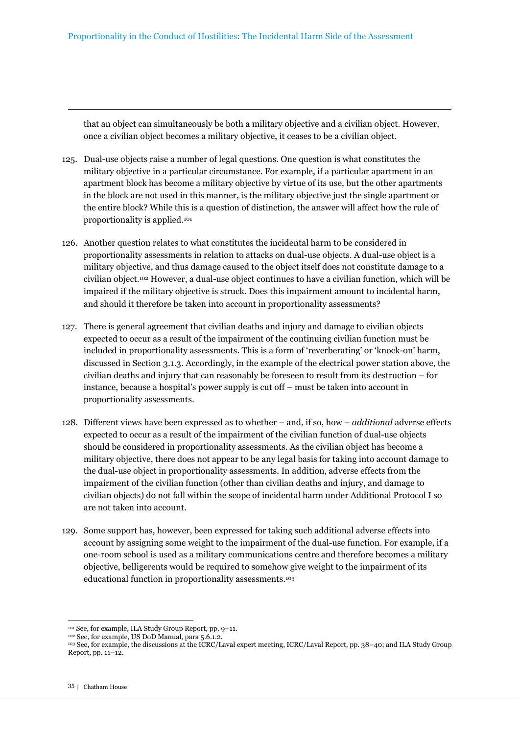that an object can simultaneously be both a military objective and a civilian object. However, once a civilian object becomes a military objective, it ceases to be a civilian object.

125. Dual-use objects raise a number of legal questions. One question is what constitutes the military objective in a particular circumstance. For example, if a particular apartment in an apartment block has become a military objective by virtue of its use, but the other apartments in the block are not used in this manner, is the military objective just the single apartment or the entire block? While this is a question of distinction, the answer will affect how the rule of proportionality is applied.[101]

126. Another question relates to what constitutes the incidental harm to be considered in proportionality assessments in relation to attacks on dual-use objects. A dual-use object is a military objective, and thus damage caused to the object itself does not constitute damage to a civilian object.[102] However, a dual-use object continues to have a civilian function, which will be impaired if the military objective is struck. Does this impairment amount to incidental harm, and should it therefore be taken into account in proportionality assessments?

127. There is general agreement that civilian deaths and injury and damage to civilian objects expected to occur as a result of the impairment of the continuing civilian function must be included in proportionality assessments. This is a form of 'reverberating' or 'knock-on' harm, discussed in Section 3.1.3. Accordingly, in the example of the electrical power station above, the civilian deaths and injury that can reasonably be foreseen to result from its destruction – for instance, because a hospital's power supply is cut off – must be taken into account in proportionality assessments.

128. Different views have been expressed as to whether – and, if so, how – *additional* adverse effects expected to occur as a result of the impairment of the civilian function of dual-use objects should be considered in proportionality assessments. As the civilian object has become a military objective, there does not appear to be any legal basis for taking into account damage to the dual-use object in proportionality assessments. In addition, adverse effects from the impairment of the civilian function (other than civilian deaths and injury, and damage to civilian objects) do not fall within the scope of incidental harm under Additional Protocol I so are not taken into account.

129. Some support has, however, been expressed for taking such additional adverse effects into account by assigning some weight to the impairment of the dual-use function. For example, if a one-room school is used as a military communications centre and therefore becomes a military objective, belligerents would be required to somehow give weight to the impairment of its educational function in proportionality assessments.[103]

---

[101] See, for example, ILA Study Group Report, pp. 9–11.

[102] See, for example, US DoD Manual, para 5.6.1.2.

[103] See, for example, the discussions at the ICRC/Laval expert meeting, ICRC/Laval Report, pp. 38–40; and ILA Study Group Report, pp. 11–12.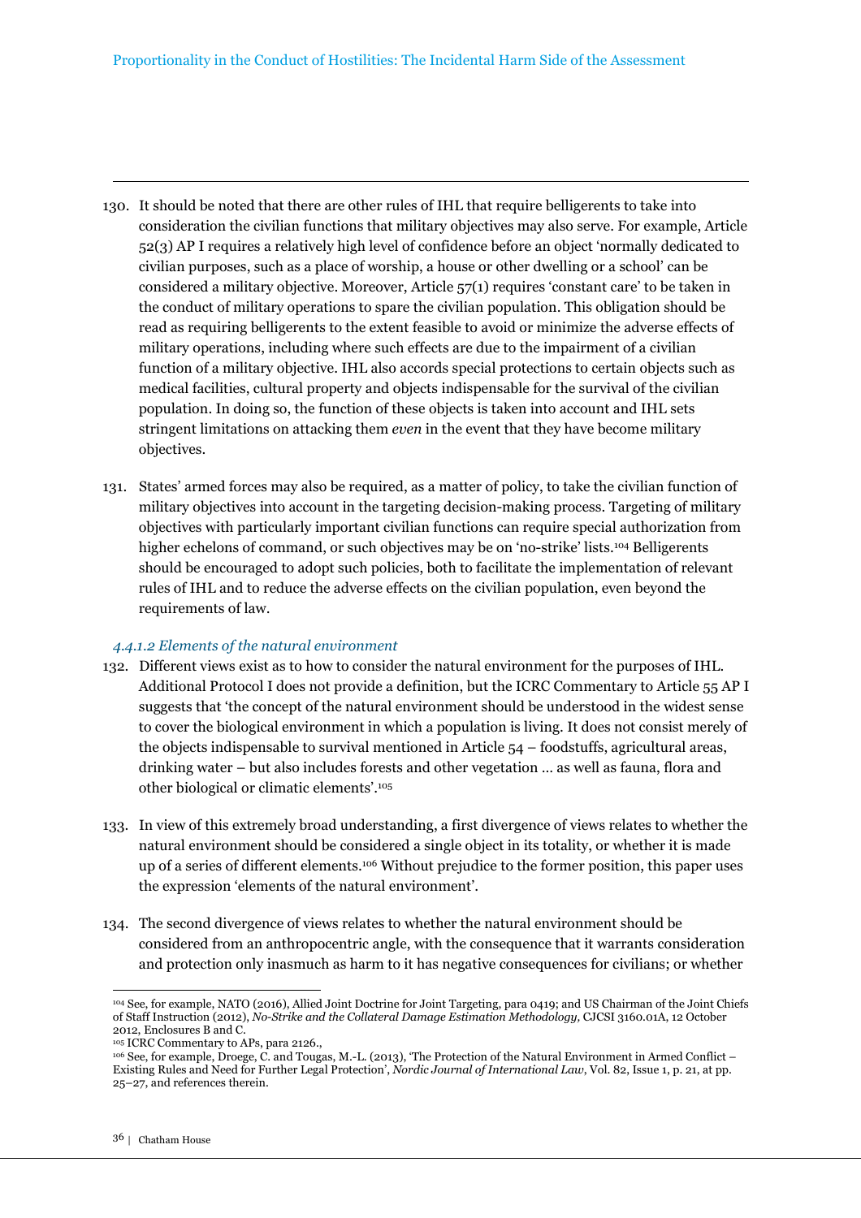130. It should be noted that there are other rules of IHL that require belligerents to take into consideration the civilian functions that military objectives may also serve. For example, Article 52(3) AP I requires a relatively high level of confidence before an object 'normally dedicated to civilian purposes, such as a place of worship, a house or other dwelling or a school' can be considered a military objective. Moreover, Article 57(1) requires 'constant care' to be taken in the conduct of military operations to spare the civilian population. This obligation should be read as requiring belligerents to the extent feasible to avoid or minimize the adverse effects of military operations, including where such effects are due to the impairment of a civilian function of a military objective. IHL also accords special protections to certain objects such as medical facilities, cultural property and objects indispensable for the survival of the civilian population. In doing so, the function of these objects is taken into account and IHL sets stringent limitations on attacking them *even* in the event that they have become military objectives.

131. States' armed forces may also be required, as a matter of policy, to take the civilian function of military objectives into account in the targeting decision-making process. Targeting of military objectives with particularly important civilian functions can require special authorization from higher echelons of command, or such objectives may be on 'no-strike' lists.[104] Belligerents should be encouraged to adopt such policies, both to facilitate the implementation of relevant rules of IHL and to reduce the adverse effects on the civilian population, even beyond the requirements of law.

#### *4.4.1.2 Elements of the natural environment*

132. Different views exist as to how to consider the natural environment for the purposes of IHL. Additional Protocol I does not provide a definition, but the ICRC Commentary to Article 55 AP I suggests that 'the concept of the natural environment should be understood in the widest sense to cover the biological environment in which a population is living. It does not consist merely of the objects indispensable to survival mentioned in Article 54 – foodstuffs, agricultural areas, drinking water – but also includes forests and other vegetation … as well as fauna, flora and other biological or climatic elements'.[105]

133. In view of this extremely broad understanding, a first divergence of views relates to whether the natural environment should be considered a single object in its totality, or whether it is made up of a series of different elements.[106] Without prejudice to the former position, this paper uses the expression 'elements of the natural environment'.

134. The second divergence of views relates to whether the natural environment should be considered from an anthropocentric angle, with the consequence that it warrants consideration and protection only inasmuch as harm to it has negative consequences for civilians; or whether

---

[104] See, for example, NATO (2016), Allied Joint Doctrine for Joint Targeting, para 0419; and US Chairman of the Joint Chiefs of Staff Instruction (2012), *No-Strike and the Collateral Damage Estimation Methodology,* CJCSI 3160.01A, 12 October 2012, Enclosures B and C.

[105] ICRC Commentary to APs, para 2126.,

[106] See, for example, Droege, C. and Tougas, M.-L. (2013), 'The Protection of the Natural Environment in Armed Conflict – Existing Rules and Need for Further Legal Protection', *Nordic Journal of International Law*, Vol. 82, Issue 1, p. 21, at pp. 25–27, and references therein.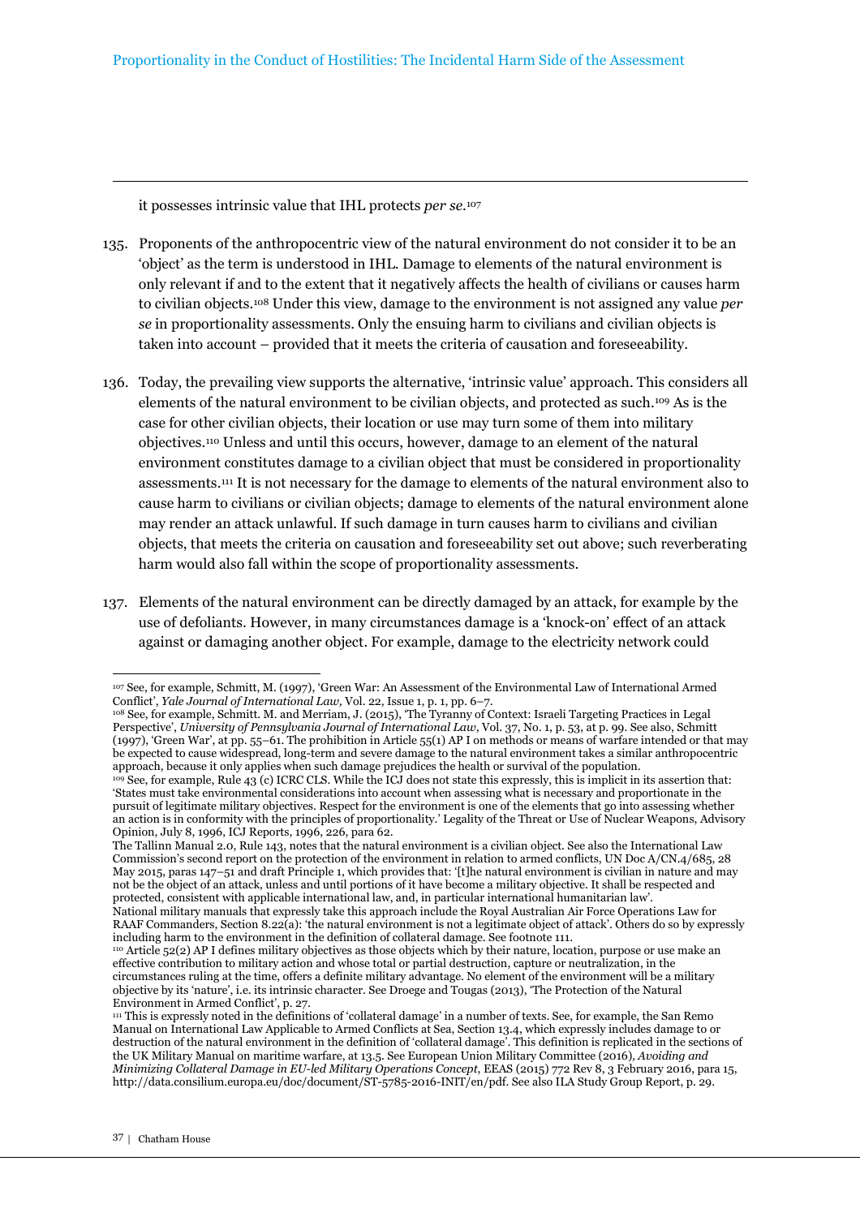it possesses intrinsic value that IHL protects *per se*.[107]

135. Proponents of the anthropocentric view of the natural environment do not consider it to be an 'object' as the term is understood in IHL. Damage to elements of the natural environment is only relevant if and to the extent that it negatively affects the health of civilians or causes harm to civilian objects.[108] Under this view, damage to the environment is not assigned any value *per se* in proportionality assessments. Only the ensuing harm to civilians and civilian objects is taken into account – provided that it meets the criteria of causation and foreseeability.

136. Today, the prevailing view supports the alternative, 'intrinsic value' approach. This considers all elements of the natural environment to be civilian objects, and protected as such.[109] As is the case for other civilian objects, their location or use may turn some of them into military objectives.[110] Unless and until this occurs, however, damage to an element of the natural environment constitutes damage to a civilian object that must be considered in proportionality assessments.[111] It is not necessary for the damage to elements of the natural environment also to cause harm to civilians or civilian objects; damage to elements of the natural environment alone may render an attack unlawful. If such damage in turn causes harm to civilians and civilian objects, that meets the criteria on causation and foreseeability set out above; such reverberating harm would also fall within the scope of proportionality assessments.

137. Elements of the natural environment can be directly damaged by an attack, for example by the use of defoliants. However, in many circumstances damage is a 'knock-on' effect of an attack against or damaging another object. For example, damage to the electricity network could

---

[107] See, for example, Schmitt, M. (1997), 'Green War: An Assessment of the Environmental Law of International Armed Conflict', *Yale Journal of International Law*, Vol. 22, Issue 1, p. 1, pp. 6–7.

[108] See, for example, Schmitt. M. and Merriam, J. (2015), 'The Tyranny of Context: Israeli Targeting Practices in Legal Perspective', *University of Pennsylvania Journal of International Law*, Vol. 37, No. 1, p. 53, at p. 99. See also, Schmitt (1997), 'Green War', at pp. 55–61. The prohibition in Article 55(1) AP I on methods or means of warfare intended or that may be expected to cause widespread, long-term and severe damage to the natural environment takes a similar anthropocentric approach, because it only applies when such damage prejudices the health or survival of the population.

[109] See, for example, Rule 43 (c) ICRC CLS. While the ICJ does not state this expressly, this is implicit in its assertion that: 'States must take environmental considerations into account when assessing what is necessary and proportionate in the pursuit of legitimate military objectives. Respect for the environment is one of the elements that go into assessing whether an action is in conformity with the principles of proportionality.' Legality of the Threat or Use of Nuclear Weapons, Advisory Opinion, July 8, 1996, ICJ Reports, 1996, 226, para 62.

The Tallinn Manual 2.0, Rule 143, notes that the natural environment is a civilian object. See also the International Law Commission's second report on the protection of the environment in relation to armed conflicts, UN Doc A/CN.4/685, 28 May 2015, paras 147–51 and draft Principle 1, which provides that: '[t]he natural environment is civilian in nature and may not be the object of an attack, unless and until portions of it have become a military objective. It shall be respected and protected, consistent with applicable international law, and, in particular international humanitarian law'.

National military manuals that expressly take this approach include the Royal Australian Air Force Operations Law for RAAF Commanders, Section 8.22(a): 'the natural environment is not a legitimate object of attack'. Others do so by expressly including harm to the environment in the definition of collateral damage. See footnote 111.

[110] Article 52(2) AP I defines military objectives as those objects which by their nature, location, purpose or use make an effective contribution to military action and whose total or partial destruction, capture or neutralization, in the circumstances ruling at the time, offers a definite military advantage. No element of the environment will be a military objective by its 'nature', i.e. its intrinsic character. See Droege and Tougas (2013), 'The Protection of the Natural Environment in Armed Conflict', p. 27.

[111] This is expressly noted in the definitions of 'collateral damage' in a number of texts. See, for example, the San Remo Manual on International Law Applicable to Armed Conflicts at Sea, Section 13.4, which expressly includes damage to or destruction of the natural environment in the definition of 'collateral damage'. This definition is replicated in the sections of the UK Military Manual on maritime warfare, at 13.5. See European Union Military Committee (2016), *Avoiding and Minimizing Collateral Damage in EU-led Military Operations Concept*, EEAS (2015) 772 Rev 8, 3 February 2016, para 15, http://data.consilium.europa.eu/doc/document/ST-5785-2016-INIT/en/pdf. See also ILA Study Group Report, p. 29.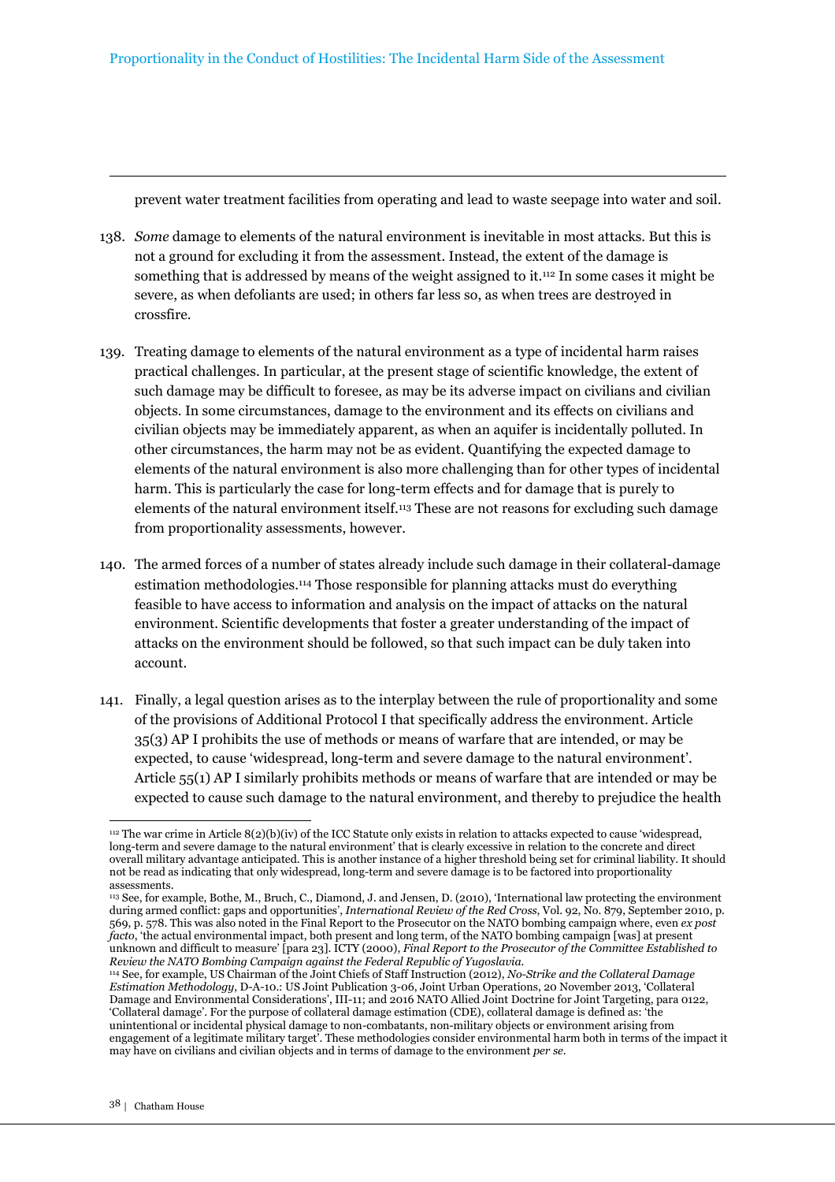prevent water treatment facilities from operating and lead to waste seepage into water and soil.

138. *Some* damage to elements of the natural environment is inevitable in most attacks. But this is not a ground for excluding it from the assessment. Instead, the extent of the damage is something that is addressed by means of the weight assigned to it.[112] In some cases it might be severe, as when defoliants are used; in others far less so, as when trees are destroyed in crossfire.

139. Treating damage to elements of the natural environment as a type of incidental harm raises practical challenges. In particular, at the present stage of scientific knowledge, the extent of such damage may be difficult to foresee, as may be its adverse impact on civilians and civilian objects. In some circumstances, damage to the environment and its effects on civilians and civilian objects may be immediately apparent, as when an aquifer is incidentally polluted. In other circumstances, the harm may not be as evident. Quantifying the expected damage to elements of the natural environment is also more challenging than for other types of incidental harm. This is particularly the case for long-term effects and for damage that is purely to elements of the natural environment itself.[113] These are not reasons for excluding such damage from proportionality assessments, however.

140. The armed forces of a number of states already include such damage in their collateral-damage estimation methodologies.[114] Those responsible for planning attacks must do everything feasible to have access to information and analysis on the impact of attacks on the natural environment. Scientific developments that foster a greater understanding of the impact of attacks on the environment should be followed, so that such impact can be duly taken into account.

141. Finally, a legal question arises as to the interplay between the rule of proportionality and some of the provisions of Additional Protocol I that specifically address the environment. Article 35(3) AP I prohibits the use of methods or means of warfare that are intended, or may be expected, to cause 'widespread, long-term and severe damage to the natural environment'. Article 55(1) AP I similarly prohibits methods or means of warfare that are intended or may be expected to cause such damage to the natural environment, and thereby to prejudice the health

---

[112] The war crime in Article 8(2)(b)(iv) of the ICC Statute only exists in relation to attacks expected to cause 'widespread, long-term and severe damage to the natural environment' that is clearly excessive in relation to the concrete and direct overall military advantage anticipated. This is another instance of a higher threshold being set for criminal liability. It should not be read as indicating that only widespread, long-term and severe damage is to be factored into proportionality assessments.

[113] See, for example, Bothe, M., Bruch, C., Diamond, J. and Jensen, D. (2010), 'International law protecting the environment during armed conflict: gaps and opportunities', *International Review of the Red Cross*, Vol. 92, No. 879, September 2010, p. 569, p. 578. This was also noted in the Final Report to the Prosecutor on the NATO bombing campaign where, even *ex post facto*, 'the actual environmental impact, both present and long term, of the NATO bombing campaign [was] at present unknown and difficult to measure' [para 23]. ICTY (2000), *Final Report to the Prosecutor of the Committee Established to Review the NATO Bombing Campaign against the Federal Republic of Yugoslavia*.

[114] See, for example, US Chairman of the Joint Chiefs of Staff Instruction (2012), *No-Strike and the Collateral Damage Estimation Methodology*, D-A-10.: US Joint Publication 3-06, Joint Urban Operations, 20 November 2013, 'Collateral Damage and Environmental Considerations', III-11; and 2016 NATO Allied Joint Doctrine for Joint Targeting, para 0122, 'Collateral damage'. For the purpose of collateral damage estimation (CDE), collateral damage is defined as: 'the unintentional or incidental physical damage to non-combatants, non-military objects or environment arising from engagement of a legitimate military target'. These methodologies consider environmental harm both in terms of the impact it may have on civilians and civilian objects and in terms of damage to the environment *per se*.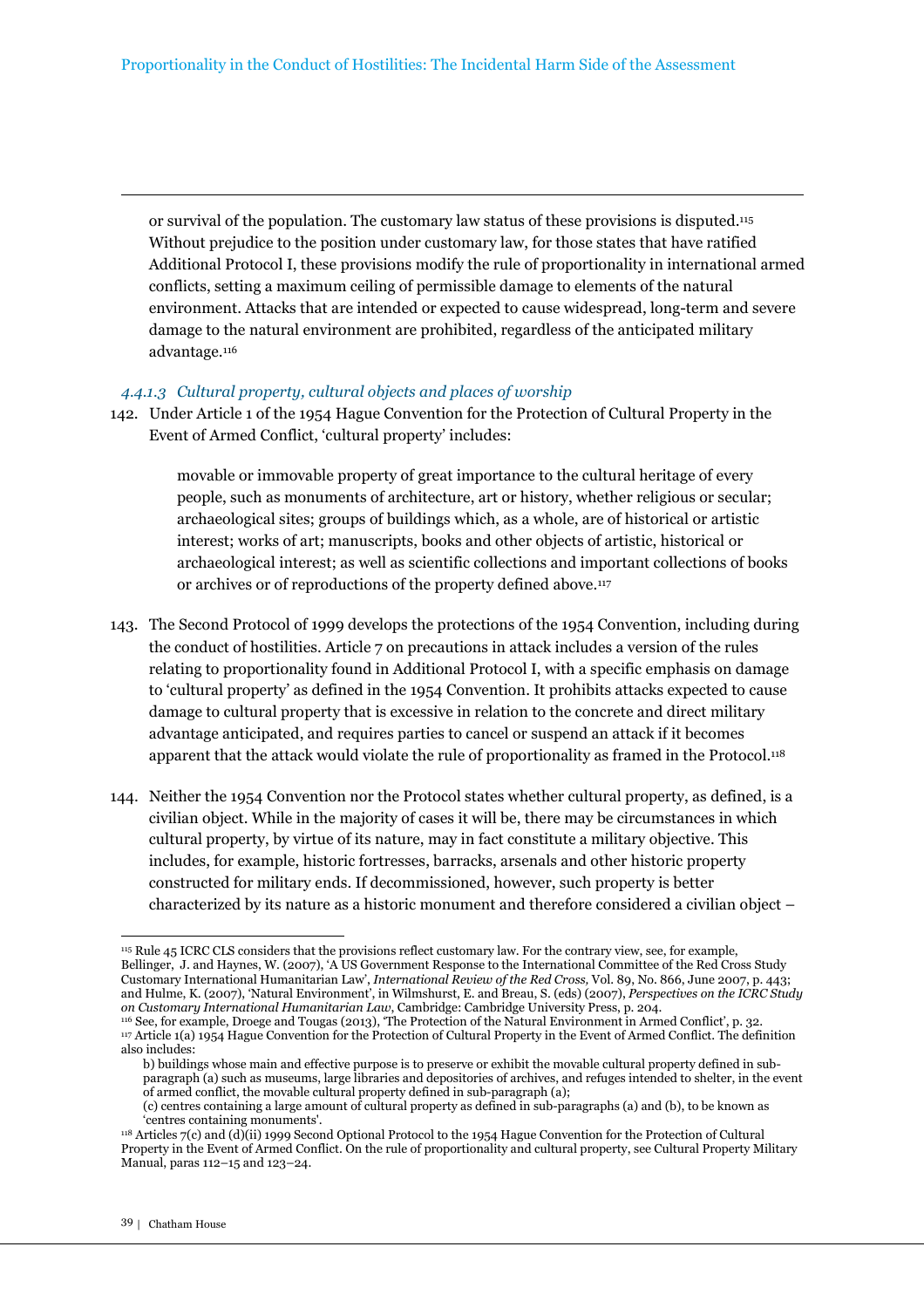or survival of the population. The customary law status of these provisions is disputed.[115] Without prejudice to the position under customary law, for those states that have ratified Additional Protocol I, these provisions modify the rule of proportionality in international armed conflicts, setting a maximum ceiling of permissible damage to elements of the natural environment. Attacks that are intended or expected to cause widespread, long-term and severe damage to the natural environment are prohibited, regardless of the anticipated military advantage.[116]

#### *4.4.1.3 Cultural property, cultural objects and places of worship*

142. Under Article 1 of the 1954 Hague Convention for the Protection of Cultural Property in the Event of Armed Conflict, 'cultural property' includes:

> movable or immovable property of great importance to the cultural heritage of every people, such as monuments of architecture, art or history, whether religious or secular; archaeological sites; groups of buildings which, as a whole, are of historical or artistic interest; works of art; manuscripts, books and other objects of artistic, historical or archaeological interest; as well as scientific collections and important collections of books or archives or of reproductions of the property defined above.[117]

143. The Second Protocol of 1999 develops the protections of the 1954 Convention, including during the conduct of hostilities. Article 7 on precautions in attack includes a version of the rules relating to proportionality found in Additional Protocol I, with a specific emphasis on damage to 'cultural property' as defined in the 1954 Convention. It prohibits attacks expected to cause damage to cultural property that is excessive in relation to the concrete and direct military advantage anticipated, and requires parties to cancel or suspend an attack if it becomes apparent that the attack would violate the rule of proportionality as framed in the Protocol.[118]

144. Neither the 1954 Convention nor the Protocol states whether cultural property, as defined, is a civilian object. While in the majority of cases it will be, there may be circumstances in which cultural property, by virtue of its nature, may in fact constitute a military objective. This includes, for example, historic fortresses, barracks, arsenals and other historic property constructed for military ends. If decommissioned, however, such property is better characterized by its nature as a historic monument and therefore considered a civilian object –

---

[115] Rule 45 ICRC CLS considers that the provisions reflect customary law. For the contrary view, see, for example, Bellinger, J. and Haynes, W. (2007), 'A US Government Response to the International Committee of the Red Cross Study Customary International Humanitarian Law', *International Review of the Red Cross,* Vol. 89, No. 866, June 2007, p. 443; and Hulme, K. (2007), 'Natural Environment', in Wilmshurst, E. and Breau, S. (eds) (2007), *Perspectives on the ICRC Study on Customary International Humanitarian Law*, Cambridge: Cambridge University Press, p. 204.

[116] See, for example, Droege and Tougas (2013), 'The Protection of the Natural Environment in Armed Conflict', p. 32.

[117] Article 1(a) 1954 Hague Convention for the Protection of Cultural Property in the Event of Armed Conflict. The definition also includes:

b) buildings whose main and effective purpose is to preserve or exhibit the movable cultural property defined in sub-paragraph (a) such as museums, large libraries and depositories of archives, and refuges intended to shelter, in the event of armed conflict, the movable cultural property defined in sub-paragraph (a);

(c) centres containing a large amount of cultural property as defined in sub-paragraphs (a) and (b), to be known as 'centres containing monuments'.

[118] Articles 7(c) and (d)(ii) 1999 Second Optional Protocol to the 1954 Hague Convention for the Protection of Cultural Property in the Event of Armed Conflict. On the rule of proportionality and cultural property, see Cultural Property Military Manual, paras 112–15 and 123–24.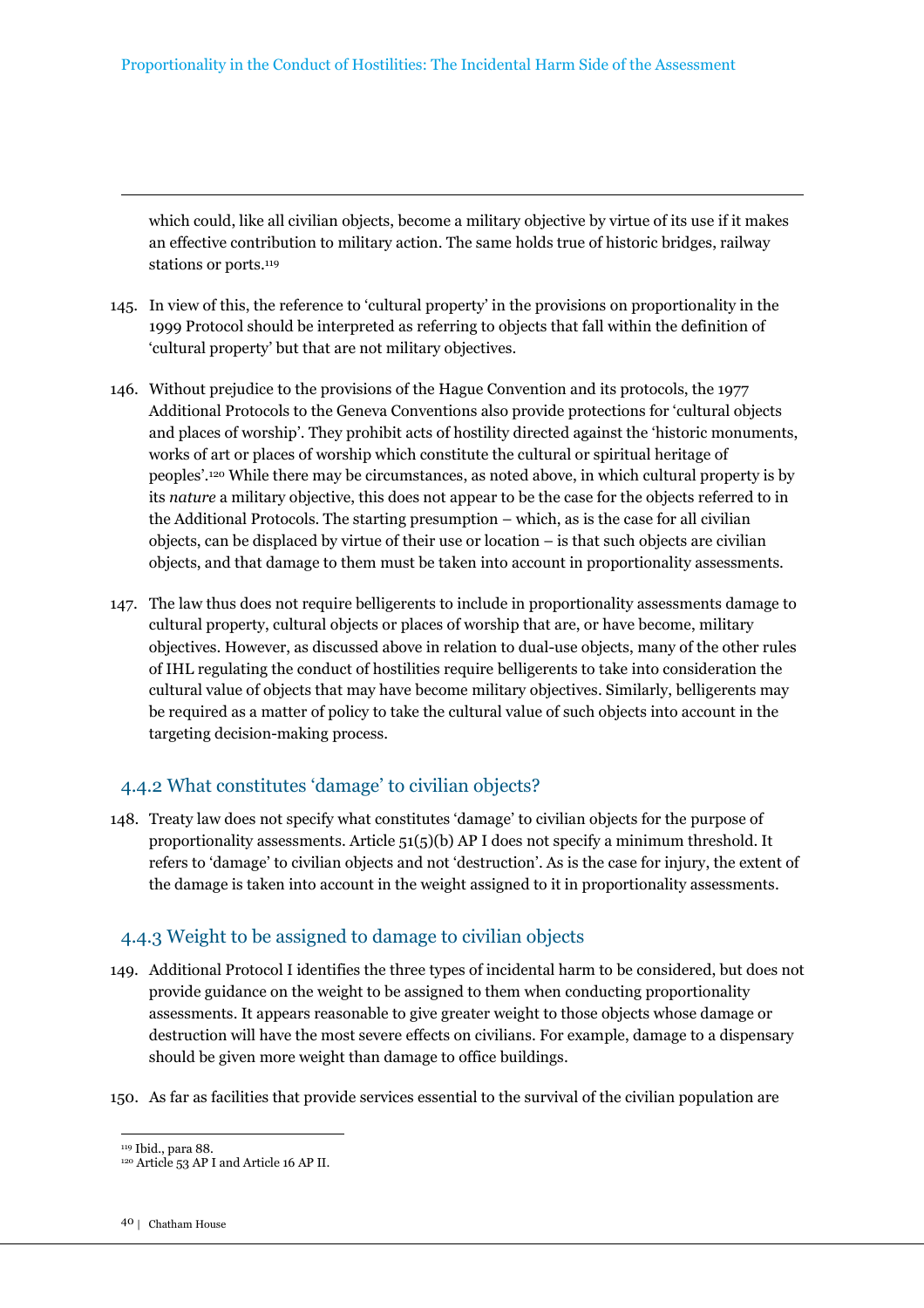which could, like all civilian objects, become a military objective by virtue of its use if it makes an effective contribution to military action. The same holds true of historic bridges, railway stations or ports.[119]

145. In view of this, the reference to 'cultural property' in the provisions on proportionality in the 1999 Protocol should be interpreted as referring to objects that fall within the definition of 'cultural property' but that are not military objectives.

146. Without prejudice to the provisions of the Hague Convention and its protocols, the 1977 Additional Protocols to the Geneva Conventions also provide protections for 'cultural objects and places of worship'. They prohibit acts of hostility directed against the 'historic monuments, works of art or places of worship which constitute the cultural or spiritual heritage of peoples'.[120] While there may be circumstances, as noted above, in which cultural property is by its *nature* a military objective, this does not appear to be the case for the objects referred to in the Additional Protocols. The starting presumption – which, as is the case for all civilian objects, can be displaced by virtue of their use or location – is that such objects are civilian objects, and that damage to them must be taken into account in proportionality assessments.

147. The law thus does not require belligerents to include in proportionality assessments damage to cultural property, cultural objects or places of worship that are, or have become, military objectives. However, as discussed above in relation to dual-use objects, many of the other rules of IHL regulating the conduct of hostilities require belligerents to take into consideration the cultural value of objects that may have become military objectives. Similarly, belligerents may be required as a matter of policy to take the cultural value of such objects into account in the targeting decision-making process.

### 4.4.2 What constitutes 'damage' to civilian objects?

148. Treaty law does not specify what constitutes 'damage' to civilian objects for the purpose of proportionality assessments. Article 51(5)(b) AP I does not specify a minimum threshold. It refers to 'damage' to civilian objects and not 'destruction'. As is the case for injury, the extent of the damage is taken into account in the weight assigned to it in proportionality assessments.

### 4.4.3 Weight to be assigned to damage to civilian objects

149. Additional Protocol I identifies the three types of incidental harm to be considered, but does not provide guidance on the weight to be assigned to them when conducting proportionality assessments. It appears reasonable to give greater weight to those objects whose damage or destruction will have the most severe effects on civilians. For example, damage to a dispensary should be given more weight than damage to office buildings.

150. As far as facilities that provide services essential to the survival of the civilian population are

[119] Ibid., para 88.
[120] Article 53 AP I and Article 16 AP II.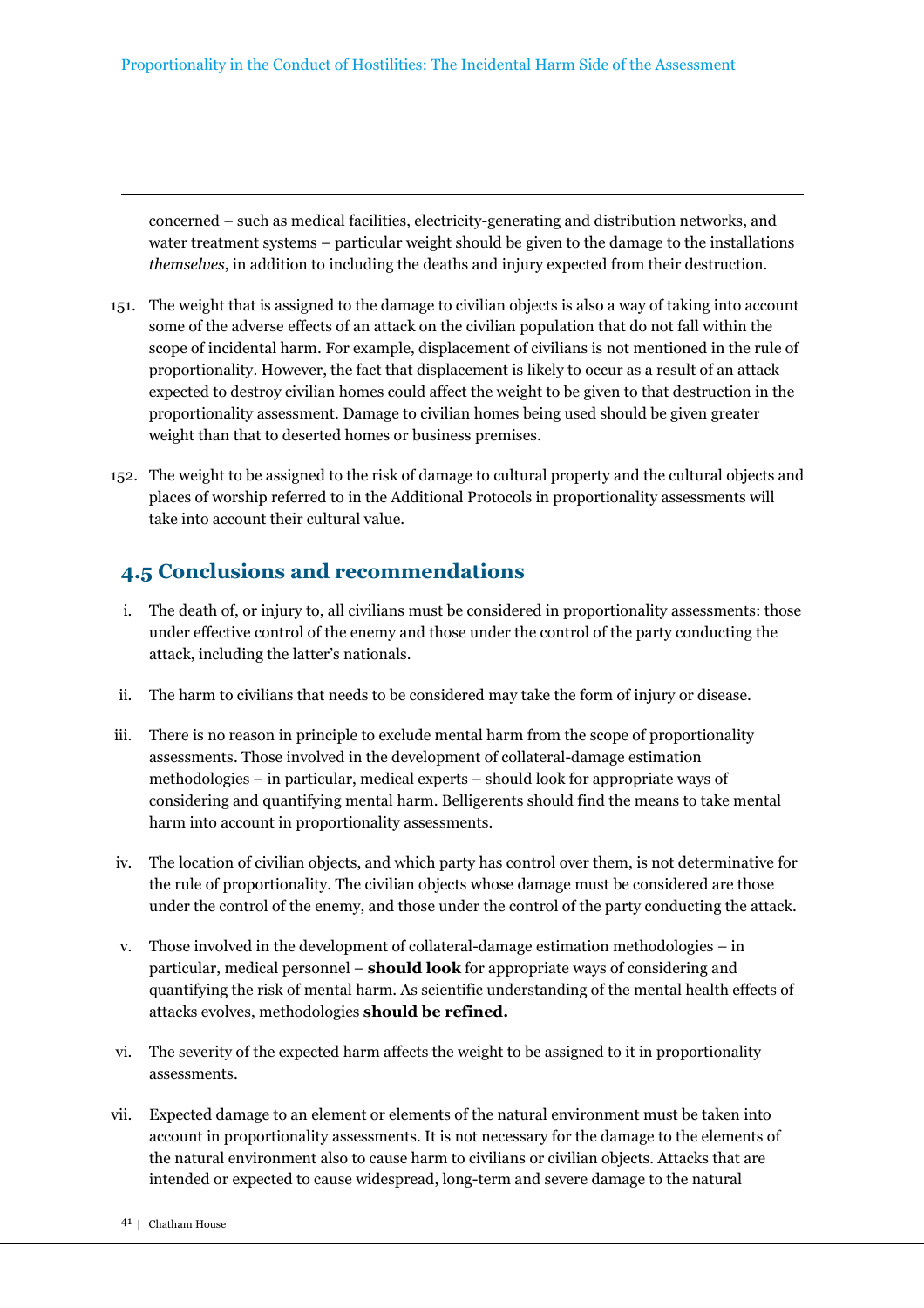concerned – such as medical facilities, electricity-generating and distribution networks, and water treatment systems – particular weight should be given to the damage to the installations *themselves*, in addition to including the deaths and injury expected from their destruction.

151. The weight that is assigned to the damage to civilian objects is also a way of taking into account some of the adverse effects of an attack on the civilian population that do not fall within the scope of incidental harm. For example, displacement of civilians is not mentioned in the rule of proportionality. However, the fact that displacement is likely to occur as a result of an attack expected to destroy civilian homes could affect the weight to be given to that destruction in the proportionality assessment. Damage to civilian homes being used should be given greater weight than that to deserted homes or business premises.

152. The weight to be assigned to the risk of damage to cultural property and the cultural objects and places of worship referred to in the Additional Protocols in proportionality assessments will take into account their cultural value.

## 4.5 Conclusions and recommendations

i. The death of, or injury to, all civilians must be considered in proportionality assessments: those under effective control of the enemy and those under the control of the party conducting the attack, including the latter's nationals.

ii. The harm to civilians that needs to be considered may take the form of injury or disease.

iii. There is no reason in principle to exclude mental harm from the scope of proportionality assessments. Those involved in the development of collateral-damage estimation methodologies – in particular, medical experts – should look for appropriate ways of considering and quantifying mental harm. Belligerents should find the means to take mental harm into account in proportionality assessments.

iv. The location of civilian objects, and which party has control over them, is not determinative for the rule of proportionality. The civilian objects whose damage must be considered are those under the control of the enemy, and those under the control of the party conducting the attack.

v. Those involved in the development of collateral-damage estimation methodologies – in particular, medical personnel – **should look** for appropriate ways of considering and quantifying the risk of mental harm. As scientific understanding of the mental health effects of attacks evolves, methodologies **should be refined.**

vi. The severity of the expected harm affects the weight to be assigned to it in proportionality assessments.

vii. Expected damage to an element or elements of the natural environment must be taken into account in proportionality assessments. It is not necessary for the damage to the elements of the natural environment also to cause harm to civilians or civilian objects. Attacks that are intended or expected to cause widespread, long-term and severe damage to the natural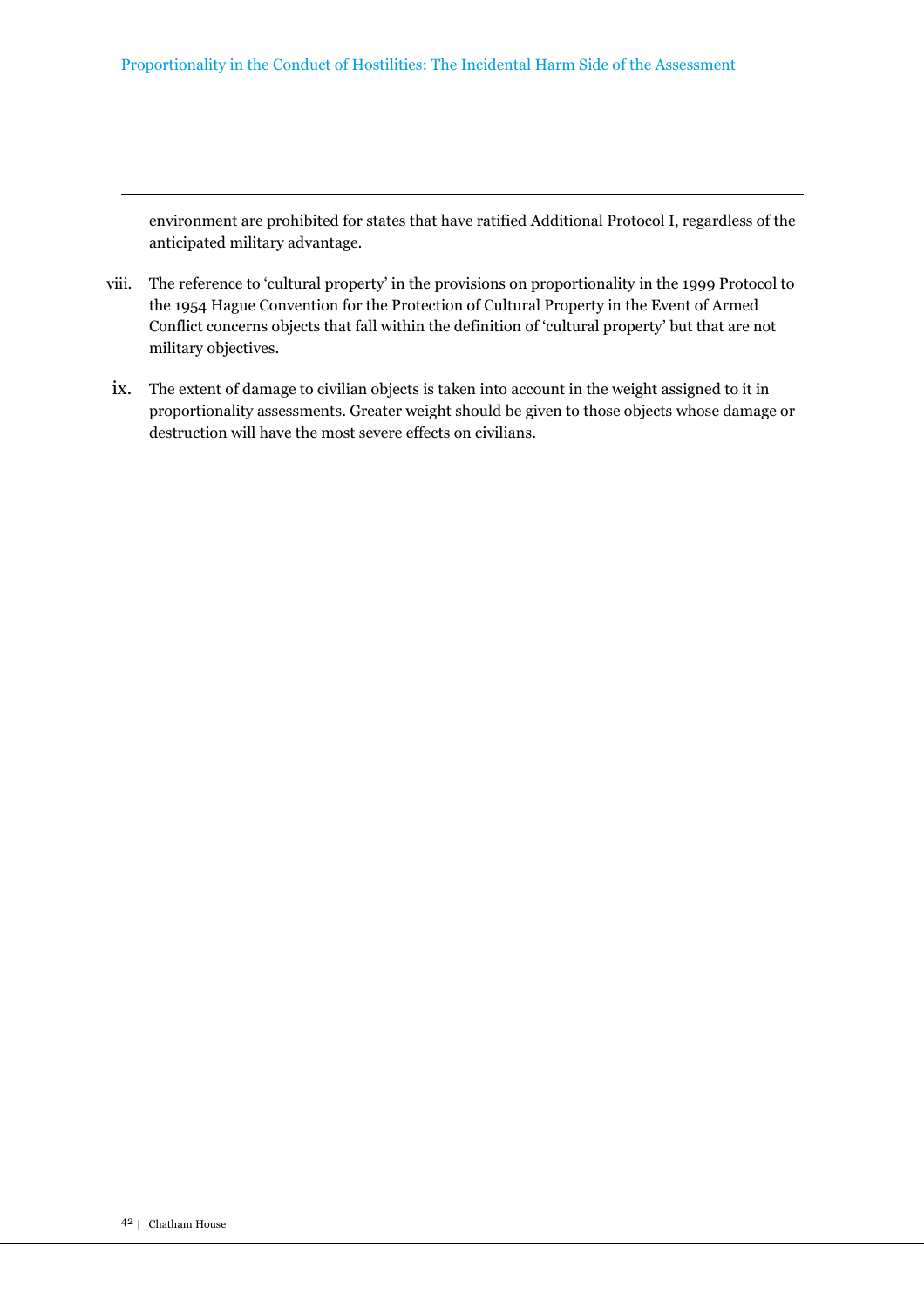environment are prohibited for states that have ratified Additional Protocol I, regardless of the anticipated military advantage.

viii. The reference to 'cultural property' in the provisions on proportionality in the 1999 Protocol to the 1954 Hague Convention for the Protection of Cultural Property in the Event of Armed Conflict concerns objects that fall within the definition of 'cultural property' but that are not military objectives.

ix. The extent of damage to civilian objects is taken into account in the weight assigned to it in proportionality assessments. Greater weight should be given to those objects whose damage or destruction will have the most severe effects on civilians.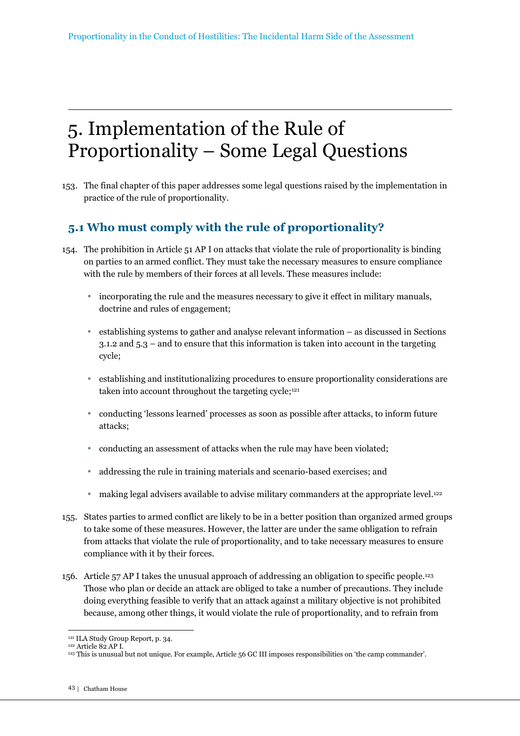# 5. Implementation of the Rule of Proportionality – Some Legal Questions

153. The final chapter of this paper addresses some legal questions raised by the implementation in practice of the rule of proportionality.

## 5.1 Who must comply with the rule of proportionality?

154. The prohibition in Article 51 AP I on attacks that violate the rule of proportionality is binding on parties to an armed conflict. They must take the necessary measures to ensure compliance with the rule by members of their forces at all levels. These measures include:

- incorporating the rule and the measures necessary to give it effect in military manuals, doctrine and rules of engagement;
- establishing systems to gather and analyse relevant information – as discussed in Sections 3.1.2 and 5.3 – and to ensure that this information is taken into account in the targeting cycle;
- establishing and institutionalizing procedures to ensure proportionality considerations are taken into account throughout the targeting cycle;[121]
- conducting 'lessons learned' processes as soon as possible after attacks, to inform future attacks;
- conducting an assessment of attacks when the rule may have been violated;
- addressing the rule in training materials and scenario-based exercises; and
- making legal advisers available to advise military commanders at the appropriate level.[122]

155. States parties to armed conflict are likely to be in a better position than organized armed groups to take some of these measures. However, the latter are under the same obligation to refrain from attacks that violate the rule of proportionality, and to take necessary measures to ensure compliance with it by their forces.

156. Article 57 AP I takes the unusual approach of addressing an obligation to specific people.[123] Those who plan or decide an attack are obliged to take a number of precautions. They include doing everything feasible to verify that an attack against a military objective is not prohibited because, among other things, it would violate the rule of proportionality, and to refrain from

---

[121] ILA Study Group Report, p. 34.
[122] Article 82 AP I.
[123] This is unusual but not unique. For example, Article 56 GC III imposes responsibilities on 'the camp commander'.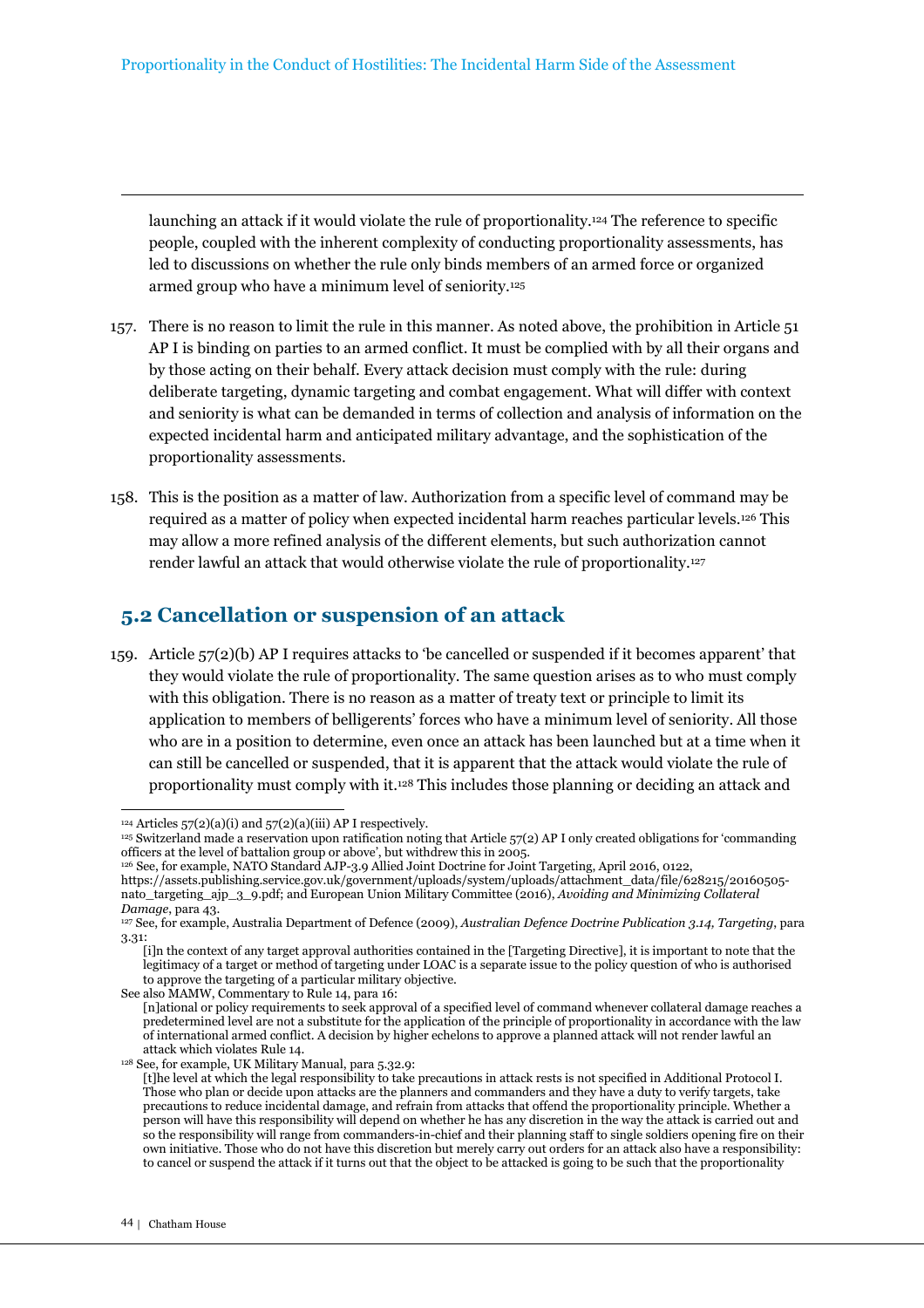launching an attack if it would violate the rule of proportionality.[124] The reference to specific people, coupled with the inherent complexity of conducting proportionality assessments, has led to discussions on whether the rule only binds members of an armed force or organized armed group who have a minimum level of seniority.[125]

157. There is no reason to limit the rule in this manner. As noted above, the prohibition in Article 51 AP I is binding on parties to an armed conflict. It must be complied with by all their organs and by those acting on their behalf. Every attack decision must comply with the rule: during deliberate targeting, dynamic targeting and combat engagement. What will differ with context and seniority is what can be demanded in terms of collection and analysis of information on the expected incidental harm and anticipated military advantage, and the sophistication of the proportionality assessments.

158. This is the position as a matter of law. Authorization from a specific level of command may be required as a matter of policy when expected incidental harm reaches particular levels.[126] This may allow a more refined analysis of the different elements, but such authorization cannot render lawful an attack that would otherwise violate the rule of proportionality.[127]

## 5.2 Cancellation or suspension of an attack

159. Article 57(2)(b) AP I requires attacks to 'be cancelled or suspended if it becomes apparent' that they would violate the rule of proportionality. The same question arises as to who must comply with this obligation. There is no reason as a matter of treaty text or principle to limit its application to members of belligerents' forces who have a minimum level of seniority. All those who are in a position to determine, even once an attack has been launched but at a time when it can still be cancelled or suspended, that it is apparent that the attack would violate the rule of proportionality must comply with it.[128] This includes those planning or deciding an attack and

---

[124] Articles 57(2)(a)(i) and 57(2)(a)(iii) AP I respectively.

[125] Switzerland made a reservation upon ratification noting that Article 57(2) AP I only created obligations for 'commanding officers at the level of battalion group or above', but withdrew this in 2005.

[126] See, for example, NATO Standard AJP-3.9 Allied Joint Doctrine for Joint Targeting, April 2016, 0122, https://assets.publishing.service.gov.uk/government/uploads/system/uploads/attachment_data/file/628215/20160505-nato_targeting_ajp_3_9.pdf; and European Union Military Committee (2016), *Avoiding and Minimizing Collateral Damage*, para 43.

[127] See, for example, Australia Department of Defence (2009), *Australian Defence Doctrine Publication 3.14, Targeting*, para 3.31:

> [i]n the context of any target approval authorities contained in the [Targeting Directive], it is important to note that the legitimacy of a target or method of targeting under LOAC is a separate issue to the policy question of who is authorised to approve the targeting of a particular military objective.

See also MAMW, Commentary to Rule 14, para 16:

> [n]ational or policy requirements to seek approval of a specified level of command whenever collateral damage reaches a predetermined level are not a substitute for the application of the principle of proportionality in accordance with the law of international armed conflict. A decision by higher echelons to approve a planned attack will not render lawful an attack which violates Rule 14.

[128] See, for example, UK Military Manual, para 5.32.9:

> [t]he level at which the legal responsibility to take precautions in attack rests is not specified in Additional Protocol I. Those who plan or decide upon attacks are the planners and commanders and they have a duty to verify targets, take precautions to reduce incidental damage, and refrain from attacks that offend the proportionality principle. Whether a person will have this responsibility will depend on whether he has any discretion in the way the attack is carried out and so the responsibility will range from commanders-in-chief and their planning staff to single soldiers opening fire on their own initiative. Those who do not have this discretion but merely carry out orders for an attack also have a responsibility: to cancel or suspend the attack if it turns out that the object to be attacked is going to be such that the proportionality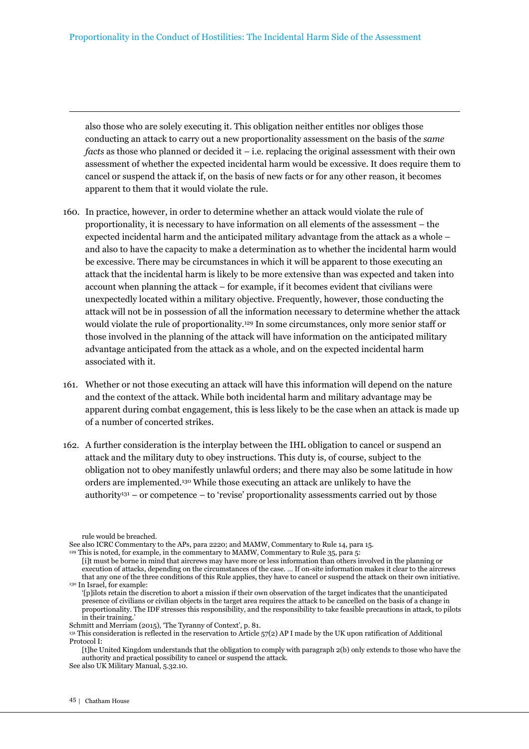also those who are solely executing it. This obligation neither entitles nor obliges those conducting an attack to carry out a new proportionality assessment on the basis of the *same facts* as those who planned or decided it – i.e. replacing the original assessment with their own assessment of whether the expected incidental harm would be excessive. It does require them to cancel or suspend the attack if, on the basis of new facts or for any other reason, it becomes apparent to them that it would violate the rule.

160. In practice, however, in order to determine whether an attack would violate the rule of proportionality, it is necessary to have information on all elements of the assessment – the expected incidental harm and the anticipated military advantage from the attack as a whole – and also to have the capacity to make a determination as to whether the incidental harm would be excessive. There may be circumstances in which it will be apparent to those executing an attack that the incidental harm is likely to be more extensive than was expected and taken into account when planning the attack – for example, if it becomes evident that civilians were unexpectedly located within a military objective. Frequently, however, those conducting the attack will not be in possession of all the information necessary to determine whether the attack would violate the rule of proportionality.[129] In some circumstances, only more senior staff or those involved in the planning of the attack will have information on the anticipated military advantage anticipated from the attack as a whole, and on the expected incidental harm associated with it.

161. Whether or not those executing an attack will have this information will depend on the nature and the context of the attack. While both incidental harm and military advantage may be apparent during combat engagement, this is less likely to be the case when an attack is made up of a number of concerted strikes.

162. A further consideration is the interplay between the IHL obligation to cancel or suspend an attack and the military duty to obey instructions. This duty is, of course, subject to the obligation not to obey manifestly unlawful orders; and there may also be some latitude in how orders are implemented.[130] While those executing an attack are unlikely to have the authority[131] – or competence – to 'revise' proportionality assessments carried out by those

---

rule would be breached.

See also ICRC Commentary to the APs, para 2220; and MAMW, Commentary to Rule 14, para 15.

[129] This is noted, for example, in the commentary to MAMW, Commentary to Rule 35, para 5:

> [i]t must be borne in mind that aircrews may have more or less information than others involved in the planning or execution of attacks, depending on the circumstances of the case. … If on-site information makes it clear to the aircrews that any one of the three conditions of this Rule applies, they have to cancel or suspend the attack on their own initiative.

[130] In Israel, for example:

> '[p]ilots retain the discretion to abort a mission if their own observation of the target indicates that the unanticipated presence of civilians or civilian objects in the target area requires the attack to be cancelled on the basis of a change in proportionality. The IDF stresses this responsibility, and the responsibility to take feasible precautions in attack, to pilots in their training.'

Schmitt and Merriam (2015), 'The Tyranny of Context', p. 81.

[131] This consideration is reflected in the reservation to Article 57(2) AP I made by the UK upon ratification of Additional Protocol I:

> [t]he United Kingdom understands that the obligation to comply with paragraph 2(b) only extends to those who have the authority and practical possibility to cancel or suspend the attack.

See also UK Military Manual, 5.32.10.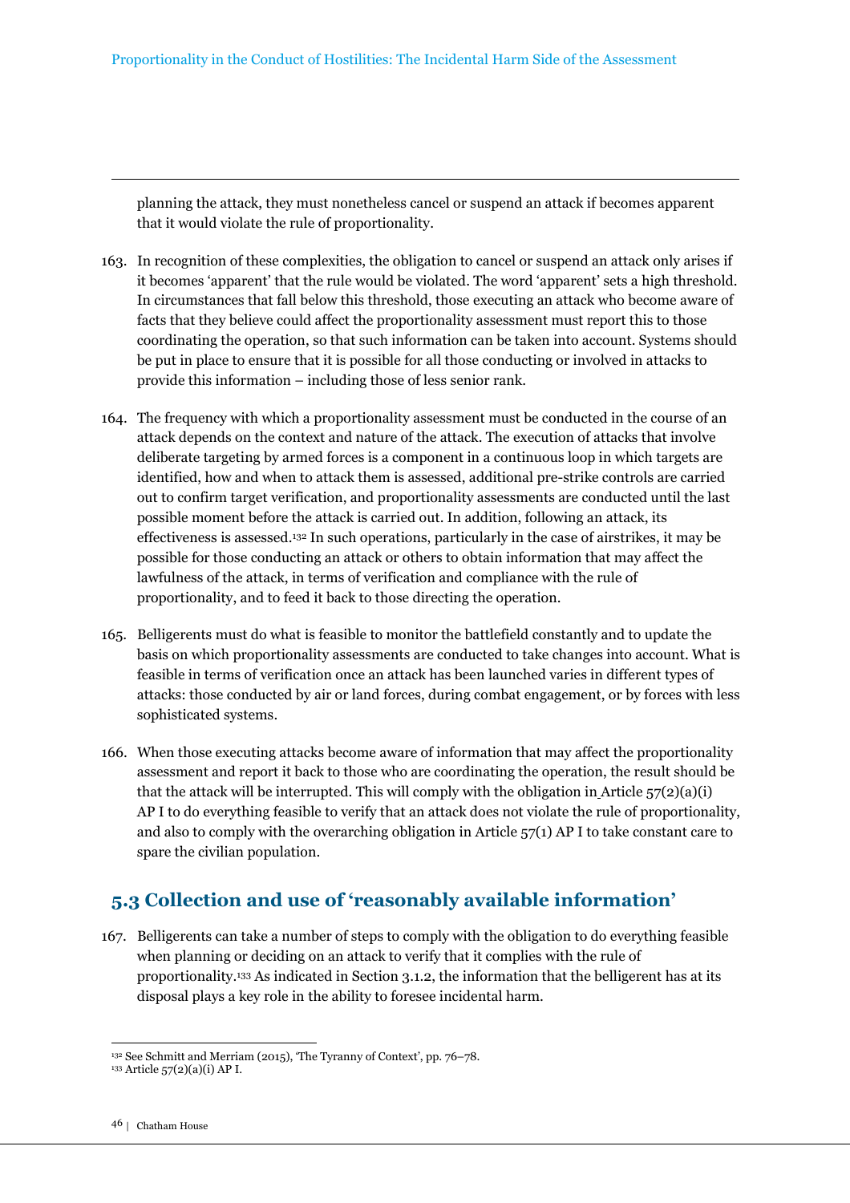planning the attack, they must nonetheless cancel or suspend an attack if becomes apparent that it would violate the rule of proportionality.

163. In recognition of these complexities, the obligation to cancel or suspend an attack only arises if it becomes 'apparent' that the rule would be violated. The word 'apparent' sets a high threshold. In circumstances that fall below this threshold, those executing an attack who become aware of facts that they believe could affect the proportionality assessment must report this to those coordinating the operation, so that such information can be taken into account. Systems should be put in place to ensure that it is possible for all those conducting or involved in attacks to provide this information – including those of less senior rank.

164. The frequency with which a proportionality assessment must be conducted in the course of an attack depends on the context and nature of the attack. The execution of attacks that involve deliberate targeting by armed forces is a component in a continuous loop in which targets are identified, how and when to attack them is assessed, additional pre-strike controls are carried out to confirm target verification, and proportionality assessments are conducted until the last possible moment before the attack is carried out. In addition, following an attack, its effectiveness is assessed.[132] In such operations, particularly in the case of airstrikes, it may be possible for those conducting an attack or others to obtain information that may affect the lawfulness of the attack, in terms of verification and compliance with the rule of proportionality, and to feed it back to those directing the operation.

165. Belligerents must do what is feasible to monitor the battlefield constantly and to update the basis on which proportionality assessments are conducted to take changes into account. What is feasible in terms of verification once an attack has been launched varies in different types of attacks: those conducted by air or land forces, during combat engagement, or by forces with less sophisticated systems.

166. When those executing attacks become aware of information that may affect the proportionality assessment and report it back to those who are coordinating the operation, the result should be that the attack will be interrupted. This will comply with the obligation in Article 57(2)(a)(i) AP I to do everything feasible to verify that an attack does not violate the rule of proportionality, and also to comply with the overarching obligation in Article 57(1) AP I to take constant care to spare the civilian population.

## 5.3 Collection and use of 'reasonably available information'

167. Belligerents can take a number of steps to comply with the obligation to do everything feasible when planning or deciding on an attack to verify that it complies with the rule of proportionality.[133] As indicated in Section 3.1.2, the information that the belligerent has at its disposal plays a key role in the ability to foresee incidental harm.

---

[132] See Schmitt and Merriam (2015), 'The Tyranny of Context', pp. 76–78.
[133] Article 57(2)(a)(i) AP I.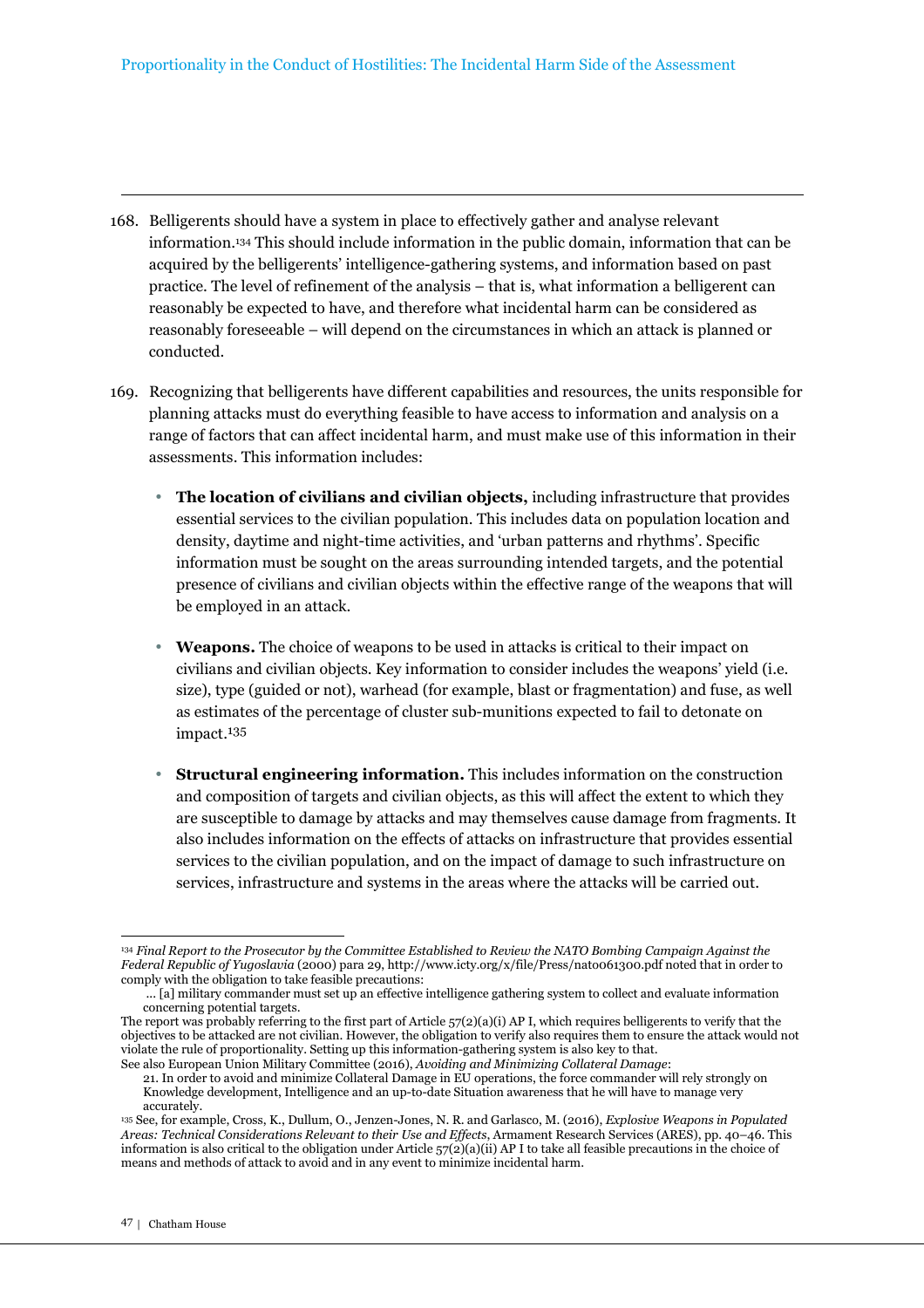168. Belligerents should have a system in place to effectively gather and analyse relevant information.[134] This should include information in the public domain, information that can be acquired by the belligerents' intelligence-gathering systems, and information based on past practice. The level of refinement of the analysis – that is, what information a belligerent can reasonably be expected to have, and therefore what incidental harm can be considered as reasonably foreseeable – will depend on the circumstances in which an attack is planned or conducted.

169. Recognizing that belligerents have different capabilities and resources, the units responsible for planning attacks must do everything feasible to have access to information and analysis on a range of factors that can affect incidental harm, and must make use of this information in their assessments. This information includes:

- **The location of civilians and civilian objects,** including infrastructure that provides essential services to the civilian population. This includes data on population location and density, daytime and night-time activities, and 'urban patterns and rhythms'. Specific information must be sought on the areas surrounding intended targets, and the potential presence of civilians and civilian objects within the effective range of the weapons that will be employed in an attack.

- **Weapons.** The choice of weapons to be used in attacks is critical to their impact on civilians and civilian objects. Key information to consider includes the weapons' yield (i.e. size), type (guided or not), warhead (for example, blast or fragmentation) and fuse, as well as estimates of the percentage of cluster sub-munitions expected to fail to detonate on impact.[135]

- **Structural engineering information.** This includes information on the construction and composition of targets and civilian objects, as this will affect the extent to which they are susceptible to damage by attacks and may themselves cause damage from fragments. It also includes information on the effects of attacks on infrastructure that provides essential services to the civilian population, and on the impact of damage to such infrastructure on services, infrastructure and systems in the areas where the attacks will be carried out.

---

[134] *Final Report to the Prosecutor by the Committee Established to Review the NATO Bombing Campaign Against the Federal Republic of Yugoslavia* (2000) para 29, http://www.icty.org/x/file/Press/nato061300.pdf noted that in order to comply with the obligation to take feasible precautions:

> … [a] military commander must set up an effective intelligence gathering system to collect and evaluate information concerning potential targets.

The report was probably referring to the first part of Article 57(2)(a)(i) AP I, which requires belligerents to verify that the objectives to be attacked are not civilian. However, the obligation to verify also requires them to ensure the attack would not violate the rule of proportionality. Setting up this information-gathering system is also key to that.

See also European Union Military Committee (2016), *Avoiding and Minimizing Collateral Damage*:

> 21. In order to avoid and minimize Collateral Damage in EU operations, the force commander will rely strongly on Knowledge development, Intelligence and an up-to-date Situation awareness that he will have to manage very accurately.

[135] See, for example, Cross, K., Dullum, O., Jenzen-Jones, N. R. and Garlasco, M. (2016), *Explosive Weapons in Populated Areas: Technical Considerations Relevant to their Use and Effects*, Armament Research Services (ARES), pp. 40–46. This information is also critical to the obligation under Article 57(2)(a)(ii) AP I to take all feasible precautions in the choice of means and methods of attack to avoid and in any event to minimize incidental harm.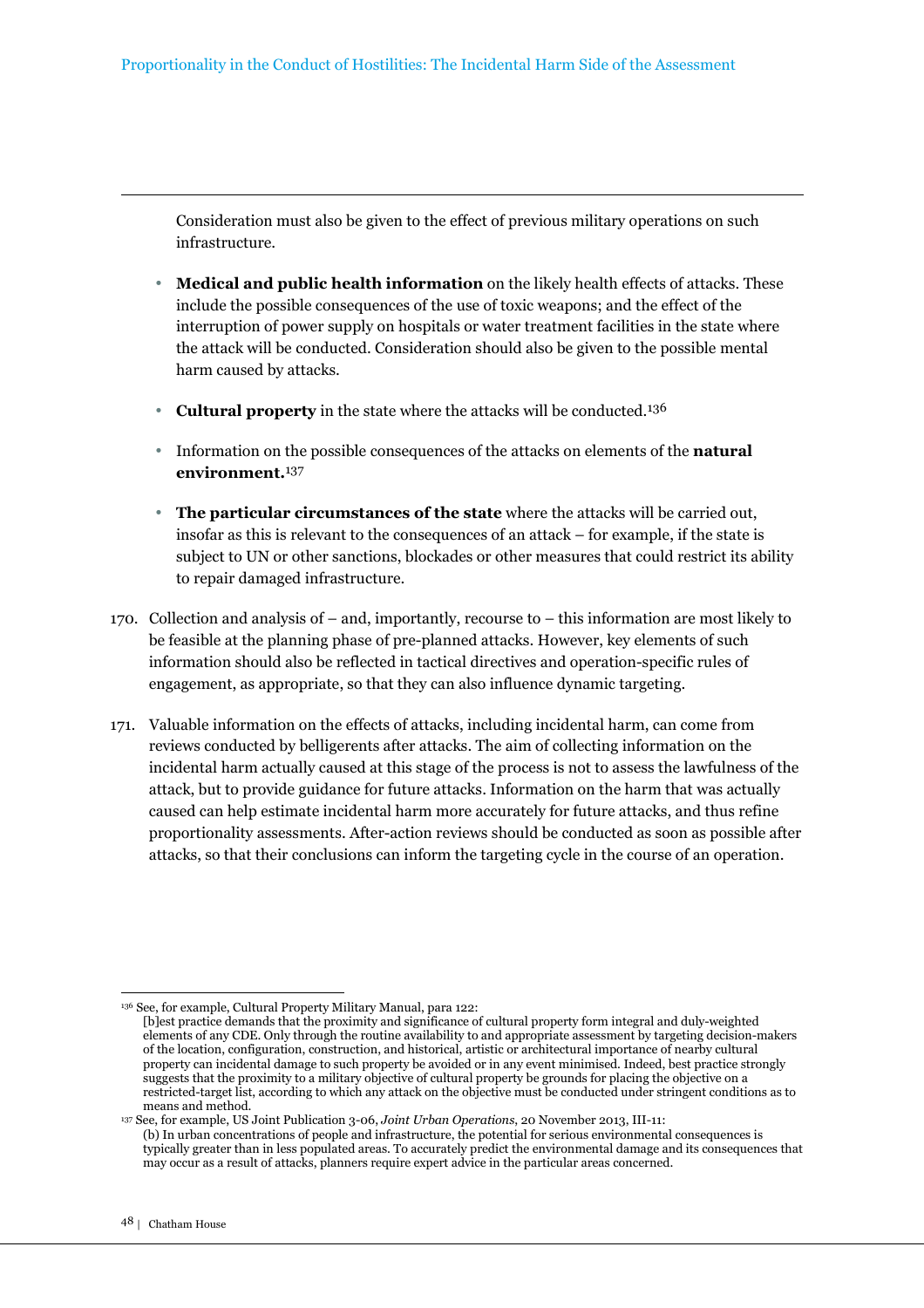Consideration must also be given to the effect of previous military operations on such infrastructure.

- **Medical and public health information** on the likely health effects of attacks. These include the possible consequences of the use of toxic weapons; and the effect of the interruption of power supply on hospitals or water treatment facilities in the state where the attack will be conducted. Consideration should also be given to the possible mental harm caused by attacks.
- **Cultural property** in the state where the attacks will be conducted.[136]
- Information on the possible consequences of the attacks on elements of the **natural environment.**[137]
- **The particular circumstances of the state** where the attacks will be carried out, insofar as this is relevant to the consequences of an attack – for example, if the state is subject to UN or other sanctions, blockades or other measures that could restrict its ability to repair damaged infrastructure.

170. Collection and analysis of – and, importantly, recourse to – this information are most likely to be feasible at the planning phase of pre-planned attacks. However, key elements of such information should also be reflected in tactical directives and operation-specific rules of engagement, as appropriate, so that they can also influence dynamic targeting.

171. Valuable information on the effects of attacks, including incidental harm, can come from reviews conducted by belligerents after attacks. The aim of collecting information on the incidental harm actually caused at this stage of the process is not to assess the lawfulness of the attack, but to provide guidance for future attacks. Information on the harm that was actually caused can help estimate incidental harm more accurately for future attacks, and thus refine proportionality assessments. After-action reviews should be conducted as soon as possible after attacks, so that their conclusions can inform the targeting cycle in the course of an operation.

---

[136] See, for example, Cultural Property Military Manual, para 122:
[b]est practice demands that the proximity and significance of cultural property form integral and duly-weighted elements of any CDE. Only through the routine availability to and appropriate assessment by targeting decision-makers of the location, configuration, construction, and historical, artistic or architectural importance of nearby cultural property can incidental damage to such property be avoided or in any event minimised. Indeed, best practice strongly suggests that the proximity to a military objective of cultural property be grounds for placing the objective on a restricted-target list, according to which any attack on the objective must be conducted under stringent conditions as to means and method.

[137] See, for example, US Joint Publication 3-06, *Joint Urban Operations*, 20 November 2013, III-11:
(b) In urban concentrations of people and infrastructure, the potential for serious environmental consequences is typically greater than in less populated areas. To accurately predict the environmental damage and its consequences that may occur as a result of attacks, planners require expert advice in the particular areas concerned.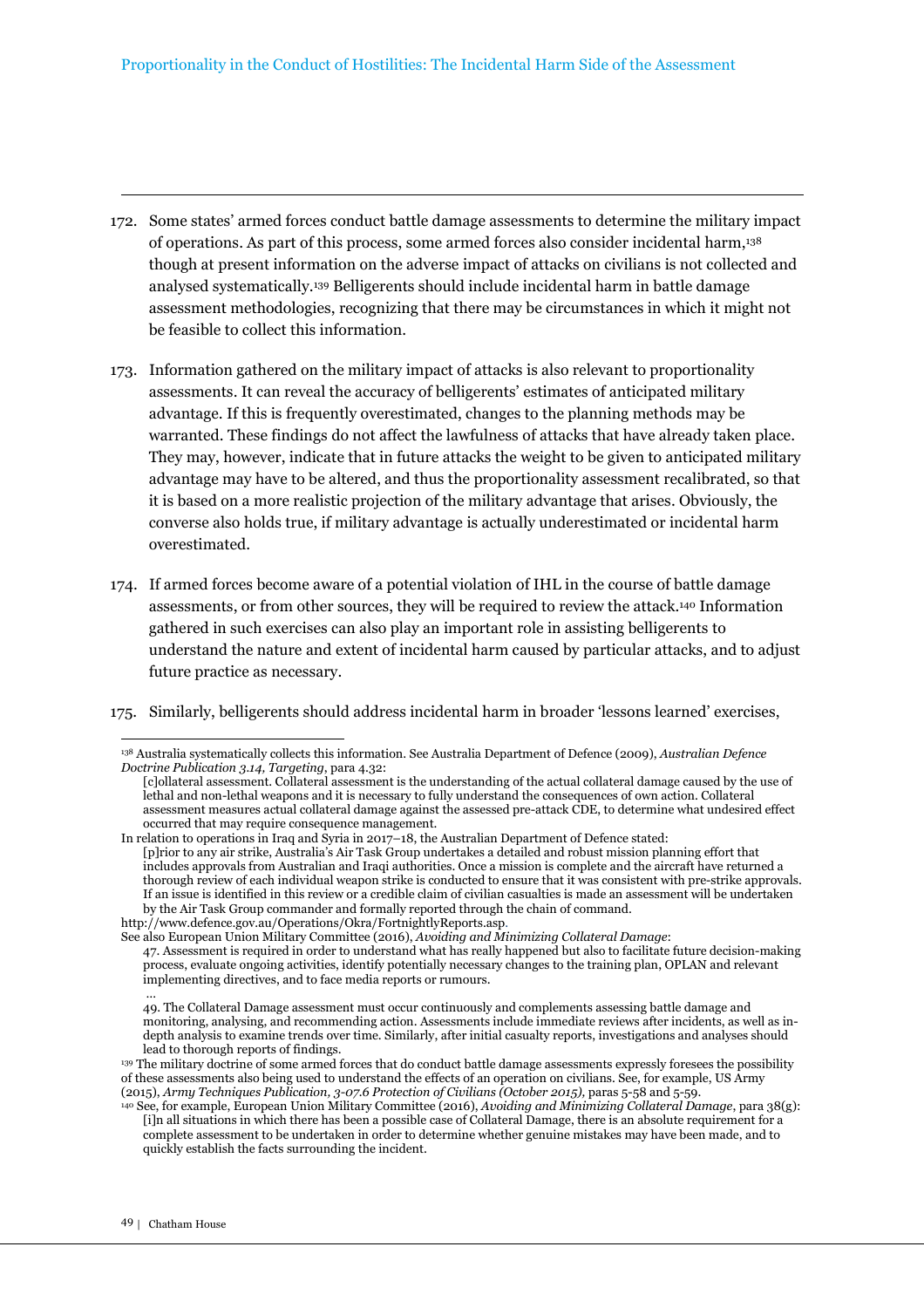172. Some states' armed forces conduct battle damage assessments to determine the military impact of operations. As part of this process, some armed forces also consider incidental harm,[138] though at present information on the adverse impact of attacks on civilians is not collected and analysed systematically.[139] Belligerents should include incidental harm in battle damage assessment methodologies, recognizing that there may be circumstances in which it might not be feasible to collect this information.

173. Information gathered on the military impact of attacks is also relevant to proportionality assessments. It can reveal the accuracy of belligerents' estimates of anticipated military advantage. If this is frequently overestimated, changes to the planning methods may be warranted. These findings do not affect the lawfulness of attacks that have already taken place. They may, however, indicate that in future attacks the weight to be given to anticipated military advantage may have to be altered, and thus the proportionality assessment recalibrated, so that it is based on a more realistic projection of the military advantage that arises. Obviously, the converse also holds true, if military advantage is actually underestimated or incidental harm overestimated.

174. If armed forces become aware of a potential violation of IHL in the course of battle damage assessments, or from other sources, they will be required to review the attack.[140] Information gathered in such exercises can also play an important role in assisting belligerents to understand the nature and extent of incidental harm caused by particular attacks, and to adjust future practice as necessary.

175. Similarly, belligerents should address incidental harm in broader 'lessons learned' exercises,

---

[138] Australia systematically collects this information. See Australia Department of Defence (2009), *Australian Defence Doctrine Publication 3.14, Targeting*, para 4.32:

> [c]ollateral assessment. Collateral assessment is the understanding of the actual collateral damage caused by the use of lethal and non-lethal weapons and it is necessary to fully understand the consequences of own action. Collateral assessment measures actual collateral damage against the assessed pre-attack CDE, to determine what undesired effect occurred that may require consequence management.

In relation to operations in Iraq and Syria in 2017–18, the Australian Department of Defence stated:

> [p]rior to any air strike, Australia's Air Task Group undertakes a detailed and robust mission planning effort that includes approvals from Australian and Iraqi authorities. Once a mission is complete and the aircraft have returned a thorough review of each individual weapon strike is conducted to ensure that it was consistent with pre-strike approvals. If an issue is identified in this review or a credible claim of civilian casualties is made an assessment will be undertaken by the Air Task Group commander and formally reported through the chain of command.

http://www.defence.gov.au/Operations/Okra/FortnightlyReports.asp.

See also European Union Military Committee (2016), *Avoiding and Minimizing Collateral Damage*:

> 47. Assessment is required in order to understand what has really happened but also to facilitate future decision-making process, evaluate ongoing activities, identify potentially necessary changes to the training plan, OPLAN and relevant implementing directives, and to face media reports or rumours.
>
> …
>
> 49. The Collateral Damage assessment must occur continuously and complements assessing battle damage and monitoring, analysing, and recommending action. Assessments include immediate reviews after incidents, as well as in-depth analysis to examine trends over time. Similarly, after initial casualty reports, investigations and analyses should lead to thorough reports of findings.

[139] The military doctrine of some armed forces that do conduct battle damage assessments expressly foresees the possibility of these assessments also being used to understand the effects of an operation on civilians. See, for example, US Army (2015), *Army Techniques Publication, 3-07.6 Protection of Civilians (October 2015),* paras 5-58 and 5-59.

[140] See, for example, European Union Military Committee (2016), *Avoiding and Minimizing Collateral Damage*, para 38(g):

> [i]n all situations in which there has been a possible case of Collateral Damage, there is an absolute requirement for a complete assessment to be undertaken in order to determine whether genuine mistakes may have been made, and to quickly establish the facts surrounding the incident.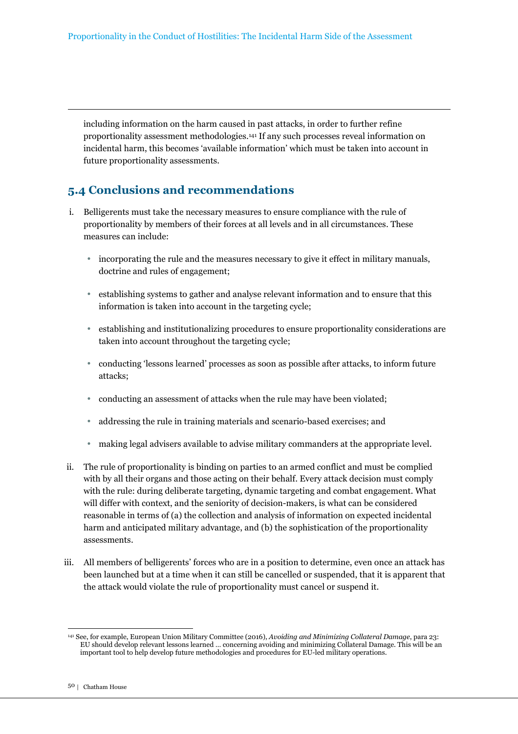including information on the harm caused in past attacks, in order to further refine proportionality assessment methodologies.[141] If any such processes reveal information on incidental harm, this becomes 'available information' which must be taken into account in future proportionality assessments.

## 5.4 Conclusions and recommendations

i. Belligerents must take the necessary measures to ensure compliance with the rule of proportionality by members of their forces at all levels and in all circumstances. These measures can include:

- incorporating the rule and the measures necessary to give it effect in military manuals, doctrine and rules of engagement;
- establishing systems to gather and analyse relevant information and to ensure that this information is taken into account in the targeting cycle;
- establishing and institutionalizing procedures to ensure proportionality considerations are taken into account throughout the targeting cycle;
- conducting 'lessons learned' processes as soon as possible after attacks, to inform future attacks;
- conducting an assessment of attacks when the rule may have been violated;
- addressing the rule in training materials and scenario-based exercises; and
- making legal advisers available to advise military commanders at the appropriate level.

ii. The rule of proportionality is binding on parties to an armed conflict and must be complied with by all their organs and those acting on their behalf. Every attack decision must comply with the rule: during deliberate targeting, dynamic targeting and combat engagement. What will differ with context, and the seniority of decision-makers, is what can be considered reasonable in terms of (a) the collection and analysis of information on expected incidental harm and anticipated military advantage, and (b) the sophistication of the proportionality assessments.

iii. All members of belligerents' forces who are in a position to determine, even once an attack has been launched but at a time when it can still be cancelled or suspended, that it is apparent that the attack would violate the rule of proportionality must cancel or suspend it.

---

[141] See, for example, European Union Military Committee (2016), *Avoiding and Minimizing Collateral Damage*, para 23: EU should develop relevant lessons learned … concerning avoiding and minimizing Collateral Damage. This will be an important tool to help develop future methodologies and procedures for EU-led military operations.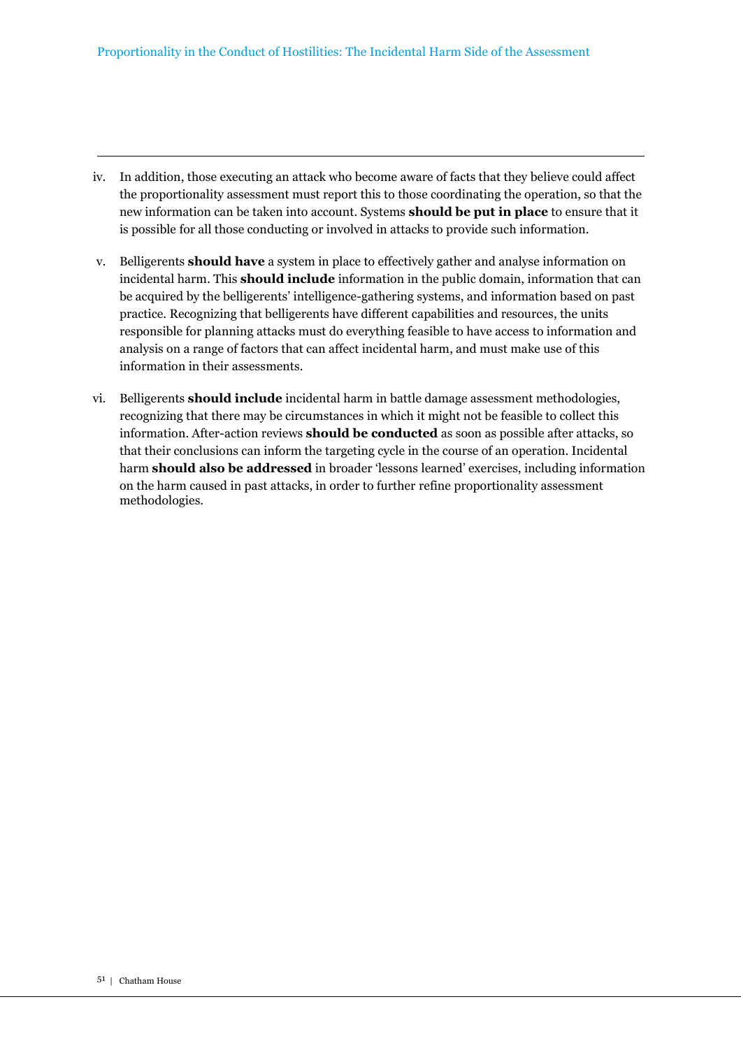iv. In addition, those executing an attack who become aware of facts that they believe could affect the proportionality assessment must report this to those coordinating the operation, so that the new information can be taken into account. Systems **should be put in place** to ensure that it is possible for all those conducting or involved in attacks to provide such information.

v. Belligerents **should have** a system in place to effectively gather and analyse information on incidental harm. This **should include** information in the public domain, information that can be acquired by the belligerents' intelligence-gathering systems, and information based on past practice. Recognizing that belligerents have different capabilities and resources, the units responsible for planning attacks must do everything feasible to have access to information and analysis on a range of factors that can affect incidental harm, and must make use of this information in their assessments.

vi. Belligerents **should include** incidental harm in battle damage assessment methodologies, recognizing that there may be circumstances in which it might not be feasible to collect this information. After-action reviews **should be conducted** as soon as possible after attacks, so that their conclusions can inform the targeting cycle in the course of an operation. Incidental harm **should also be addressed** in broader 'lessons learned' exercises, including information on the harm caused in past attacks, in order to further refine proportionality assessment methodologies.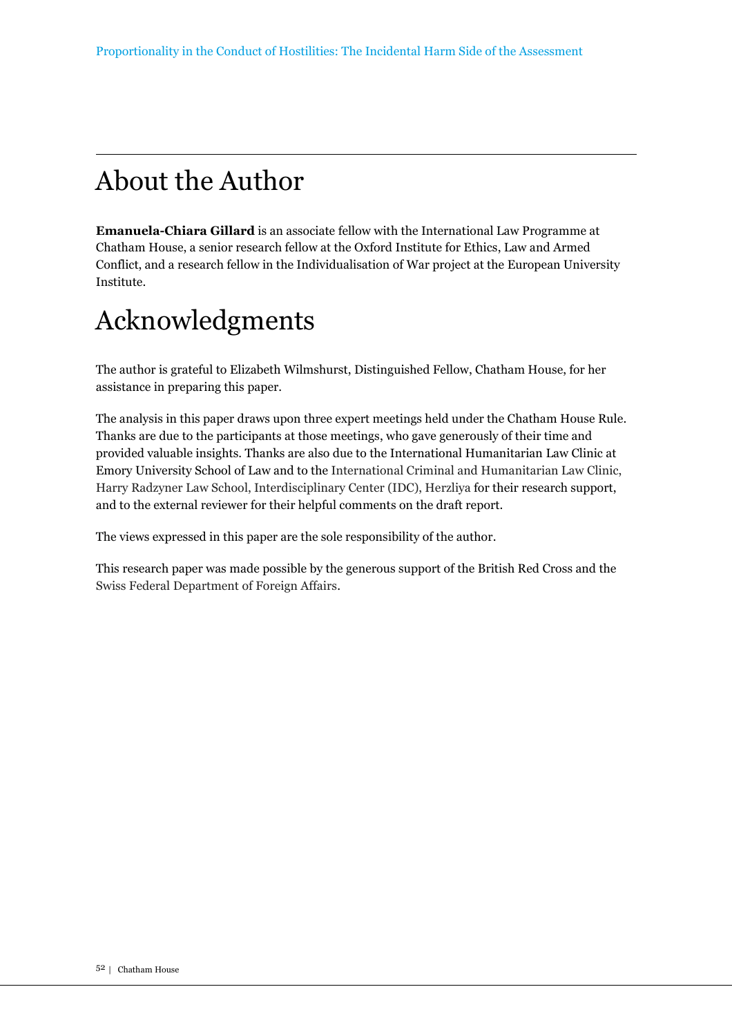## About the Author

**Emanuela-Chiara Gillard** is an associate fellow with the International Law Programme at Chatham House, a senior research fellow at the Oxford Institute for Ethics, Law and Armed Conflict, and a research fellow in the Individualisation of War project at the European University Institute.

## Acknowledgments

The author is grateful to Elizabeth Wilmshurst, Distinguished Fellow, Chatham House, for her assistance in preparing this paper.

The analysis in this paper draws upon three expert meetings held under the Chatham House Rule. Thanks are due to the participants at those meetings, who gave generously of their time and provided valuable insights. Thanks are also due to the International Humanitarian Law Clinic at Emory University School of Law and to the International Criminal and Humanitarian Law Clinic, Harry Radzyner Law School, Interdisciplinary Center (IDC), Herzliya for their research support, and to the external reviewer for their helpful comments on the draft report.

The views expressed in this paper are the sole responsibility of the author.

This research paper was made possible by the generous support of the British Red Cross and the Swiss Federal Department of Foreign Affairs.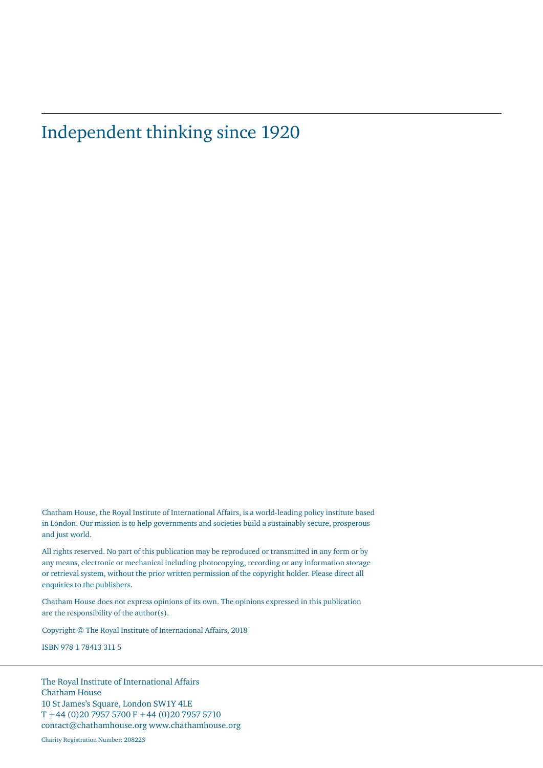# Independent thinking since 1920

Chatham House, the Royal Institute of International Affairs, is a world-leading policy institute based in London. Our mission is to help governments and societies build a sustainably secure, prosperous and just world.

All rights reserved. No part of this publication may be reproduced or transmitted in any form or by any means, electronic or mechanical including photocopying, recording or any information storage or retrieval system, without the prior written permission of the copyright holder. Please direct all enquiries to the publishers.

Chatham House does not express opinions of its own. The opinions expressed in this publication are the responsibility of the author(s).

Copyright © The Royal Institute of International Affairs, 2018

ISBN 978 1 78413 311 5

The Royal Institute of International Affairs
Chatham House
10 St James's Square, London SW1Y 4LE
T +44 (0)20 7957 5700 F +44 (0)20 7957 5710
contact@chathamhouse.org www.chathamhouse.org

Charity Registration Number: 208223